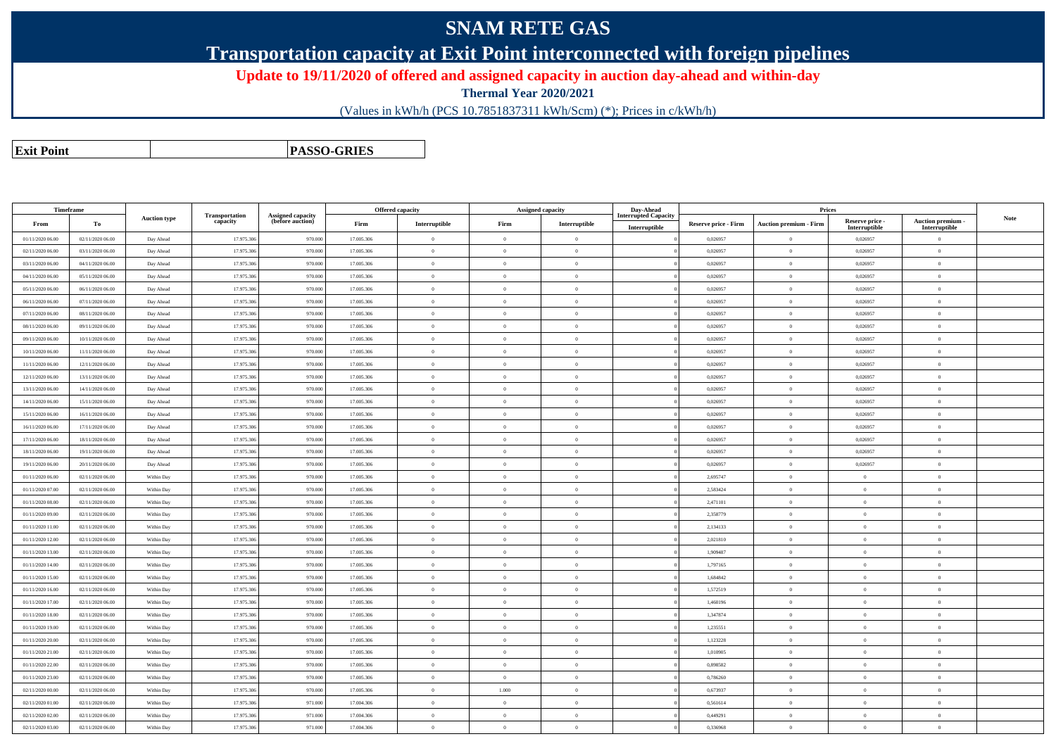# SNAM RETE GAS

## Transportation capacity at Exit Point interconnected with foreign pipelines

**Update to 19/11/2020 of offered and assigned capacity in auction day-ahead and within-day**

**Thermal Year 2020/2021**

(Values in kWh/h (PCS 10.7851837311 kWh/Scm) (*); Prices in c/kWh/h)

| **Exit Point** | **PASSO-GRIES** |
|---|---|

| Timeframe | | Auction type | Transportation capacity | Assigned capacity (before auction) | Offered capacity | | Assigned capacity | | Day-Ahead Interrupted Capacity | Prices | | | | Note |
|---|---|---|---|---|---|---|---|---|---|---|---|---|---|---|
| From | To | | | | Firm | Interruptible | Firm | Interruptible | Interruptible | Reserve price - Firm | Auction premium - Firm | Reserve price - Interruptible | Auction premium - Interruptible | |
| 01/11/2020 06.00 | 02/11/2020 06.00 | Day Ahead | 17.975.306 | 970.000 | 17.005.306 | 0 | 0 | 0 | 0 | 0,026957 | 0 | 0,026957 | 0 | |
| 02/11/2020 06.00 | 03/11/2020 06.00 | Day Ahead | 17.975.306 | 970.000 | 17.005.306 | 0 | 0 | 0 | 0 | 0,026957 | 0 | 0,026957 | 0 | |
| 03/11/2020 06.00 | 04/11/2020 06.00 | Day Ahead | 17.975.306 | 970.000 | 17.005.306 | 0 | 0 | 0 | 0 | 0,026957 | 0 | 0,026957 | 0 | |
| 04/11/2020 06.00 | 05/11/2020 06.00 | Day Ahead | 17.975.306 | 970.000 | 17.005.306 | 0 | 0 | 0 | 0 | 0,026957 | 0 | 0,026957 | 0 | |
| 05/11/2020 06.00 | 06/11/2020 06.00 | Day Ahead | 17.975.306 | 970.000 | 17.005.306 | 0 | 0 | 0 | 0 | 0,026957 | 0 | 0,026957 | 0 | |
| 06/11/2020 06.00 | 07/11/2020 06.00 | Day Ahead | 17.975.306 | 970.000 | 17.005.306 | 0 | 0 | 0 | 0 | 0,026957 | 0 | 0,026957 | 0 | |
| 07/11/2020 06.00 | 08/11/2020 06.00 | Day Ahead | 17.975.306 | 970.000 | 17.005.306 | 0 | 0 | 0 | 0 | 0,026957 | 0 | 0,026957 | 0 | |
| 08/11/2020 06.00 | 09/11/2020 06.00 | Day Ahead | 17.975.306 | 970.000 | 17.005.306 | 0 | 0 | 0 | 0 | 0,026957 | 0 | 0,026957 | 0 | |
| 09/11/2020 06.00 | 10/11/2020 06.00 | Day Ahead | 17.975.306 | 970.000 | 17.005.306 | 0 | 0 | 0 | 0 | 0,026957 | 0 | 0,026957 | 0 | |
| 10/11/2020 06.00 | 11/11/2020 06.00 | Day Ahead | 17.975.306 | 970.000 | 17.005.306 | 0 | 0 | 0 | 0 | 0,026957 | 0 | 0,026957 | 0 | |
| 11/11/2020 06.00 | 12/11/2020 06.00 | Day Ahead | 17.975.306 | 970.000 | 17.005.306 | 0 | 0 | 0 | 0 | 0,026957 | 0 | 0,026957 | 0 | |
| 12/11/2020 06.00 | 13/11/2020 06.00 | Day Ahead | 17.975.306 | 970.000 | 17.005.306 | 0 | 0 | 0 | 0 | 0,026957 | 0 | 0,026957 | 0 | |
| 13/11/2020 06.00 | 14/11/2020 06.00 | Day Ahead | 17.975.306 | 970.000 | 17.005.306 | 0 | 0 | 0 | 0 | 0,026957 | 0 | 0,026957 | 0 | |
| 14/11/2020 06.00 | 15/11/2020 06.00 | Day Ahead | 17.975.306 | 970.000 | 17.005.306 | 0 | 0 | 0 | 0 | 0,026957 | 0 | 0,026957 | 0 | |
| 15/11/2020 06.00 | 16/11/2020 06.00 | Day Ahead | 17.975.306 | 970.000 | 17.005.306 | 0 | 0 | 0 | 0 | 0,026957 | 0 | 0,026957 | 0 | |
| 16/11/2020 06.00 | 17/11/2020 06.00 | Day Ahead | 17.975.306 | 970.000 | 17.005.306 | 0 | 0 | 0 | 0 | 0,026957 | 0 | 0,026957 | 0 | |
| 17/11/2020 06.00 | 18/11/2020 06.00 | Day Ahead | 17.975.306 | 970.000 | 17.005.306 | 0 | 0 | 0 | 0 | 0,026957 | 0 | 0,026957 | 0 | |
| 18/11/2020 06.00 | 19/11/2020 06.00 | Day Ahead | 17.975.306 | 970.000 | 17.005.306 | 0 | 0 | 0 | 0 | 0,026957 | 0 | 0,026957 | 0 | |
| 19/11/2020 06.00 | 20/11/2020 06.00 | Day Ahead | 17.975.306 | 970.000 | 17.005.306 | 0 | 0 | 0 | 0 | 0,026957 | 0 | 0,026957 | 0 | |
| 01/11/2020 06.00 | 02/11/2020 06.00 | Within Day | 17.975.306 | 970.000 | 17.005.306 | 0 | 0 | 0 | 0 | 2,695747 | 0 | 0 | 0 | |
| 01/11/2020 07.00 | 02/11/2020 06.00 | Within Day | 17.975.306 | 970.000 | 17.005.306 | 0 | 0 | 0 | 0 | 2,583424 | 0 | 0 | 0 | |
| 01/11/2020 08.00 | 02/11/2020 06.00 | Within Day | 17.975.306 | 970.000 | 17.005.306 | 0 | 0 | 0 | 0 | 2,471101 | 0 | 0 | 0 | |
| 01/11/2020 09.00 | 02/11/2020 06.00 | Within Day | 17.975.306 | 970.000 | 17.005.306 | 0 | 0 | 0 | 0 | 2,358779 | 0 | 0 | 0 | |
| 01/11/2020 11.00 | 02/11/2020 06.00 | Within Day | 17.975.306 | 970.000 | 17.005.306 | 0 | 0 | 0 | 0 | 2,134133 | 0 | 0 | 0 | |
| 01/11/2020 12.00 | 02/11/2020 06.00 | Within Day | 17.975.306 | 970.000 | 17.005.306 | 0 | 0 | 0 | 0 | 2,021810 | 0 | 0 | 0 | |
| 01/11/2020 13.00 | 02/11/2020 06.00 | Within Day | 17.975.306 | 970.000 | 17.005.306 | 0 | 0 | 0 | 0 | 1,909487 | 0 | 0 | 0 | |
| 01/11/2020 14.00 | 02/11/2020 06.00 | Within Day | 17.975.306 | 970.000 | 17.005.306 | 0 | 0 | 0 | 0 | 1,797165 | 0 | 0 | 0 | |
| 01/11/2020 15.00 | 02/11/2020 06.00 | Within Day | 17.975.306 | 970.000 | 17.005.306 | 0 | 0 | 0 | 0 | 1,684842 | 0 | 0 | 0 | |
| 01/11/2020 16.00 | 02/11/2020 06.00 | Within Day | 17.975.306 | 970.000 | 17.005.306 | 0 | 0 | 0 | 0 | 1,572519 | 0 | 0 | 0 | |
| 01/11/2020 17.00 | 02/11/2020 06.00 | Within Day | 17.975.306 | 970.000 | 17.005.306 | 0 | 0 | 0 | 0 | 1,460196 | 0 | 0 | 0 | |
| 01/11/2020 18.00 | 02/11/2020 06.00 | Within Day | 17.975.306 | 970.000 | 17.005.306 | 0 | 0 | 0 | 0 | 1,347874 | 0 | 0 | 0 | |
| 01/11/2020 19.00 | 02/11/2020 06.00 | Within Day | 17.975.306 | 970.000 | 17.005.306 | 0 | 0 | 0 | 0 | 1,235551 | 0 | 0 | 0 | |
| 01/11/2020 20.00 | 02/11/2020 06.00 | Within Day | 17.975.306 | 970.000 | 17.005.306 | 0 | 0 | 0 | 0 | 1,123228 | 0 | 0 | 0 | |
| 01/11/2020 21.00 | 02/11/2020 06.00 | Within Day | 17.975.306 | 970.000 | 17.005.306 | 0 | 0 | 0 | 0 | 1,010905 | 0 | 0 | 0 | |
| 01/11/2020 22.00 | 02/11/2020 06.00 | Within Day | 17.975.306 | 970.000 | 17.005.306 | 0 | 0 | 0 | 0 | 0,898582 | 0 | 0 | 0 | |
| 01/11/2020 23.00 | 02/11/2020 06.00 | Within Day | 17.975.306 | 970.000 | 17.005.306 | 0 | 0 | 0 | 0 | 0,786260 | 0 | 0 | 0 | |
| 02/11/2020 00.00 | 02/11/2020 06.00 | Within Day | 17.975.306 | 970.000 | 17.005.306 | 0 | 1.000 | 0 | 0 | 0,673937 | 0 | 0 | 0 | |
| 02/11/2020 01.00 | 02/11/2020 06.00 | Within Day | 17.975.306 | 971.000 | 17.004.306 | 0 | 0 | 0 | 0 | 0,561614 | 0 | 0 | 0 | |
| 02/11/2020 02.00 | 02/11/2020 06.00 | Within Day | 17.975.306 | 971.000 | 17.004.306 | 0 | 0 | 0 | 0 | 0,449291 | 0 | 0 | 0 | |
| 02/11/2020 03.00 | 02/11/2020 06.00 | Within Day | 17.975.306 | 971.000 | 17.004.306 | 0 | 0 | 0 | 0 | 0,336968 | 0 | 0 | 0 | |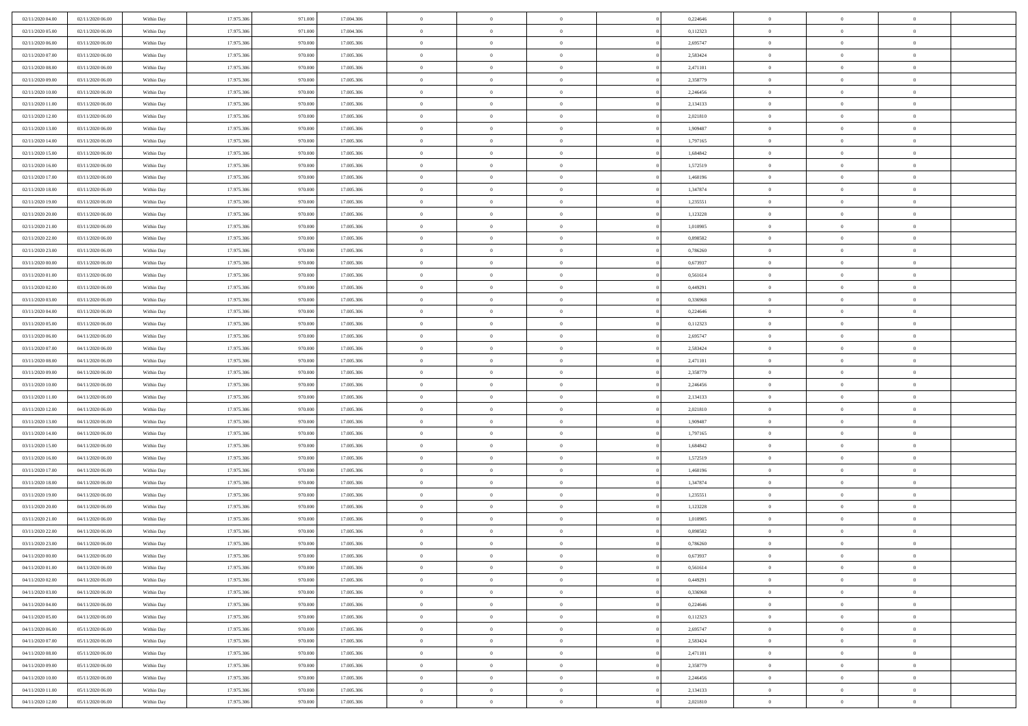| | | | | | | | | | | | | | | |
|---|---|---|---|---|---|---|---|---|---|---|---|---|---|---|
| 02/11/2020 04.00 | 02/11/2020 06.00 | Within Day | 17.975.306 | 971.000 | 17.004.306 | 0 | 0 | 0 | | 0,224646 | 0 | 0 | 0 | |
| 02/11/2020 05.00 | 02/11/2020 06.00 | Within Day | 17.975.306 | 971.000 | 17.004.306 | 0 | 0 | 0 | | 0,112323 | 0 | 0 | 0 | |
| 02/11/2020 06.00 | 03/11/2020 06.00 | Within Day | 17.975.306 | 970.000 | 17.005.306 | 0 | 0 | 0 | | 2,695747 | 0 | 0 | 0 | |
| 02/11/2020 07.00 | 03/11/2020 06.00 | Within Day | 17.975.306 | 970.000 | 17.005.306 | 0 | 0 | 0 | | 2,583424 | 0 | 0 | 0 | |
| 02/11/2020 08.00 | 03/11/2020 06.00 | Within Day | 17.975.306 | 970.000 | 17.005.306 | 0 | 0 | 0 | | 2,471101 | 0 | 0 | 0 | |
| 02/11/2020 09.00 | 03/11/2020 06.00 | Within Day | 17.975.306 | 970.000 | 17.005.306 | 0 | 0 | 0 | | 2,358779 | 0 | 0 | 0 | |
| 02/11/2020 10.00 | 03/11/2020 06.00 | Within Day | 17.975.306 | 970.000 | 17.005.306 | 0 | 0 | 0 | | 2,246456 | 0 | 0 | 0 | |
| 02/11/2020 11.00 | 03/11/2020 06.00 | Within Day | 17.975.306 | 970.000 | 17.005.306 | 0 | 0 | 0 | | 2,134133 | 0 | 0 | 0 | |
| 02/11/2020 12.00 | 03/11/2020 06.00 | Within Day | 17.975.306 | 970.000 | 17.005.306 | 0 | 0 | 0 | | 2,021810 | 0 | 0 | 0 | |
| 02/11/2020 13.00 | 03/11/2020 06.00 | Within Day | 17.975.306 | 970.000 | 17.005.306 | 0 | 0 | 0 | | 1,909487 | 0 | 0 | 0 | |
| 02/11/2020 14.00 | 03/11/2020 06.00 | Within Day | 17.975.306 | 970.000 | 17.005.306 | 0 | 0 | 0 | | 1,797165 | 0 | 0 | 0 | |
| 02/11/2020 15.00 | 03/11/2020 06.00 | Within Day | 17.975.306 | 970.000 | 17.005.306 | 0 | 0 | 0 | | 1,684842 | 0 | 0 | 0 | |
| 02/11/2020 16.00 | 03/11/2020 06.00 | Within Day | 17.975.306 | 970.000 | 17.005.306 | 0 | 0 | 0 | | 1,572519 | 0 | 0 | 0 | |
| 02/11/2020 17.00 | 03/11/2020 06.00 | Within Day | 17.975.306 | 970.000 | 17.005.306 | 0 | 0 | 0 | | 1,460196 | 0 | 0 | 0 | |
| 02/11/2020 18.00 | 03/11/2020 06.00 | Within Day | 17.975.306 | 970.000 | 17.005.306 | 0 | 0 | 0 | | 1,347874 | 0 | 0 | 0 | |
| 02/11/2020 19.00 | 03/11/2020 06.00 | Within Day | 17.975.306 | 970.000 | 17.005.306 | 0 | 0 | 0 | | 1,235551 | 0 | 0 | 0 | |
| 02/11/2020 20.00 | 03/11/2020 06.00 | Within Day | 17.975.306 | 970.000 | 17.005.306 | 0 | 0 | 0 | | 1,123228 | 0 | 0 | 0 | |
| 02/11/2020 21.00 | 03/11/2020 06.00 | Within Day | 17.975.306 | 970.000 | 17.005.306 | 0 | 0 | 0 | | 1,010905 | 0 | 0 | 0 | |
| 02/11/2020 22.00 | 03/11/2020 06.00 | Within Day | 17.975.306 | 970.000 | 17.005.306 | 0 | 0 | 0 | | 0,898582 | 0 | 0 | 0 | |
| 02/11/2020 23.00 | 03/11/2020 06.00 | Within Day | 17.975.306 | 970.000 | 17.005.306 | 0 | 0 | 0 | | 0,786260 | 0 | 0 | 0 | |
| 03/11/2020 00.00 | 03/11/2020 06.00 | Within Day | 17.975.306 | 970.000 | 17.005.306 | 0 | 0 | 0 | | 0,673937 | 0 | 0 | 0 | |
| 03/11/2020 01.00 | 03/11/2020 06.00 | Within Day | 17.975.306 | 970.000 | 17.005.306 | 0 | 0 | 0 | | 0,561614 | 0 | 0 | 0 | |
| 03/11/2020 02.00 | 03/11/2020 06.00 | Within Day | 17.975.306 | 970.000 | 17.005.306 | 0 | 0 | 0 | | 0,449291 | 0 | 0 | 0 | |
| 03/11/2020 03.00 | 03/11/2020 06.00 | Within Day | 17.975.306 | 970.000 | 17.005.306 | 0 | 0 | 0 | | 0,336968 | 0 | 0 | 0 | |
| 03/11/2020 04.00 | 03/11/2020 06.00 | Within Day | 17.975.306 | 970.000 | 17.005.306 | 0 | 0 | 0 | | 0,224646 | 0 | 0 | 0 | |
| 03/11/2020 05.00 | 03/11/2020 06.00 | Within Day | 17.975.306 | 970.000 | 17.005.306 | 0 | 0 | 0 | | 0,112323 | 0 | 0 | 0 | |
| 03/11/2020 06.00 | 04/11/2020 06.00 | Within Day | 17.975.306 | 970.000 | 17.005.306 | 0 | 0 | 0 | | 2,695747 | 0 | 0 | 0 | |
| 03/11/2020 07.00 | 04/11/2020 06.00 | Within Day | 17.975.306 | 970.000 | 17.005.306 | 0 | 0 | 0 | | 2,583424 | 0 | 0 | 0 | |
| 03/11/2020 08.00 | 04/11/2020 06.00 | Within Day | 17.975.306 | 970.000 | 17.005.306 | 0 | 0 | 0 | | 2,471101 | 0 | 0 | 0 | |
| 03/11/2020 09.00 | 04/11/2020 06.00 | Within Day | 17.975.306 | 970.000 | 17.005.306 | 0 | 0 | 0 | | 2,358779 | 0 | 0 | 0 | |
| 03/11/2020 10.00 | 04/11/2020 06.00 | Within Day | 17.975.306 | 970.000 | 17.005.306 | 0 | 0 | 0 | | 2,246456 | 0 | 0 | 0 | |
| 03/11/2020 11.00 | 04/11/2020 06.00 | Within Day | 17.975.306 | 970.000 | 17.005.306 | 0 | 0 | 0 | | 2,134133 | 0 | 0 | 0 | |
| 03/11/2020 12.00 | 04/11/2020 06.00 | Within Day | 17.975.306 | 970.000 | 17.005.306 | 0 | 0 | 0 | | 2,021810 | 0 | 0 | 0 | |
| 03/11/2020 13.00 | 04/11/2020 06.00 | Within Day | 17.975.306 | 970.000 | 17.005.306 | 0 | 0 | 0 | | 1,909487 | 0 | 0 | 0 | |
| 03/11/2020 14.00 | 04/11/2020 06.00 | Within Day | 17.975.306 | 970.000 | 17.005.306 | 0 | 0 | 0 | | 1,797165 | 0 | 0 | 0 | |
| 03/11/2020 15.00 | 04/11/2020 06.00 | Within Day | 17.975.306 | 970.000 | 17.005.306 | 0 | 0 | 0 | | 1,684842 | 0 | 0 | 0 | |
| 03/11/2020 16.00 | 04/11/2020 06.00 | Within Day | 17.975.306 | 970.000 | 17.005.306 | 0 | 0 | 0 | | 1,572519 | 0 | 0 | 0 | |
| 03/11/2020 17.00 | 04/11/2020 06.00 | Within Day | 17.975.306 | 970.000 | 17.005.306 | 0 | 0 | 0 | | 1,460196 | 0 | 0 | 0 | |
| 03/11/2020 18.00 | 04/11/2020 06.00 | Within Day | 17.975.306 | 970.000 | 17.005.306 | 0 | 0 | 0 | | 1,347874 | 0 | 0 | 0 | |
| 03/11/2020 19.00 | 04/11/2020 06.00 | Within Day | 17.975.306 | 970.000 | 17.005.306 | 0 | 0 | 0 | | 1,235551 | 0 | 0 | 0 | |
| 03/11/2020 20.00 | 04/11/2020 06.00 | Within Day | 17.975.306 | 970.000 | 17.005.306 | 0 | 0 | 0 | | 1,123228 | 0 | 0 | 0 | |
| 03/11/2020 21.00 | 04/11/2020 06.00 | Within Day | 17.975.306 | 970.000 | 17.005.306 | 0 | 0 | 0 | | 1,010905 | 0 | 0 | 0 | |
| 03/11/2020 22.00 | 04/11/2020 06.00 | Within Day | 17.975.306 | 970.000 | 17.005.306 | 0 | 0 | 0 | | 0,898582 | 0 | 0 | 0 | |
| 03/11/2020 23.00 | 04/11/2020 06.00 | Within Day | 17.975.306 | 970.000 | 17.005.306 | 0 | 0 | 0 | | 0,786260 | 0 | 0 | 0 | |
| 04/11/2020 00.00 | 04/11/2020 06.00 | Within Day | 17.975.306 | 970.000 | 17.005.306 | 0 | 0 | 0 | | 0,673937 | 0 | 0 | 0 | |
| 04/11/2020 01.00 | 04/11/2020 06.00 | Within Day | 17.975.306 | 970.000 | 17.005.306 | 0 | 0 | 0 | | 0,561614 | 0 | 0 | 0 | |
| 04/11/2020 02.00 | 04/11/2020 06.00 | Within Day | 17.975.306 | 970.000 | 17.005.306 | 0 | 0 | 0 | | 0,449291 | 0 | 0 | 0 | |
| 04/11/2020 03.00 | 04/11/2020 06.00 | Within Day | 17.975.306 | 970.000 | 17.005.306 | 0 | 0 | 0 | | 0,336968 | 0 | 0 | 0 | |
| 04/11/2020 04.00 | 04/11/2020 06.00 | Within Day | 17.975.306 | 970.000 | 17.005.306 | 0 | 0 | 0 | | 0,224646 | 0 | 0 | 0 | |
| 04/11/2020 05.00 | 04/11/2020 06.00 | Within Day | 17.975.306 | 970.000 | 17.005.306 | 0 | 0 | 0 | | 0,112323 | 0 | 0 | 0 | |
| 04/11/2020 06.00 | 05/11/2020 06.00 | Within Day | 17.975.306 | 970.000 | 17.005.306 | 0 | 0 | 0 | | 2,695747 | 0 | 0 | 0 | |
| 04/11/2020 07.00 | 05/11/2020 06.00 | Within Day | 17.975.306 | 970.000 | 17.005.306 | 0 | 0 | 0 | | 2,583424 | 0 | 0 | 0 | |
| 04/11/2020 08.00 | 05/11/2020 06.00 | Within Day | 17.975.306 | 970.000 | 17.005.306 | 0 | 0 | 0 | | 2,471101 | 0 | 0 | 0 | |
| 04/11/2020 09.00 | 05/11/2020 06.00 | Within Day | 17.975.306 | 970.000 | 17.005.306 | 0 | 0 | 0 | | 2,358779 | 0 | 0 | 0 | |
| 04/11/2020 10.00 | 05/11/2020 06.00 | Within Day | 17.975.306 | 970.000 | 17.005.306 | 0 | 0 | 0 | | 2,246456 | 0 | 0 | 0 | |
| 04/11/2020 11.00 | 05/11/2020 06.00 | Within Day | 17.975.306 | 970.000 | 17.005.306 | 0 | 0 | 0 | | 2,134133 | 0 | 0 | 0 | |
| 04/11/2020 12.00 | 05/11/2020 06.00 | Within Day | 17.975.306 | 970.000 | 17.005.306 | 0 | 0 | 0 | | 2,021810 | 0 | 0 | 0 | |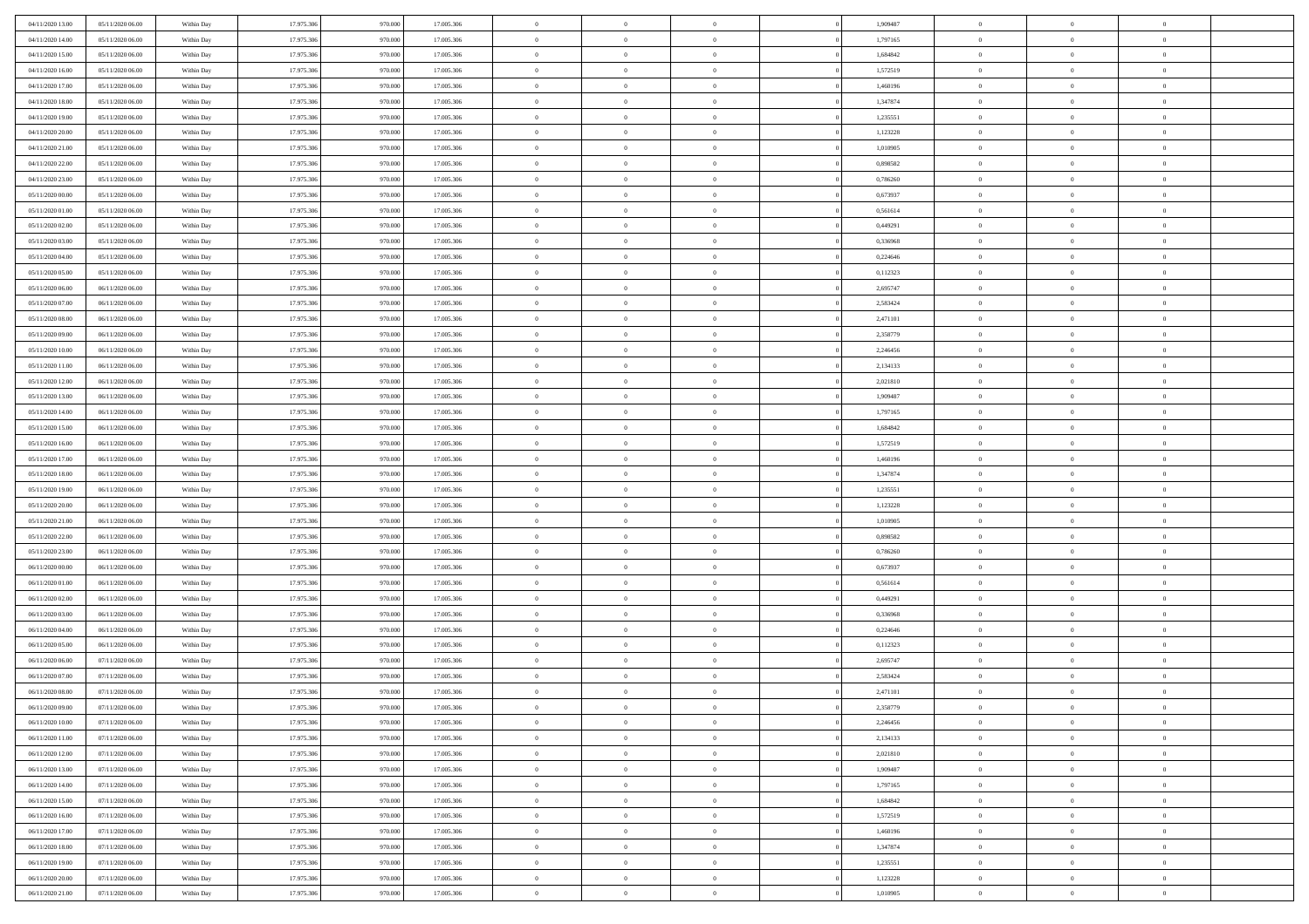| 04/11/2020 13.00 | 05/11/2020 06.00 | Within Day | 17.975.306 | 970.000 | 17.005.306 | 0 | 0 | 0 | | 0 | 1,909487 | 0 | 0 | 0 | |
|---|---|---|---|---|---|---|---|---|---|---|---|---|---|---|---|
| 04/11/2020 14.00 | 05/11/2020 06.00 | Within Day | 17.975.306 | 970.000 | 17.005.306 | 0 | 0 | 0 | | 0 | 1,797165 | 0 | 0 | 0 | |
| 04/11/2020 15.00 | 05/11/2020 06.00 | Within Day | 17.975.306 | 970.000 | 17.005.306 | 0 | 0 | 0 | | 0 | 1,684842 | 0 | 0 | 0 | |
| 04/11/2020 16.00 | 05/11/2020 06.00 | Within Day | 17.975.306 | 970.000 | 17.005.306 | 0 | 0 | 0 | | 0 | 1,572519 | 0 | 0 | 0 | |
| 04/11/2020 17.00 | 05/11/2020 06.00 | Within Day | 17.975.306 | 970.000 | 17.005.306 | 0 | 0 | 0 | | 0 | 1,460196 | 0 | 0 | 0 | |
| 04/11/2020 18.00 | 05/11/2020 06.00 | Within Day | 17.975.306 | 970.000 | 17.005.306 | 0 | 0 | 0 | | 0 | 1,347874 | 0 | 0 | 0 | |
| 04/11/2020 19.00 | 05/11/2020 06.00 | Within Day | 17.975.306 | 970.000 | 17.005.306 | 0 | 0 | 0 | | 0 | 1,235551 | 0 | 0 | 0 | |
| 04/11/2020 20.00 | 05/11/2020 06.00 | Within Day | 17.975.306 | 970.000 | 17.005.306 | 0 | 0 | 0 | | 0 | 1,123228 | 0 | 0 | 0 | |
| 04/11/2020 21.00 | 05/11/2020 06.00 | Within Day | 17.975.306 | 970.000 | 17.005.306 | 0 | 0 | 0 | | 0 | 1,010905 | 0 | 0 | 0 | |
| 04/11/2020 22.00 | 05/11/2020 06.00 | Within Day | 17.975.306 | 970.000 | 17.005.306 | 0 | 0 | 0 | | 0 | 0,898582 | 0 | 0 | 0 | |
| 04/11/2020 23.00 | 05/11/2020 06.00 | Within Day | 17.975.306 | 970.000 | 17.005.306 | 0 | 0 | 0 | | 0 | 0,786260 | 0 | 0 | 0 | |
| 05/11/2020 00.00 | 05/11/2020 06.00 | Within Day | 17.975.306 | 970.000 | 17.005.306 | 0 | 0 | 0 | | 0 | 0,673937 | 0 | 0 | 0 | |
| 05/11/2020 01.00 | 05/11/2020 06.00 | Within Day | 17.975.306 | 970.000 | 17.005.306 | 0 | 0 | 0 | | 0 | 0,561614 | 0 | 0 | 0 | |
| 05/11/2020 02.00 | 05/11/2020 06.00 | Within Day | 17.975.306 | 970.000 | 17.005.306 | 0 | 0 | 0 | | 0 | 0,449291 | 0 | 0 | 0 | |
| 05/11/2020 03.00 | 05/11/2020 06.00 | Within Day | 17.975.306 | 970.000 | 17.005.306 | 0 | 0 | 0 | | 0 | 0,336968 | 0 | 0 | 0 | |
| 05/11/2020 04.00 | 05/11/2020 06.00 | Within Day | 17.975.306 | 970.000 | 17.005.306 | 0 | 0 | 0 | | 0 | 0,224646 | 0 | 0 | 0 | |
| 05/11/2020 05.00 | 05/11/2020 06.00 | Within Day | 17.975.306 | 970.000 | 17.005.306 | 0 | 0 | 0 | | 0 | 0,112323 | 0 | 0 | 0 | |
| 05/11/2020 06.00 | 06/11/2020 06.00 | Within Day | 17.975.306 | 970.000 | 17.005.306 | 0 | 0 | 0 | | 0 | 2,695747 | 0 | 0 | 0 | |
| 05/11/2020 07.00 | 06/11/2020 06.00 | Within Day | 17.975.306 | 970.000 | 17.005.306 | 0 | 0 | 0 | | 0 | 2,583424 | 0 | 0 | 0 | |
| 05/11/2020 08.00 | 06/11/2020 06.00 | Within Day | 17.975.306 | 970.000 | 17.005.306 | 0 | 0 | 0 | | 0 | 2,471101 | 0 | 0 | 0 | |
| 05/11/2020 09.00 | 06/11/2020 06.00 | Within Day | 17.975.306 | 970.000 | 17.005.306 | 0 | 0 | 0 | | 0 | 2,358779 | 0 | 0 | 0 | |
| 05/11/2020 10.00 | 06/11/2020 06.00 | Within Day | 17.975.306 | 970.000 | 17.005.306 | 0 | 0 | 0 | | 0 | 2,246456 | 0 | 0 | 0 | |
| 05/11/2020 11.00 | 06/11/2020 06.00 | Within Day | 17.975.306 | 970.000 | 17.005.306 | 0 | 0 | 0 | | 0 | 2,134133 | 0 | 0 | 0 | |
| 05/11/2020 12.00 | 06/11/2020 06.00 | Within Day | 17.975.306 | 970.000 | 17.005.306 | 0 | 0 | 0 | | 0 | 2,021810 | 0 | 0 | 0 | |
| 05/11/2020 13.00 | 06/11/2020 06.00 | Within Day | 17.975.306 | 970.000 | 17.005.306 | 0 | 0 | 0 | | 0 | 1,909487 | 0 | 0 | 0 | |
| 05/11/2020 14.00 | 06/11/2020 06.00 | Within Day | 17.975.306 | 970.000 | 17.005.306 | 0 | 0 | 0 | | 0 | 1,797165 | 0 | 0 | 0 | |
| 05/11/2020 15.00 | 06/11/2020 06.00 | Within Day | 17.975.306 | 970.000 | 17.005.306 | 0 | 0 | 0 | | 0 | 1,684842 | 0 | 0 | 0 | |
| 05/11/2020 16.00 | 06/11/2020 06.00 | Within Day | 17.975.306 | 970.000 | 17.005.306 | 0 | 0 | 0 | | 0 | 1,572519 | 0 | 0 | 0 | |
| 05/11/2020 17.00 | 06/11/2020 06.00 | Within Day | 17.975.306 | 970.000 | 17.005.306 | 0 | 0 | 0 | | 0 | 1,460196 | 0 | 0 | 0 | |
| 05/11/2020 18.00 | 06/11/2020 06.00 | Within Day | 17.975.306 | 970.000 | 17.005.306 | 0 | 0 | 0 | | 0 | 1,347874 | 0 | 0 | 0 | |
| 05/11/2020 19.00 | 06/11/2020 06.00 | Within Day | 17.975.306 | 970.000 | 17.005.306 | 0 | 0 | 0 | | 0 | 1,235551 | 0 | 0 | 0 | |
| 05/11/2020 20.00 | 06/11/2020 06.00 | Within Day | 17.975.306 | 970.000 | 17.005.306 | 0 | 0 | 0 | | 0 | 1,123228 | 0 | 0 | 0 | |
| 05/11/2020 21.00 | 06/11/2020 06.00 | Within Day | 17.975.306 | 970.000 | 17.005.306 | 0 | 0 | 0 | | 0 | 1,010905 | 0 | 0 | 0 | |
| 05/11/2020 22.00 | 06/11/2020 06.00 | Within Day | 17.975.306 | 970.000 | 17.005.306 | 0 | 0 | 0 | | 0 | 0,898582 | 0 | 0 | 0 | |
| 05/11/2020 23.00 | 06/11/2020 06.00 | Within Day | 17.975.306 | 970.000 | 17.005.306 | 0 | 0 | 0 | | 0 | 0,786260 | 0 | 0 | 0 | |
| 06/11/2020 00.00 | 06/11/2020 06.00 | Within Day | 17.975.306 | 970.000 | 17.005.306 | 0 | 0 | 0 | | 0 | 0,673937 | 0 | 0 | 0 | |
| 06/11/2020 01.00 | 06/11/2020 06.00 | Within Day | 17.975.306 | 970.000 | 17.005.306 | 0 | 0 | 0 | | 0 | 0,561614 | 0 | 0 | 0 | |
| 06/11/2020 02.00 | 06/11/2020 06.00 | Within Day | 17.975.306 | 970.000 | 17.005.306 | 0 | 0 | 0 | | 0 | 0,449291 | 0 | 0 | 0 | |
| 06/11/2020 03.00 | 06/11/2020 06.00 | Within Day | 17.975.306 | 970.000 | 17.005.306 | 0 | 0 | 0 | | 0 | 0,336968 | 0 | 0 | 0 | |
| 06/11/2020 04.00 | 06/11/2020 06.00 | Within Day | 17.975.306 | 970.000 | 17.005.306 | 0 | 0 | 0 | | 0 | 0,224646 | 0 | 0 | 0 | |
| 06/11/2020 05.00 | 06/11/2020 06.00 | Within Day | 17.975.306 | 970.000 | 17.005.306 | 0 | 0 | 0 | | 0 | 0,112323 | 0 | 0 | 0 | |
| 06/11/2020 06.00 | 07/11/2020 06.00 | Within Day | 17.975.306 | 970.000 | 17.005.306 | 0 | 0 | 0 | | 0 | 2,695747 | 0 | 0 | 0 | |
| 06/11/2020 07.00 | 07/11/2020 06.00 | Within Day | 17.975.306 | 970.000 | 17.005.306 | 0 | 0 | 0 | | 0 | 2,583424 | 0 | 0 | 0 | |
| 06/11/2020 08.00 | 07/11/2020 06.00 | Within Day | 17.975.306 | 970.000 | 17.005.306 | 0 | 0 | 0 | | 0 | 2,471101 | 0 | 0 | 0 | |
| 06/11/2020 09.00 | 07/11/2020 06.00 | Within Day | 17.975.306 | 970.000 | 17.005.306 | 0 | 0 | 0 | | 0 | 2,358779 | 0 | 0 | 0 | |
| 06/11/2020 10.00 | 07/11/2020 06.00 | Within Day | 17.975.306 | 970.000 | 17.005.306 | 0 | 0 | 0 | | 0 | 2,246456 | 0 | 0 | 0 | |
| 06/11/2020 11.00 | 07/11/2020 06.00 | Within Day | 17.975.306 | 970.000 | 17.005.306 | 0 | 0 | 0 | | 0 | 2,134133 | 0 | 0 | 0 | |
| 06/11/2020 12.00 | 07/11/2020 06.00 | Within Day | 17.975.306 | 970.000 | 17.005.306 | 0 | 0 | 0 | | 0 | 2,021810 | 0 | 0 | 0 | |
| 06/11/2020 13.00 | 07/11/2020 06.00 | Within Day | 17.975.306 | 970.000 | 17.005.306 | 0 | 0 | 0 | | 0 | 1,909487 | 0 | 0 | 0 | |
| 06/11/2020 14.00 | 07/11/2020 06.00 | Within Day | 17.975.306 | 970.000 | 17.005.306 | 0 | 0 | 0 | | 0 | 1,797165 | 0 | 0 | 0 | |
| 06/11/2020 15.00 | 07/11/2020 06.00 | Within Day | 17.975.306 | 970.000 | 17.005.306 | 0 | 0 | 0 | | 0 | 1,684842 | 0 | 0 | 0 | |
| 06/11/2020 16.00 | 07/11/2020 06.00 | Within Day | 17.975.306 | 970.000 | 17.005.306 | 0 | 0 | 0 | | 0 | 1,572519 | 0 | 0 | 0 | |
| 06/11/2020 17.00 | 07/11/2020 06.00 | Within Day | 17.975.306 | 970.000 | 17.005.306 | 0 | 0 | 0 | | 0 | 1,460196 | 0 | 0 | 0 | |
| 06/11/2020 18.00 | 07/11/2020 06.00 | Within Day | 17.975.306 | 970.000 | 17.005.306 | 0 | 0 | 0 | | 0 | 1,347874 | 0 | 0 | 0 | |
| 06/11/2020 19.00 | 07/11/2020 06.00 | Within Day | 17.975.306 | 970.000 | 17.005.306 | 0 | 0 | 0 | | 0 | 1,235551 | 0 | 0 | 0 | |
| 06/11/2020 20.00 | 07/11/2020 06.00 | Within Day | 17.975.306 | 970.000 | 17.005.306 | 0 | 0 | 0 | | 0 | 1,123228 | 0 | 0 | 0 | |
| 06/11/2020 21.00 | 07/11/2020 06.00 | Within Day | 17.975.306 | 970.000 | 17.005.306 | 0 | 0 | 0 | | 0 | 1,010905 | 0 | 0 | 0 | |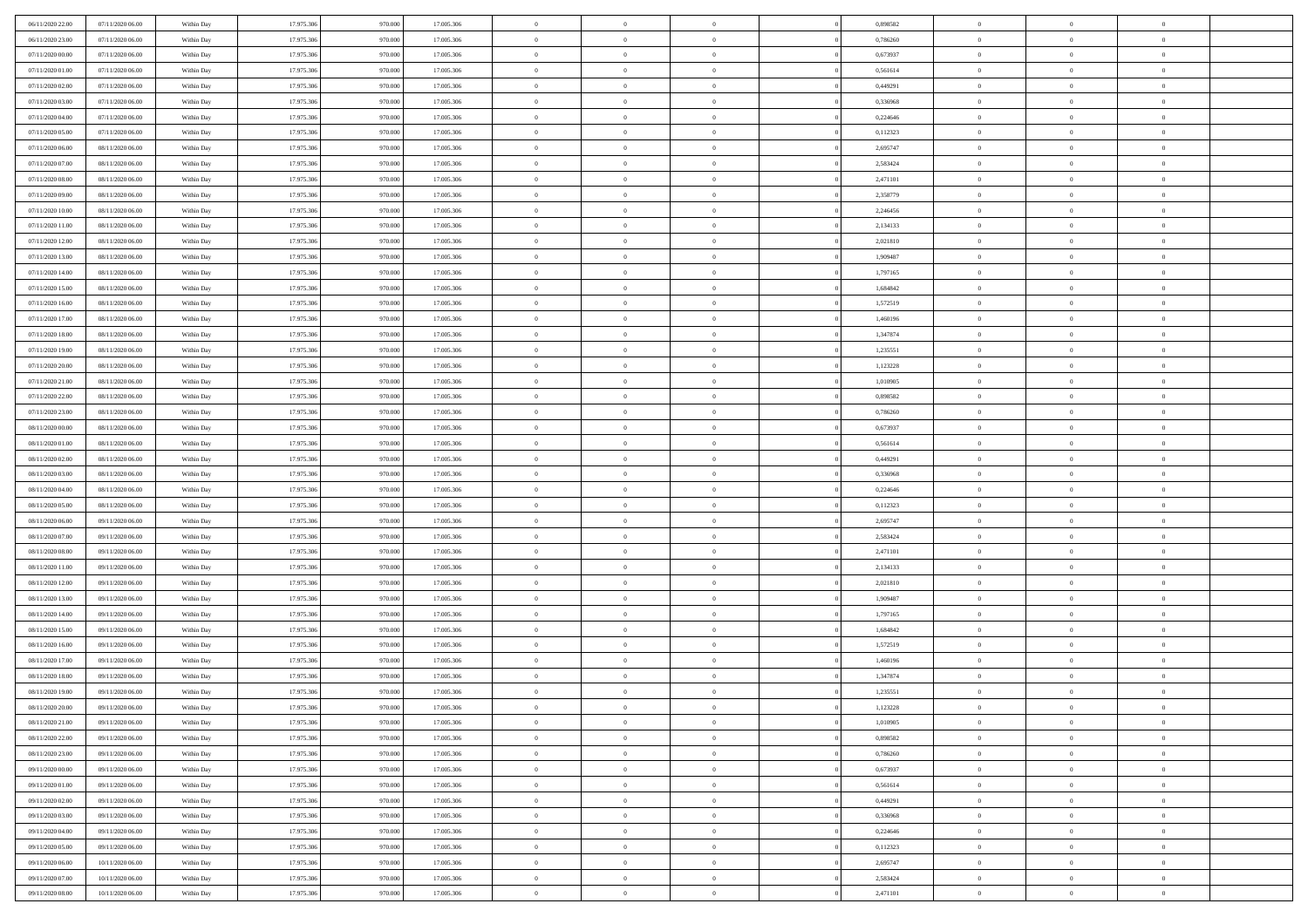| | | | | | | | | | | | | | | |
|---|---|---|---|---|---|---|---|---|---|---|---|---|---|---|
| 06/11/2020 22.00 | 07/11/2020 06.00 | Within Day | 17.975.306 | 970.000 | 17.005.306 | 0 | 0 | 0 | | 0 | 0,898582 | 0 | 0 | 0 |
| 06/11/2020 23.00 | 07/11/2020 06.00 | Within Day | 17.975.306 | 970.000 | 17.005.306 | 0 | 0 | 0 | | 0 | 0,786260 | 0 | 0 | 0 |
| 07/11/2020 00.00 | 07/11/2020 06.00 | Within Day | 17.975.306 | 970.000 | 17.005.306 | 0 | 0 | 0 | | 0 | 0,673937 | 0 | 0 | 0 |
| 07/11/2020 01.00 | 07/11/2020 06.00 | Within Day | 17.975.306 | 970.000 | 17.005.306 | 0 | 0 | 0 | | 0 | 0,561614 | 0 | 0 | 0 |
| 07/11/2020 02.00 | 07/11/2020 06.00 | Within Day | 17.975.306 | 970.000 | 17.005.306 | 0 | 0 | 0 | | 0 | 0,449291 | 0 | 0 | 0 |
| 07/11/2020 03.00 | 07/11/2020 06.00 | Within Day | 17.975.306 | 970.000 | 17.005.306 | 0 | 0 | 0 | | 0 | 0,336968 | 0 | 0 | 0 |
| 07/11/2020 04.00 | 07/11/2020 06.00 | Within Day | 17.975.306 | 970.000 | 17.005.306 | 0 | 0 | 0 | | 0 | 0,224646 | 0 | 0 | 0 |
| 07/11/2020 05.00 | 07/11/2020 06.00 | Within Day | 17.975.306 | 970.000 | 17.005.306 | 0 | 0 | 0 | | 0 | 0,112323 | 0 | 0 | 0 |
| 07/11/2020 06.00 | 08/11/2020 06.00 | Within Day | 17.975.306 | 970.000 | 17.005.306 | 0 | 0 | 0 | | 0 | 2,695747 | 0 | 0 | 0 |
| 07/11/2020 07.00 | 08/11/2020 06.00 | Within Day | 17.975.306 | 970.000 | 17.005.306 | 0 | 0 | 0 | | 0 | 2,583424 | 0 | 0 | 0 |
| 07/11/2020 08.00 | 08/11/2020 06.00 | Within Day | 17.975.306 | 970.000 | 17.005.306 | 0 | 0 | 0 | | 0 | 2,471101 | 0 | 0 | 0 |
| 07/11/2020 09.00 | 08/11/2020 06.00 | Within Day | 17.975.306 | 970.000 | 17.005.306 | 0 | 0 | 0 | | 0 | 2,358779 | 0 | 0 | 0 |
| 07/11/2020 10.00 | 08/11/2020 06.00 | Within Day | 17.975.306 | 970.000 | 17.005.306 | 0 | 0 | 0 | | 0 | 2,246456 | 0 | 0 | 0 |
| 07/11/2020 11.00 | 08/11/2020 06.00 | Within Day | 17.975.306 | 970.000 | 17.005.306 | 0 | 0 | 0 | | 0 | 2,134133 | 0 | 0 | 0 |
| 07/11/2020 12.00 | 08/11/2020 06.00 | Within Day | 17.975.306 | 970.000 | 17.005.306 | 0 | 0 | 0 | | 0 | 2,021810 | 0 | 0 | 0 |
| 07/11/2020 13.00 | 08/11/2020 06.00 | Within Day | 17.975.306 | 970.000 | 17.005.306 | 0 | 0 | 0 | | 0 | 1,909487 | 0 | 0 | 0 |
| 07/11/2020 14.00 | 08/11/2020 06.00 | Within Day | 17.975.306 | 970.000 | 17.005.306 | 0 | 0 | 0 | | 0 | 1,797165 | 0 | 0 | 0 |
| 07/11/2020 15.00 | 08/11/2020 06.00 | Within Day | 17.975.306 | 970.000 | 17.005.306 | 0 | 0 | 0 | | 0 | 1,684842 | 0 | 0 | 0 |
| 07/11/2020 16.00 | 08/11/2020 06.00 | Within Day | 17.975.306 | 970.000 | 17.005.306 | 0 | 0 | 0 | | 0 | 1,572519 | 0 | 0 | 0 |
| 07/11/2020 17.00 | 08/11/2020 06.00 | Within Day | 17.975.306 | 970.000 | 17.005.306 | 0 | 0 | 0 | | 0 | 1,460196 | 0 | 0 | 0 |
| 07/11/2020 18.00 | 08/11/2020 06.00 | Within Day | 17.975.306 | 970.000 | 17.005.306 | 0 | 0 | 0 | | 0 | 1,347874 | 0 | 0 | 0 |
| 07/11/2020 19.00 | 08/11/2020 06.00 | Within Day | 17.975.306 | 970.000 | 17.005.306 | 0 | 0 | 0 | | 0 | 1,235551 | 0 | 0 | 0 |
| 07/11/2020 20.00 | 08/11/2020 06.00 | Within Day | 17.975.306 | 970.000 | 17.005.306 | 0 | 0 | 0 | | 0 | 1,123228 | 0 | 0 | 0 |
| 07/11/2020 21.00 | 08/11/2020 06.00 | Within Day | 17.975.306 | 970.000 | 17.005.306 | 0 | 0 | 0 | | 0 | 1,010905 | 0 | 0 | 0 |
| 07/11/2020 22.00 | 08/11/2020 06.00 | Within Day | 17.975.306 | 970.000 | 17.005.306 | 0 | 0 | 0 | | 0 | 0,898582 | 0 | 0 | 0 |
| 07/11/2020 23.00 | 08/11/2020 06.00 | Within Day | 17.975.306 | 970.000 | 17.005.306 | 0 | 0 | 0 | | 0 | 0,786260 | 0 | 0 | 0 |
| 08/11/2020 00.00 | 08/11/2020 06.00 | Within Day | 17.975.306 | 970.000 | 17.005.306 | 0 | 0 | 0 | | 0 | 0,673937 | 0 | 0 | 0 |
| 08/11/2020 01.00 | 08/11/2020 06.00 | Within Day | 17.975.306 | 970.000 | 17.005.306 | 0 | 0 | 0 | | 0 | 0,561614 | 0 | 0 | 0 |
| 08/11/2020 02.00 | 08/11/2020 06.00 | Within Day | 17.975.306 | 970.000 | 17.005.306 | 0 | 0 | 0 | | 0 | 0,449291 | 0 | 0 | 0 |
| 08/11/2020 03.00 | 08/11/2020 06.00 | Within Day | 17.975.306 | 970.000 | 17.005.306 | 0 | 0 | 0 | | 0 | 0,336968 | 0 | 0 | 0 |
| 08/11/2020 04.00 | 08/11/2020 06.00 | Within Day | 17.975.306 | 970.000 | 17.005.306 | 0 | 0 | 0 | | 0 | 0,224646 | 0 | 0 | 0 |
| 08/11/2020 05.00 | 08/11/2020 06.00 | Within Day | 17.975.306 | 970.000 | 17.005.306 | 0 | 0 | 0 | | 0 | 0,112323 | 0 | 0 | 0 |
| 08/11/2020 06.00 | 09/11/2020 06.00 | Within Day | 17.975.306 | 970.000 | 17.005.306 | 0 | 0 | 0 | | 0 | 2,695747 | 0 | 0 | 0 |
| 08/11/2020 07.00 | 09/11/2020 06.00 | Within Day | 17.975.306 | 970.000 | 17.005.306 | 0 | 0 | 0 | | 0 | 2,583424 | 0 | 0 | 0 |
| 08/11/2020 08.00 | 09/11/2020 06.00 | Within Day | 17.975.306 | 970.000 | 17.005.306 | 0 | 0 | 0 | | 0 | 2,471101 | 0 | 0 | 0 |
| 08/11/2020 11.00 | 09/11/2020 06.00 | Within Day | 17.975.306 | 970.000 | 17.005.306 | 0 | 0 | 0 | | 0 | 2,134133 | 0 | 0 | 0 |
| 08/11/2020 12.00 | 09/11/2020 06.00 | Within Day | 17.975.306 | 970.000 | 17.005.306 | 0 | 0 | 0 | | 0 | 2,021810 | 0 | 0 | 0 |
| 08/11/2020 13.00 | 09/11/2020 06.00 | Within Day | 17.975.306 | 970.000 | 17.005.306 | 0 | 0 | 0 | | 0 | 1,909487 | 0 | 0 | 0 |
| 08/11/2020 14.00 | 09/11/2020 06.00 | Within Day | 17.975.306 | 970.000 | 17.005.306 | 0 | 0 | 0 | | 0 | 1,797165 | 0 | 0 | 0 |
| 08/11/2020 15.00 | 09/11/2020 06.00 | Within Day | 17.975.306 | 970.000 | 17.005.306 | 0 | 0 | 0 | | 0 | 1,684842 | 0 | 0 | 0 |
| 08/11/2020 16.00 | 09/11/2020 06.00 | Within Day | 17.975.306 | 970.000 | 17.005.306 | 0 | 0 | 0 | | 0 | 1,572519 | 0 | 0 | 0 |
| 08/11/2020 17.00 | 09/11/2020 06.00 | Within Day | 17.975.306 | 970.000 | 17.005.306 | 0 | 0 | 0 | | 0 | 1,460196 | 0 | 0 | 0 |
| 08/11/2020 18.00 | 09/11/2020 06.00 | Within Day | 17.975.306 | 970.000 | 17.005.306 | 0 | 0 | 0 | | 0 | 1,347874 | 0 | 0 | 0 |
| 08/11/2020 19.00 | 09/11/2020 06.00 | Within Day | 17.975.306 | 970.000 | 17.005.306 | 0 | 0 | 0 | | 0 | 1,235551 | 0 | 0 | 0 |
| 08/11/2020 20.00 | 09/11/2020 06.00 | Within Day | 17.975.306 | 970.000 | 17.005.306 | 0 | 0 | 0 | | 0 | 1,123228 | 0 | 0 | 0 |
| 08/11/2020 21.00 | 09/11/2020 06.00 | Within Day | 17.975.306 | 970.000 | 17.005.306 | 0 | 0 | 0 | | 0 | 1,010905 | 0 | 0 | 0 |
| 08/11/2020 22.00 | 09/11/2020 06.00 | Within Day | 17.975.306 | 970.000 | 17.005.306 | 0 | 0 | 0 | | 0 | 0,898582 | 0 | 0 | 0 |
| 08/11/2020 23.00 | 09/11/2020 06.00 | Within Day | 17.975.306 | 970.000 | 17.005.306 | 0 | 0 | 0 | | 0 | 0,786260 | 0 | 0 | 0 |
| 09/11/2020 00.00 | 09/11/2020 06.00 | Within Day | 17.975.306 | 970.000 | 17.005.306 | 0 | 0 | 0 | | 0 | 0,673937 | 0 | 0 | 0 |
| 09/11/2020 01.00 | 09/11/2020 06.00 | Within Day | 17.975.306 | 970.000 | 17.005.306 | 0 | 0 | 0 | | 0 | 0,561614 | 0 | 0 | 0 |
| 09/11/2020 02.00 | 09/11/2020 06.00 | Within Day | 17.975.306 | 970.000 | 17.005.306 | 0 | 0 | 0 | | 0 | 0,449291 | 0 | 0 | 0 |
| 09/11/2020 03.00 | 09/11/2020 06.00 | Within Day | 17.975.306 | 970.000 | 17.005.306 | 0 | 0 | 0 | | 0 | 0,336968 | 0 | 0 | 0 |
| 09/11/2020 04.00 | 09/11/2020 06.00 | Within Day | 17.975.306 | 970.000 | 17.005.306 | 0 | 0 | 0 | | 0 | 0,224646 | 0 | 0 | 0 |
| 09/11/2020 05.00 | 09/11/2020 06.00 | Within Day | 17.975.306 | 970.000 | 17.005.306 | 0 | 0 | 0 | | 0 | 0,112323 | 0 | 0 | 0 |
| 09/11/2020 06.00 | 10/11/2020 06.00 | Within Day | 17.975.306 | 970.000 | 17.005.306 | 0 | 0 | 0 | | 0 | 2,695747 | 0 | 0 | 0 |
| 09/11/2020 07.00 | 10/11/2020 06.00 | Within Day | 17.975.306 | 970.000 | 17.005.306 | 0 | 0 | 0 | | 0 | 2,583424 | 0 | 0 | 0 |
| 09/11/2020 08.00 | 10/11/2020 06.00 | Within Day | 17.975.306 | 970.000 | 17.005.306 | 0 | 0 | 0 | | 0 | 2,471101 | 0 | 0 | 0 |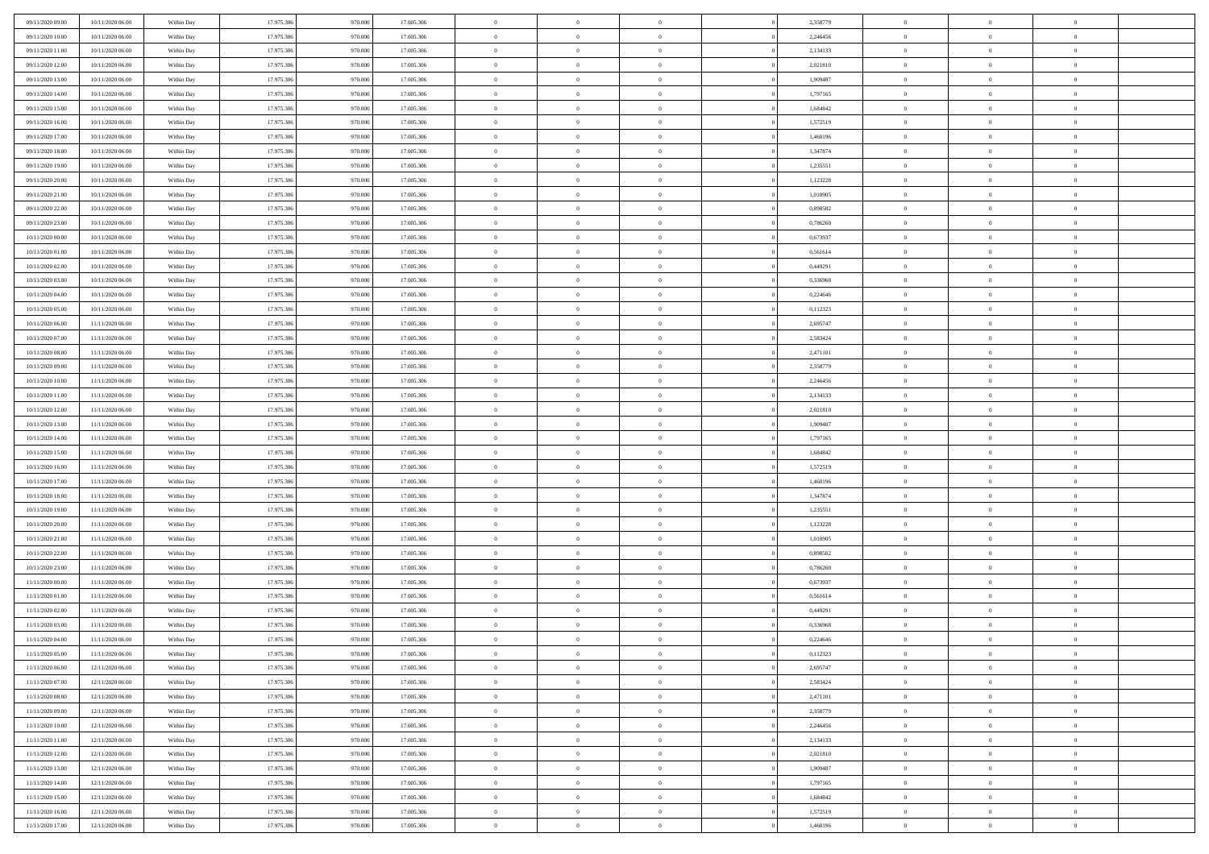| | | | | | | | | | | | | | | |
|---|---|---|---|---|---|---|---|---|---|---|---|---|---|---|
| 09/11/2020 09.00 | 10/11/2020 06.00 | Within Day | 17.975.306 | 970.000 | 17.005.306 | 0 | 0 | 0 | | 2,358779 | 0 | 0 | 0 | |
| 09/11/2020 10.00 | 10/11/2020 06.00 | Within Day | 17.975.306 | 970.000 | 17.005.306 | 0 | 0 | 0 | | 2,246456 | 0 | 0 | 0 | |
| 09/11/2020 11.00 | 10/11/2020 06.00 | Within Day | 17.975.306 | 970.000 | 17.005.306 | 0 | 0 | 0 | | 2,134133 | 0 | 0 | 0 | |
| 09/11/2020 12.00 | 10/11/2020 06.00 | Within Day | 17.975.306 | 970.000 | 17.005.306 | 0 | 0 | 0 | | 2,021810 | 0 | 0 | 0 | |
| 09/11/2020 13.00 | 10/11/2020 06.00 | Within Day | 17.975.306 | 970.000 | 17.005.306 | 0 | 0 | 0 | | 1,909487 | 0 | 0 | 0 | |
| 09/11/2020 14.00 | 10/11/2020 06.00 | Within Day | 17.975.306 | 970.000 | 17.005.306 | 0 | 0 | 0 | | 1,797165 | 0 | 0 | 0 | |
| 09/11/2020 15.00 | 10/11/2020 06.00 | Within Day | 17.975.306 | 970.000 | 17.005.306 | 0 | 0 | 0 | | 1,684842 | 0 | 0 | 0 | |
| 09/11/2020 16.00 | 10/11/2020 06.00 | Within Day | 17.975.306 | 970.000 | 17.005.306 | 0 | 0 | 0 | | 1,572519 | 0 | 0 | 0 | |
| 09/11/2020 17.00 | 10/11/2020 06.00 | Within Day | 17.975.306 | 970.000 | 17.005.306 | 0 | 0 | 0 | | 1,460196 | 0 | 0 | 0 | |
| 09/11/2020 18.00 | 10/11/2020 06.00 | Within Day | 17.975.306 | 970.000 | 17.005.306 | 0 | 0 | 0 | | 1,347874 | 0 | 0 | 0 | |
| 09/11/2020 19.00 | 10/11/2020 06.00 | Within Day | 17.975.306 | 970.000 | 17.005.306 | 0 | 0 | 0 | | 1,235551 | 0 | 0 | 0 | |
| 09/11/2020 20.00 | 10/11/2020 06.00 | Within Day | 17.975.306 | 970.000 | 17.005.306 | 0 | 0 | 0 | | 1,123228 | 0 | 0 | 0 | |
| 09/11/2020 21.00 | 10/11/2020 06.00 | Within Day | 17.975.306 | 970.000 | 17.005.306 | 0 | 0 | 0 | | 1,010905 | 0 | 0 | 0 | |
| 09/11/2020 22.00 | 10/11/2020 06.00 | Within Day | 17.975.306 | 970.000 | 17.005.306 | 0 | 0 | 0 | | 0,898582 | 0 | 0 | 0 | |
| 09/11/2020 23.00 | 10/11/2020 06.00 | Within Day | 17.975.306 | 970.000 | 17.005.306 | 0 | 0 | 0 | | 0,786260 | 0 | 0 | 0 | |
| 10/11/2020 00.00 | 10/11/2020 06.00 | Within Day | 17.975.306 | 970.000 | 17.005.306 | 0 | 0 | 0 | | 0,673937 | 0 | 0 | 0 | |
| 10/11/2020 01.00 | 10/11/2020 06.00 | Within Day | 17.975.306 | 970.000 | 17.005.306 | 0 | 0 | 0 | | 0,561614 | 0 | 0 | 0 | |
| 10/11/2020 02.00 | 10/11/2020 06.00 | Within Day | 17.975.306 | 970.000 | 17.005.306 | 0 | 0 | 0 | | 0,449291 | 0 | 0 | 0 | |
| 10/11/2020 03.00 | 10/11/2020 06.00 | Within Day | 17.975.306 | 970.000 | 17.005.306 | 0 | 0 | 0 | | 0,336968 | 0 | 0 | 0 | |
| 10/11/2020 04.00 | 10/11/2020 06.00 | Within Day | 17.975.306 | 970.000 | 17.005.306 | 0 | 0 | 0 | | 0,224646 | 0 | 0 | 0 | |
| 10/11/2020 05.00 | 10/11/2020 06.00 | Within Day | 17.975.306 | 970.000 | 17.005.306 | 0 | 0 | 0 | | 0,112323 | 0 | 0 | 0 | |
| 10/11/2020 06.00 | 11/11/2020 06.00 | Within Day | 17.975.306 | 970.000 | 17.005.306 | 0 | 0 | 0 | | 2,695747 | 0 | 0 | 0 | |
| 10/11/2020 07.00 | 11/11/2020 06.00 | Within Day | 17.975.306 | 970.000 | 17.005.306 | 0 | 0 | 0 | | 2,583424 | 0 | 0 | 0 | |
| 10/11/2020 08.00 | 11/11/2020 06.00 | Within Day | 17.975.306 | 970.000 | 17.005.306 | 0 | 0 | 0 | | 2,471101 | 0 | 0 | 0 | |
| 10/11/2020 09.00 | 11/11/2020 06.00 | Within Day | 17.975.306 | 970.000 | 17.005.306 | 0 | 0 | 0 | | 2,358779 | 0 | 0 | 0 | |
| 10/11/2020 10.00 | 11/11/2020 06.00 | Within Day | 17.975.306 | 970.000 | 17.005.306 | 0 | 0 | 0 | | 2,246456 | 0 | 0 | 0 | |
| 10/11/2020 11.00 | 11/11/2020 06.00 | Within Day | 17.975.306 | 970.000 | 17.005.306 | 0 | 0 | 0 | | 2,134133 | 0 | 0 | 0 | |
| 10/11/2020 12.00 | 11/11/2020 06.00 | Within Day | 17.975.306 | 970.000 | 17.005.306 | 0 | 0 | 0 | | 2,021810 | 0 | 0 | 0 | |
| 10/11/2020 13.00 | 11/11/2020 06.00 | Within Day | 17.975.306 | 970.000 | 17.005.306 | 0 | 0 | 0 | | 1,909487 | 0 | 0 | 0 | |
| 10/11/2020 14.00 | 11/11/2020 06.00 | Within Day | 17.975.306 | 970.000 | 17.005.306 | 0 | 0 | 0 | | 1,797165 | 0 | 0 | 0 | |
| 10/11/2020 15.00 | 11/11/2020 06.00 | Within Day | 17.975.306 | 970.000 | 17.005.306 | 0 | 0 | 0 | | 1,684842 | 0 | 0 | 0 | |
| 10/11/2020 16.00 | 11/11/2020 06.00 | Within Day | 17.975.306 | 970.000 | 17.005.306 | 0 | 0 | 0 | | 1,572519 | 0 | 0 | 0 | |
| 10/11/2020 17.00 | 11/11/2020 06.00 | Within Day | 17.975.306 | 970.000 | 17.005.306 | 0 | 0 | 0 | | 1,460196 | 0 | 0 | 0 | |
| 10/11/2020 18.00 | 11/11/2020 06.00 | Within Day | 17.975.306 | 970.000 | 17.005.306 | 0 | 0 | 0 | | 1,347874 | 0 | 0 | 0 | |
| 10/11/2020 19.00 | 11/11/2020 06.00 | Within Day | 17.975.306 | 970.000 | 17.005.306 | 0 | 0 | 0 | | 1,235551 | 0 | 0 | 0 | |
| 10/11/2020 20.00 | 11/11/2020 06.00 | Within Day | 17.975.306 | 970.000 | 17.005.306 | 0 | 0 | 0 | | 1,123228 | 0 | 0 | 0 | |
| 10/11/2020 21.00 | 11/11/2020 06.00 | Within Day | 17.975.306 | 970.000 | 17.005.306 | 0 | 0 | 0 | | 1,010905 | 0 | 0 | 0 | |
| 10/11/2020 22.00 | 11/11/2020 06.00 | Within Day | 17.975.306 | 970.000 | 17.005.306 | 0 | 0 | 0 | | 0,898582 | 0 | 0 | 0 | |
| 10/11/2020 23.00 | 11/11/2020 06.00 | Within Day | 17.975.306 | 970.000 | 17.005.306 | 0 | 0 | 0 | | 0,786260 | 0 | 0 | 0 | |
| 11/11/2020 00.00 | 11/11/2020 06.00 | Within Day | 17.975.306 | 970.000 | 17.005.306 | 0 | 0 | 0 | | 0,673937 | 0 | 0 | 0 | |
| 11/11/2020 01.00 | 11/11/2020 06.00 | Within Day | 17.975.306 | 970.000 | 17.005.306 | 0 | 0 | 0 | | 0,561614 | 0 | 0 | 0 | |
| 11/11/2020 02.00 | 11/11/2020 06.00 | Within Day | 17.975.306 | 970.000 | 17.005.306 | 0 | 0 | 0 | | 0,449291 | 0 | 0 | 0 | |
| 11/11/2020 03.00 | 11/11/2020 06.00 | Within Day | 17.975.306 | 970.000 | 17.005.306 | 0 | 0 | 0 | | 0,336968 | 0 | 0 | 0 | |
| 11/11/2020 04.00 | 11/11/2020 06.00 | Within Day | 17.975.306 | 970.000 | 17.005.306 | 0 | 0 | 0 | | 0,224646 | 0 | 0 | 0 | |
| 11/11/2020 05.00 | 11/11/2020 06.00 | Within Day | 17.975.306 | 970.000 | 17.005.306 | 0 | 0 | 0 | | 0,112323 | 0 | 0 | 0 | |
| 11/11/2020 06.00 | 12/11/2020 06.00 | Within Day | 17.975.306 | 970.000 | 17.005.306 | 0 | 0 | 0 | | 2,695747 | 0 | 0 | 0 | |
| 11/11/2020 07.00 | 12/11/2020 06.00 | Within Day | 17.975.306 | 970.000 | 17.005.306 | 0 | 0 | 0 | | 2,583424 | 0 | 0 | 0 | |
| 11/11/2020 08.00 | 12/11/2020 06.00 | Within Day | 17.975.306 | 970.000 | 17.005.306 | 0 | 0 | 0 | | 2,471101 | 0 | 0 | 0 | |
| 11/11/2020 09.00 | 12/11/2020 06.00 | Within Day | 17.975.306 | 970.000 | 17.005.306 | 0 | 0 | 0 | | 2,358779 | 0 | 0 | 0 | |
| 11/11/2020 10.00 | 12/11/2020 06.00 | Within Day | 17.975.306 | 970.000 | 17.005.306 | 0 | 0 | 0 | | 2,246456 | 0 | 0 | 0 | |
| 11/11/2020 11.00 | 12/11/2020 06.00 | Within Day | 17.975.306 | 970.000 | 17.005.306 | 0 | 0 | 0 | | 2,134133 | 0 | 0 | 0 | |
| 11/11/2020 12.00 | 12/11/2020 06.00 | Within Day | 17.975.306 | 970.000 | 17.005.306 | 0 | 0 | 0 | | 2,021810 | 0 | 0 | 0 | |
| 11/11/2020 13.00 | 12/11/2020 06.00 | Within Day | 17.975.306 | 970.000 | 17.005.306 | 0 | 0 | 0 | | 1,909487 | 0 | 0 | 0 | |
| 11/11/2020 14.00 | 12/11/2020 06.00 | Within Day | 17.975.306 | 970.000 | 17.005.306 | 0 | 0 | 0 | | 1,797165 | 0 | 0 | 0 | |
| 11/11/2020 15.00 | 12/11/2020 06.00 | Within Day | 17.975.306 | 970.000 | 17.005.306 | 0 | 0 | 0 | | 1,684842 | 0 | 0 | 0 | |
| 11/11/2020 16.00 | 12/11/2020 06.00 | Within Day | 17.975.306 | 970.000 | 17.005.306 | 0 | 0 | 0 | | 1,572519 | 0 | 0 | 0 | |
| 11/11/2020 17.00 | 12/11/2020 06.00 | Within Day | 17.975.306 | 970.000 | 17.005.306 | 0 | 0 | 0 | | 1,460196 | 0 | 0 | 0 | |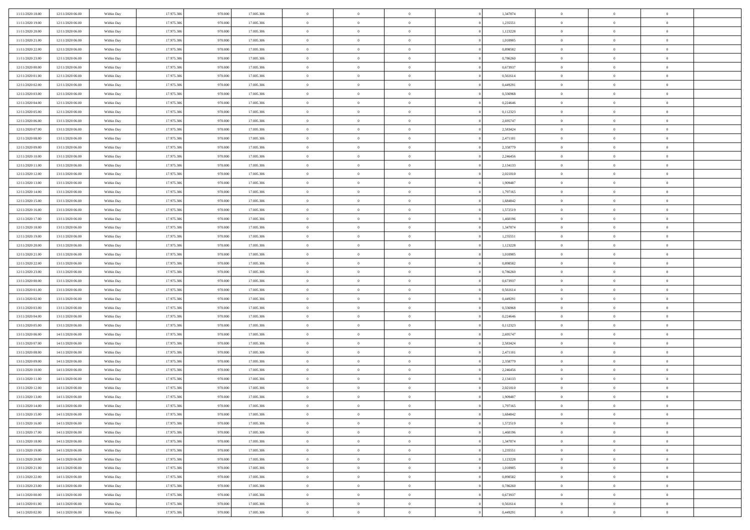| | | | | | | | | | | | | | | |
|---|---|---|---|---|---|---|---|---|---|---|---|---|---|---|
| 11/11/2020 18:00 | 12/11/2020 06:00 | Within Day | 17.975.306 | 970.000 | 17.005.306 | 0 | 0 | 0 | | 1,347874 | 0 | 0 | 0 | |
| 11/11/2020 19:00 | 12/11/2020 06:00 | Within Day | 17.975.306 | 970.000 | 17.005.306 | 0 | 0 | 0 | | 1,235551 | 0 | 0 | 0 | |
| 11/11/2020 20:00 | 12/11/2020 06:00 | Within Day | 17.975.306 | 970.000 | 17.005.306 | 0 | 0 | 0 | | 1,123228 | 0 | 0 | 0 | |
| 11/11/2020 21:00 | 12/11/2020 06:00 | Within Day | 17.975.306 | 970.000 | 17.005.306 | 0 | 0 | 0 | | 1,010905 | 0 | 0 | 0 | |
| 11/11/2020 22:00 | 12/11/2020 06:00 | Within Day | 17.975.306 | 970.000 | 17.005.306 | 0 | 0 | 0 | | 0,898582 | 0 | 0 | 0 | |
| 11/11/2020 23:00 | 12/11/2020 06:00 | Within Day | 17.975.306 | 970.000 | 17.005.306 | 0 | 0 | 0 | | 0,786260 | 0 | 0 | 0 | |
| 12/11/2020 00:00 | 12/11/2020 06:00 | Within Day | 17.975.306 | 970.000 | 17.005.306 | 0 | 0 | 0 | | 0,673937 | 0 | 0 | 0 | |
| 12/11/2020 01:00 | 12/11/2020 06:00 | Within Day | 17.975.306 | 970.000 | 17.005.306 | 0 | 0 | 0 | | 0,561614 | 0 | 0 | 0 | |
| 12/11/2020 02:00 | 12/11/2020 06:00 | Within Day | 17.975.306 | 970.000 | 17.005.306 | 0 | 0 | 0 | | 0,449291 | 0 | 0 | 0 | |
| 12/11/2020 03:00 | 12/11/2020 06:00 | Within Day | 17.975.306 | 970.000 | 17.005.306 | 0 | 0 | 0 | | 0,336968 | 0 | 0 | 0 | |
| 12/11/2020 04:00 | 12/11/2020 06:00 | Within Day | 17.975.306 | 970.000 | 17.005.306 | 0 | 0 | 0 | | 0,224646 | 0 | 0 | 0 | |
| 12/11/2020 05:00 | 12/11/2020 06:00 | Within Day | 17.975.306 | 970.000 | 17.005.306 | 0 | 0 | 0 | | 0,112323 | 0 | 0 | 0 | |
| 12/11/2020 06:00 | 13/11/2020 06:00 | Within Day | 17.975.306 | 970.000 | 17.005.306 | 0 | 0 | 0 | | 2,695747 | 0 | 0 | 0 | |
| 12/11/2020 07:00 | 13/11/2020 06:00 | Within Day | 17.975.306 | 970.000 | 17.005.306 | 0 | 0 | 0 | | 2,583424 | 0 | 0 | 0 | |
| 12/11/2020 08:00 | 13/11/2020 06:00 | Within Day | 17.975.306 | 970.000 | 17.005.306 | 0 | 0 | 0 | | 2,471101 | 0 | 0 | 0 | |
| 12/11/2020 09:00 | 13/11/2020 06:00 | Within Day | 17.975.306 | 970.000 | 17.005.306 | 0 | 0 | 0 | | 2,358779 | 0 | 0 | 0 | |
| 12/11/2020 10:00 | 13/11/2020 06:00 | Within Day | 17.975.306 | 970.000 | 17.005.306 | 0 | 0 | 0 | | 2,246456 | 0 | 0 | 0 | |
| 12/11/2020 11:00 | 13/11/2020 06:00 | Within Day | 17.975.306 | 970.000 | 17.005.306 | 0 | 0 | 0 | | 2,134133 | 0 | 0 | 0 | |
| 12/11/2020 12:00 | 13/11/2020 06:00 | Within Day | 17.975.306 | 970.000 | 17.005.306 | 0 | 0 | 0 | | 2,021810 | 0 | 0 | 0 | |
| 12/11/2020 13:00 | 13/11/2020 06:00 | Within Day | 17.975.306 | 970.000 | 17.005.306 | 0 | 0 | 0 | | 1,909487 | 0 | 0 | 0 | |
| 12/11/2020 14:00 | 13/11/2020 06:00 | Within Day | 17.975.306 | 970.000 | 17.005.306 | 0 | 0 | 0 | | 1,797165 | 0 | 0 | 0 | |
| 12/11/2020 15:00 | 13/11/2020 06:00 | Within Day | 17.975.306 | 970.000 | 17.005.306 | 0 | 0 | 0 | | 1,684842 | 0 | 0 | 0 | |
| 12/11/2020 16:00 | 13/11/2020 06:00 | Within Day | 17.975.306 | 970.000 | 17.005.306 | 0 | 0 | 0 | | 1,572519 | 0 | 0 | 0 | |
| 12/11/2020 17:00 | 13/11/2020 06:00 | Within Day | 17.975.306 | 970.000 | 17.005.306 | 0 | 0 | 0 | | 1,460196 | 0 | 0 | 0 | |
| 12/11/2020 18:00 | 13/11/2020 06:00 | Within Day | 17.975.306 | 970.000 | 17.005.306 | 0 | 0 | 0 | | 1,347874 | 0 | 0 | 0 | |
| 12/11/2020 19:00 | 13/11/2020 06:00 | Within Day | 17.975.306 | 970.000 | 17.005.306 | 0 | 0 | 0 | | 1,235551 | 0 | 0 | 0 | |
| 12/11/2020 20:00 | 13/11/2020 06:00 | Within Day | 17.975.306 | 970.000 | 17.005.306 | 0 | 0 | 0 | | 1,123228 | 0 | 0 | 0 | |
| 12/11/2020 21:00 | 13/11/2020 06:00 | Within Day | 17.975.306 | 970.000 | 17.005.306 | 0 | 0 | 0 | | 1,010905 | 0 | 0 | 0 | |
| 12/11/2020 22:00 | 13/11/2020 06:00 | Within Day | 17.975.306 | 970.000 | 17.005.306 | 0 | 0 | 0 | | 0,898582 | 0 | 0 | 0 | |
| 12/11/2020 23:00 | 13/11/2020 06:00 | Within Day | 17.975.306 | 970.000 | 17.005.306 | 0 | 0 | 0 | | 0,786260 | 0 | 0 | 0 | |
| 13/11/2020 00:00 | 13/11/2020 06:00 | Within Day | 17.975.306 | 970.000 | 17.005.306 | 0 | 0 | 0 | | 0,673937 | 0 | 0 | 0 | |
| 13/11/2020 01:00 | 13/11/2020 06:00 | Within Day | 17.975.306 | 970.000 | 17.005.306 | 0 | 0 | 0 | | 0,561614 | 0 | 0 | 0 | |
| 13/11/2020 02:00 | 13/11/2020 06:00 | Within Day | 17.975.306 | 970.000 | 17.005.306 | 0 | 0 | 0 | | 0,449291 | 0 | 0 | 0 | |
| 13/11/2020 03:00 | 13/11/2020 06:00 | Within Day | 17.975.306 | 970.000 | 17.005.306 | 0 | 0 | 0 | | 0,336968 | 0 | 0 | 0 | |
| 13/11/2020 04:00 | 13/11/2020 06:00 | Within Day | 17.975.306 | 970.000 | 17.005.306 | 0 | 0 | 0 | | 0,224646 | 0 | 0 | 0 | |
| 13/11/2020 05:00 | 13/11/2020 06:00 | Within Day | 17.975.306 | 970.000 | 17.005.306 | 0 | 0 | 0 | | 0,112323 | 0 | 0 | 0 | |
| 13/11/2020 06:00 | 14/11/2020 06:00 | Within Day | 17.975.306 | 970.000 | 17.005.306 | 0 | 0 | 0 | | 2,695747 | 0 | 0 | 0 | |
| 13/11/2020 07:00 | 14/11/2020 06:00 | Within Day | 17.975.306 | 970.000 | 17.005.306 | 0 | 0 | 0 | | 2,583424 | 0 | 0 | 0 | |
| 13/11/2020 08:00 | 14/11/2020 06:00 | Within Day | 17.975.306 | 970.000 | 17.005.306 | 0 | 0 | 0 | | 2,471101 | 0 | 0 | 0 | |
| 13/11/2020 09:00 | 14/11/2020 06:00 | Within Day | 17.975.306 | 970.000 | 17.005.306 | 0 | 0 | 0 | | 2,358779 | 0 | 0 | 0 | |
| 13/11/2020 10:00 | 14/11/2020 06:00 | Within Day | 17.975.306 | 970.000 | 17.005.306 | 0 | 0 | 0 | | 2,246456 | 0 | 0 | 0 | |
| 13/11/2020 11:00 | 14/11/2020 06:00 | Within Day | 17.975.306 | 970.000 | 17.005.306 | 0 | 0 | 0 | | 2,134133 | 0 | 0 | 0 | |
| 13/11/2020 12:00 | 14/11/2020 06:00 | Within Day | 17.975.306 | 970.000 | 17.005.306 | 0 | 0 | 0 | | 2,021810 | 0 | 0 | 0 | |
| 13/11/2020 13:00 | 14/11/2020 06:00 | Within Day | 17.975.306 | 970.000 | 17.005.306 | 0 | 0 | 0 | | 1,909487 | 0 | 0 | 0 | |
| 13/11/2020 14:00 | 14/11/2020 06:00 | Within Day | 17.975.306 | 970.000 | 17.005.306 | 0 | 0 | 0 | | 1,797165 | 0 | 0 | 0 | |
| 13/11/2020 15:00 | 14/11/2020 06:00 | Within Day | 17.975.306 | 970.000 | 17.005.306 | 0 | 0 | 0 | | 1,684842 | 0 | 0 | 0 | |
| 13/11/2020 16:00 | 14/11/2020 06:00 | Within Day | 17.975.306 | 970.000 | 17.005.306 | 0 | 0 | 0 | | 1,572519 | 0 | 0 | 0 | |
| 13/11/2020 17:00 | 14/11/2020 06:00 | Within Day | 17.975.306 | 970.000 | 17.005.306 | 0 | 0 | 0 | | 1,460196 | 0 | 0 | 0 | |
| 13/11/2020 18:00 | 14/11/2020 06:00 | Within Day | 17.975.306 | 970.000 | 17.005.306 | 0 | 0 | 0 | | 1,347874 | 0 | 0 | 0 | |
| 13/11/2020 19:00 | 14/11/2020 06:00 | Within Day | 17.975.306 | 970.000 | 17.005.306 | 0 | 0 | 0 | | 1,235551 | 0 | 0 | 0 | |
| 13/11/2020 20:00 | 14/11/2020 06:00 | Within Day | 17.975.306 | 970.000 | 17.005.306 | 0 | 0 | 0 | | 1,123228 | 0 | 0 | 0 | |
| 13/11/2020 21:00 | 14/11/2020 06:00 | Within Day | 17.975.306 | 970.000 | 17.005.306 | 0 | 0 | 0 | | 1,010905 | 0 | 0 | 0 | |
| 13/11/2020 22:00 | 14/11/2020 06:00 | Within Day | 17.975.306 | 970.000 | 17.005.306 | 0 | 0 | 0 | | 0,898582 | 0 | 0 | 0 | |
| 13/11/2020 23:00 | 14/11/2020 06:00 | Within Day | 17.975.306 | 970.000 | 17.005.306 | 0 | 0 | 0 | | 0,786260 | 0 | 0 | 0 | |
| 14/11/2020 00:00 | 14/11/2020 06:00 | Within Day | 17.975.306 | 970.000 | 17.005.306 | 0 | 0 | 0 | | 0,673937 | 0 | 0 | 0 | |
| 14/11/2020 01:00 | 14/11/2020 06:00 | Within Day | 17.975.306 | 970.000 | 17.005.306 | 0 | 0 | 0 | | 0,561614 | 0 | 0 | 0 | |
| 14/11/2020 02:00 | 14/11/2020 06:00 | Within Day | 17.975.306 | 970.000 | 17.005.306 | 0 | 0 | 0 | | 0,449291 | 0 | 0 | 0 | |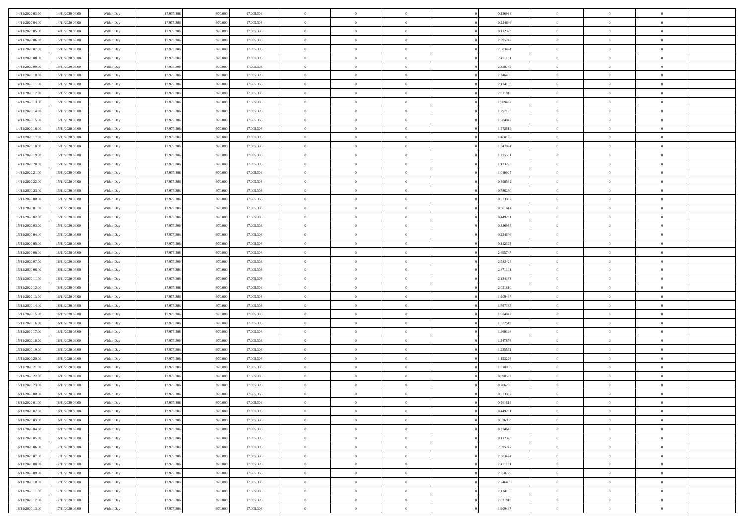| | | | | | | | | | | | | | | |
|---|---|---|---|---|---|---|---|---|---|---|---|---|---|---|
| 14/11/2020 03.00 | 14/11/2020 06.00 | Within Day | 17.975.306 | 970.000 | 17.005.306 | 0 | 0 | 0 | | 0,336968 | 0 | 0 | 0 | |
| 14/11/2020 04.00 | 14/11/2020 06.00 | Within Day | 17.975.306 | 970.000 | 17.005.306 | 0 | 0 | 0 | | 0,224646 | 0 | 0 | 0 | |
| 14/11/2020 05.00 | 14/11/2020 06.00 | Within Day | 17.975.306 | 970.000 | 17.005.306 | 0 | 0 | 0 | | 0,112323 | 0 | 0 | 0 | |
| 14/11/2020 06.00 | 15/11/2020 06.00 | Within Day | 17.975.306 | 970.000 | 17.005.306 | 0 | 0 | 0 | | 2,695747 | 0 | 0 | 0 | |
| 14/11/2020 07.00 | 15/11/2020 06.00 | Within Day | 17.975.306 | 970.000 | 17.005.306 | 0 | 0 | 0 | | 2,583424 | 0 | 0 | 0 | |
| 14/11/2020 08.00 | 15/11/2020 06.00 | Within Day | 17.975.306 | 970.000 | 17.005.306 | 0 | 0 | 0 | | 2,471101 | 0 | 0 | 0 | |
| 14/11/2020 09.00 | 15/11/2020 06.00 | Within Day | 17.975.306 | 970.000 | 17.005.306 | 0 | 0 | 0 | | 2,358779 | 0 | 0 | 0 | |
| 14/11/2020 10.00 | 15/11/2020 06.00 | Within Day | 17.975.306 | 970.000 | 17.005.306 | 0 | 0 | 0 | | 2,246456 | 0 | 0 | 0 | |
| 14/11/2020 11.00 | 15/11/2020 06.00 | Within Day | 17.975.306 | 970.000 | 17.005.306 | 0 | 0 | 0 | | 2,134133 | 0 | 0 | 0 | |
| 14/11/2020 12.00 | 15/11/2020 06.00 | Within Day | 17.975.306 | 970.000 | 17.005.306 | 0 | 0 | 0 | | 2,021810 | 0 | 0 | 0 | |
| 14/11/2020 13.00 | 15/11/2020 06.00 | Within Day | 17.975.306 | 970.000 | 17.005.306 | 0 | 0 | 0 | | 1,909487 | 0 | 0 | 0 | |
| 14/11/2020 14.00 | 15/11/2020 06.00 | Within Day | 17.975.306 | 970.000 | 17.005.306 | 0 | 0 | 0 | | 1,797165 | 0 | 0 | 0 | |
| 14/11/2020 15.00 | 15/11/2020 06.00 | Within Day | 17.975.306 | 970.000 | 17.005.306 | 0 | 0 | 0 | | 1,684842 | 0 | 0 | 0 | |
| 14/11/2020 16.00 | 15/11/2020 06.00 | Within Day | 17.975.306 | 970.000 | 17.005.306 | 0 | 0 | 0 | | 1,572519 | 0 | 0 | 0 | |
| 14/11/2020 17.00 | 15/11/2020 06.00 | Within Day | 17.975.306 | 970.000 | 17.005.306 | 0 | 0 | 0 | | 1,460196 | 0 | 0 | 0 | |
| 14/11/2020 18.00 | 15/11/2020 06.00 | Within Day | 17.975.306 | 970.000 | 17.005.306 | 0 | 0 | 0 | | 1,347874 | 0 | 0 | 0 | |
| 14/11/2020 19.00 | 15/11/2020 06.00 | Within Day | 17.975.306 | 970.000 | 17.005.306 | 0 | 0 | 0 | | 1,235551 | 0 | 0 | 0 | |
| 14/11/2020 20.00 | 15/11/2020 06.00 | Within Day | 17.975.306 | 970.000 | 17.005.306 | 0 | 0 | 0 | | 1,123228 | 0 | 0 | 0 | |
| 14/11/2020 21.00 | 15/11/2020 06.00 | Within Day | 17.975.306 | 970.000 | 17.005.306 | 0 | 0 | 0 | | 1,010905 | 0 | 0 | 0 | |
| 14/11/2020 22.00 | 15/11/2020 06.00 | Within Day | 17.975.306 | 970.000 | 17.005.306 | 0 | 0 | 0 | | 0,898582 | 0 | 0 | 0 | |
| 14/11/2020 23.00 | 15/11/2020 06.00 | Within Day | 17.975.306 | 970.000 | 17.005.306 | 0 | 0 | 0 | | 0,786260 | 0 | 0 | 0 | |
| 15/11/2020 00.00 | 15/11/2020 06.00 | Within Day | 17.975.306 | 970.000 | 17.005.306 | 0 | 0 | 0 | | 0,673937 | 0 | 0 | 0 | |
| 15/11/2020 01.00 | 15/11/2020 06.00 | Within Day | 17.975.306 | 970.000 | 17.005.306 | 0 | 0 | 0 | | 0,561614 | 0 | 0 | 0 | |
| 15/11/2020 02.00 | 15/11/2020 06.00 | Within Day | 17.975.306 | 970.000 | 17.005.306 | 0 | 0 | 0 | | 0,449291 | 0 | 0 | 0 | |
| 15/11/2020 03.00 | 15/11/2020 06.00 | Within Day | 17.975.306 | 970.000 | 17.005.306 | 0 | 0 | 0 | | 0,336968 | 0 | 0 | 0 | |
| 15/11/2020 04.00 | 15/11/2020 06.00 | Within Day | 17.975.306 | 970.000 | 17.005.306 | 0 | 0 | 0 | | 0,224646 | 0 | 0 | 0 | |
| 15/11/2020 05.00 | 15/11/2020 06.00 | Within Day | 17.975.306 | 970.000 | 17.005.306 | 0 | 0 | 0 | | 0,112323 | 0 | 0 | 0 | |
| 15/11/2020 06.00 | 16/11/2020 06.00 | Within Day | 17.975.306 | 970.000 | 17.005.306 | 0 | 0 | 0 | | 2,695747 | 0 | 0 | 0 | |
| 15/11/2020 07.00 | 16/11/2020 06.00 | Within Day | 17.975.306 | 970.000 | 17.005.306 | 0 | 0 | 0 | | 2,583424 | 0 | 0 | 0 | |
| 15/11/2020 08.00 | 16/11/2020 06.00 | Within Day | 17.975.306 | 970.000 | 17.005.306 | 0 | 0 | 0 | | 2,471101 | 0 | 0 | 0 | |
| 15/11/2020 11.00 | 16/11/2020 06.00 | Within Day | 17.975.306 | 970.000 | 17.005.306 | 0 | 0 | 0 | | 2,134133 | 0 | 0 | 0 | |
| 15/11/2020 12.00 | 16/11/2020 06.00 | Within Day | 17.975.306 | 970.000 | 17.005.306 | 0 | 0 | 0 | | 2,021810 | 0 | 0 | 0 | |
| 15/11/2020 13.00 | 16/11/2020 06.00 | Within Day | 17.975.306 | 970.000 | 17.005.306 | 0 | 0 | 0 | | 1,909487 | 0 | 0 | 0 | |
| 15/11/2020 14.00 | 16/11/2020 06.00 | Within Day | 17.975.306 | 970.000 | 17.005.306 | 0 | 0 | 0 | | 1,797165 | 0 | 0 | 0 | |
| 15/11/2020 15.00 | 16/11/2020 06.00 | Within Day | 17.975.306 | 970.000 | 17.005.306 | 0 | 0 | 0 | | 1,684842 | 0 | 0 | 0 | |
| 15/11/2020 16.00 | 16/11/2020 06.00 | Within Day | 17.975.306 | 970.000 | 17.005.306 | 0 | 0 | 0 | | 1,572519 | 0 | 0 | 0 | |
| 15/11/2020 17.00 | 16/11/2020 06.00 | Within Day | 17.975.306 | 970.000 | 17.005.306 | 0 | 0 | 0 | | 1,460196 | 0 | 0 | 0 | |
| 15/11/2020 18.00 | 16/11/2020 06.00 | Within Day | 17.975.306 | 970.000 | 17.005.306 | 0 | 0 | 0 | | 1,347874 | 0 | 0 | 0 | |
| 15/11/2020 19.00 | 16/11/2020 06.00 | Within Day | 17.975.306 | 970.000 | 17.005.306 | 0 | 0 | 0 | | 1,235551 | 0 | 0 | 0 | |
| 15/11/2020 20.00 | 16/11/2020 06.00 | Within Day | 17.975.306 | 970.000 | 17.005.306 | 0 | 0 | 0 | | 1,123228 | 0 | 0 | 0 | |
| 15/11/2020 21.00 | 16/11/2020 06.00 | Within Day | 17.975.306 | 970.000 | 17.005.306 | 0 | 0 | 0 | | 1,010905 | 0 | 0 | 0 | |
| 15/11/2020 22.00 | 16/11/2020 06.00 | Within Day | 17.975.306 | 970.000 | 17.005.306 | 0 | 0 | 0 | | 0,898582 | 0 | 0 | 0 | |
| 15/11/2020 23.00 | 16/11/2020 06.00 | Within Day | 17.975.306 | 970.000 | 17.005.306 | 0 | 0 | 0 | | 0,786260 | 0 | 0 | 0 | |
| 16/11/2020 00.00 | 16/11/2020 06.00 | Within Day | 17.975.306 | 970.000 | 17.005.306 | 0 | 0 | 0 | | 0,673937 | 0 | 0 | 0 | |
| 16/11/2020 01.00 | 16/11/2020 06.00 | Within Day | 17.975.306 | 970.000 | 17.005.306 | 0 | 0 | 0 | | 0,561614 | 0 | 0 | 0 | |
| 16/11/2020 02.00 | 16/11/2020 06.00 | Within Day | 17.975.306 | 970.000 | 17.005.306 | 0 | 0 | 0 | | 0,449291 | 0 | 0 | 0 | |
| 16/11/2020 03.00 | 16/11/2020 06.00 | Within Day | 17.975.306 | 970.000 | 17.005.306 | 0 | 0 | 0 | | 0,336968 | 0 | 0 | 0 | |
| 16/11/2020 04.00 | 16/11/2020 06.00 | Within Day | 17.975.306 | 970.000 | 17.005.306 | 0 | 0 | 0 | | 0,224646 | 0 | 0 | 0 | |
| 16/11/2020 05.00 | 16/11/2020 06.00 | Within Day | 17.975.306 | 970.000 | 17.005.306 | 0 | 0 | 0 | | 0,112323 | 0 | 0 | 0 | |
| 16/11/2020 06.00 | 17/11/2020 06.00 | Within Day | 17.975.306 | 970.000 | 17.005.306 | 0 | 0 | 0 | | 2,695747 | 0 | 0 | 0 | |
| 16/11/2020 07.00 | 17/11/2020 06.00 | Within Day | 17.975.306 | 970.000 | 17.005.306 | 0 | 0 | 0 | | 2,583424 | 0 | 0 | 0 | |
| 16/11/2020 08.00 | 17/11/2020 06.00 | Within Day | 17.975.306 | 970.000 | 17.005.306 | 0 | 0 | 0 | | 2,471101 | 0 | 0 | 0 | |
| 16/11/2020 09.00 | 17/11/2020 06.00 | Within Day | 17.975.306 | 970.000 | 17.005.306 | 0 | 0 | 0 | | 2,358779 | 0 | 0 | 0 | |
| 16/11/2020 10.00 | 17/11/2020 06.00 | Within Day | 17.975.306 | 970.000 | 17.005.306 | 0 | 0 | 0 | | 2,246456 | 0 | 0 | 0 | |
| 16/11/2020 11.00 | 17/11/2020 06.00 | Within Day | 17.975.306 | 970.000 | 17.005.306 | 0 | 0 | 0 | | 2,134133 | 0 | 0 | 0 | |
| 16/11/2020 12.00 | 17/11/2020 06.00 | Within Day | 17.975.306 | 970.000 | 17.005.306 | 0 | 0 | 0 | | 2,021810 | 0 | 0 | 0 | |
| 16/11/2020 13.00 | 17/11/2020 06.00 | Within Day | 17.975.306 | 970.000 | 17.005.306 | 0 | 0 | 0 | | 1,909487 | 0 | 0 | 0 | |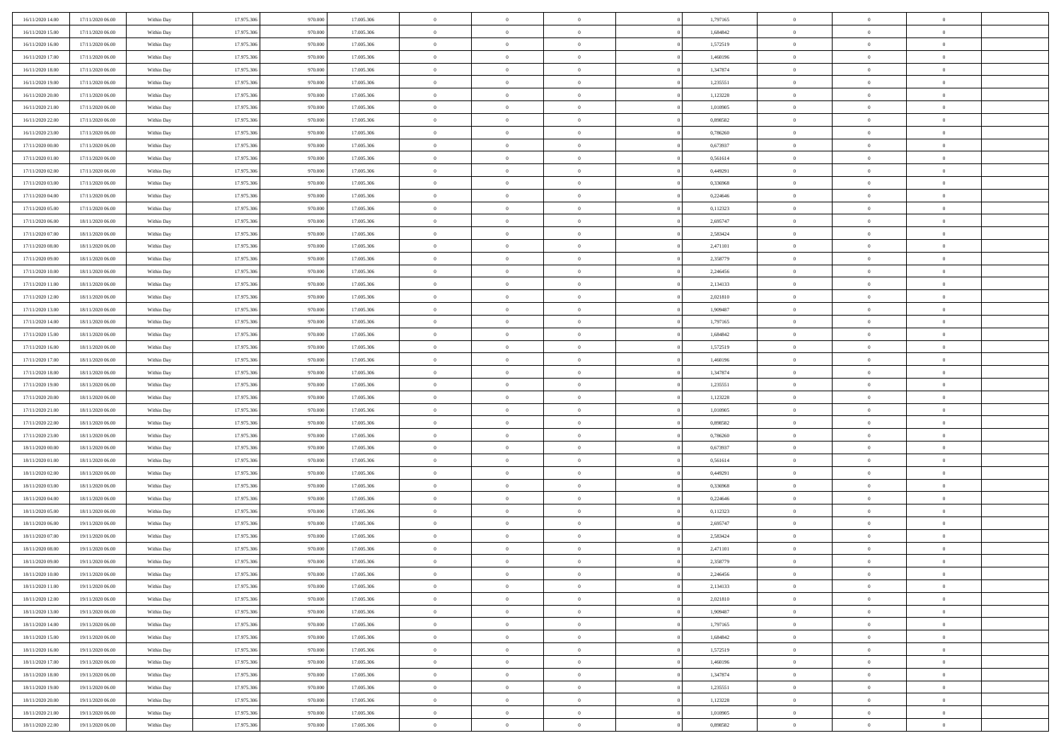| 16/11/2020 14:00 | 17/11/2020 06:00 | Within Day | 17.975.306 | 970.000 | 17.005.306 | 0 | 0 | 0 | 0 | 1,797165 | 0 | 0 | 0 | |
|---|---|---|---|---|---|---|---|---|---|---|---|---|---|---|
| 16/11/2020 15:00 | 17/11/2020 06:00 | Within Day | 17.975.306 | 970.000 | 17.005.306 | 0 | 0 | 0 | 0 | 1,684842 | 0 | 0 | 0 | |
| 16/11/2020 16:00 | 17/11/2020 06:00 | Within Day | 17.975.306 | 970.000 | 17.005.306 | 0 | 0 | 0 | 0 | 1,572519 | 0 | 0 | 0 | |
| 16/11/2020 17:00 | 17/11/2020 06:00 | Within Day | 17.975.306 | 970.000 | 17.005.306 | 0 | 0 | 0 | 0 | 1,460196 | 0 | 0 | 0 | |
| 16/11/2020 18:00 | 17/11/2020 06:00 | Within Day | 17.975.306 | 970.000 | 17.005.306 | 0 | 0 | 0 | 0 | 1,347874 | 0 | 0 | 0 | |
| 16/11/2020 19:00 | 17/11/2020 06:00 | Within Day | 17.975.306 | 970.000 | 17.005.306 | 0 | 0 | 0 | 0 | 1,235551 | 0 | 0 | 0 | |
| 16/11/2020 20:00 | 17/11/2020 06:00 | Within Day | 17.975.306 | 970.000 | 17.005.306 | 0 | 0 | 0 | 0 | 1,123228 | 0 | 0 | 0 | |
| 16/11/2020 21:00 | 17/11/2020 06:00 | Within Day | 17.975.306 | 970.000 | 17.005.306 | 0 | 0 | 0 | 0 | 1,010905 | 0 | 0 | 0 | |
| 16/11/2020 22:00 | 17/11/2020 06:00 | Within Day | 17.975.306 | 970.000 | 17.005.306 | 0 | 0 | 0 | 0 | 0,898582 | 0 | 0 | 0 | |
| 16/11/2020 23:00 | 17/11/2020 06:00 | Within Day | 17.975.306 | 970.000 | 17.005.306 | 0 | 0 | 0 | 0 | 0,786260 | 0 | 0 | 0 | |
| 17/11/2020 00:00 | 17/11/2020 06:00 | Within Day | 17.975.306 | 970.000 | 17.005.306 | 0 | 0 | 0 | 0 | 0,673937 | 0 | 0 | 0 | |
| 17/11/2020 01:00 | 17/11/2020 06:00 | Within Day | 17.975.306 | 970.000 | 17.005.306 | 0 | 0 | 0 | 0 | 0,561614 | 0 | 0 | 0 | |
| 17/11/2020 02:00 | 17/11/2020 06:00 | Within Day | 17.975.306 | 970.000 | 17.005.306 | 0 | 0 | 0 | 0 | 0,449291 | 0 | 0 | 0 | |
| 17/11/2020 03:00 | 17/11/2020 06:00 | Within Day | 17.975.306 | 970.000 | 17.005.306 | 0 | 0 | 0 | 0 | 0,336968 | 0 | 0 | 0 | |
| 17/11/2020 04:00 | 17/11/2020 06:00 | Within Day | 17.975.306 | 970.000 | 17.005.306 | 0 | 0 | 0 | 0 | 0,224646 | 0 | 0 | 0 | |
| 17/11/2020 05:00 | 17/11/2020 06:00 | Within Day | 17.975.306 | 970.000 | 17.005.306 | 0 | 0 | 0 | 0 | 0,112323 | 0 | 0 | 0 | |
| 17/11/2020 06:00 | 18/11/2020 06:00 | Within Day | 17.975.306 | 970.000 | 17.005.306 | 0 | 0 | 0 | 0 | 2,695747 | 0 | 0 | 0 | |
| 17/11/2020 07:00 | 18/11/2020 06:00 | Within Day | 17.975.306 | 970.000 | 17.005.306 | 0 | 0 | 0 | 0 | 2,583424 | 0 | 0 | 0 | |
| 17/11/2020 08:00 | 18/11/2020 06:00 | Within Day | 17.975.306 | 970.000 | 17.005.306 | 0 | 0 | 0 | 0 | 2,471101 | 0 | 0 | 0 | |
| 17/11/2020 09:00 | 18/11/2020 06:00 | Within Day | 17.975.306 | 970.000 | 17.005.306 | 0 | 0 | 0 | 0 | 2,358779 | 0 | 0 | 0 | |
| 17/11/2020 10:00 | 18/11/2020 06:00 | Within Day | 17.975.306 | 970.000 | 17.005.306 | 0 | 0 | 0 | 0 | 2,246456 | 0 | 0 | 0 | |
| 17/11/2020 11:00 | 18/11/2020 06:00 | Within Day | 17.975.306 | 970.000 | 17.005.306 | 0 | 0 | 0 | 0 | 2,134133 | 0 | 0 | 0 | |
| 17/11/2020 12:00 | 18/11/2020 06:00 | Within Day | 17.975.306 | 970.000 | 17.005.306 | 0 | 0 | 0 | 0 | 2,021810 | 0 | 0 | 0 | |
| 17/11/2020 13:00 | 18/11/2020 06:00 | Within Day | 17.975.306 | 970.000 | 17.005.306 | 0 | 0 | 0 | 0 | 1,909487 | 0 | 0 | 0 | |
| 17/11/2020 14:00 | 18/11/2020 06:00 | Within Day | 17.975.306 | 970.000 | 17.005.306 | 0 | 0 | 0 | 0 | 1,797165 | 0 | 0 | 0 | |
| 17/11/2020 15:00 | 18/11/2020 06:00 | Within Day | 17.975.306 | 970.000 | 17.005.306 | 0 | 0 | 0 | 0 | 1,684842 | 0 | 0 | 0 | |
| 17/11/2020 16:00 | 18/11/2020 06:00 | Within Day | 17.975.306 | 970.000 | 17.005.306 | 0 | 0 | 0 | 0 | 1,572519 | 0 | 0 | 0 | |
| 17/11/2020 17:00 | 18/11/2020 06:00 | Within Day | 17.975.306 | 970.000 | 17.005.306 | 0 | 0 | 0 | 0 | 1,460196 | 0 | 0 | 0 | |
| 17/11/2020 18:00 | 18/11/2020 06:00 | Within Day | 17.975.306 | 970.000 | 17.005.306 | 0 | 0 | 0 | 0 | 1,347874 | 0 | 0 | 0 | |
| 17/11/2020 19:00 | 18/11/2020 06:00 | Within Day | 17.975.306 | 970.000 | 17.005.306 | 0 | 0 | 0 | 0 | 1,235551 | 0 | 0 | 0 | |
| 17/11/2020 20:00 | 18/11/2020 06:00 | Within Day | 17.975.306 | 970.000 | 17.005.306 | 0 | 0 | 0 | 0 | 1,123228 | 0 | 0 | 0 | |
| 17/11/2020 21:00 | 18/11/2020 06:00 | Within Day | 17.975.306 | 970.000 | 17.005.306 | 0 | 0 | 0 | 0 | 1,010905 | 0 | 0 | 0 | |
| 17/11/2020 22:00 | 18/11/2020 06:00 | Within Day | 17.975.306 | 970.000 | 17.005.306 | 0 | 0 | 0 | 0 | 0,898582 | 0 | 0 | 0 | |
| 17/11/2020 23:00 | 18/11/2020 06:00 | Within Day | 17.975.306 | 970.000 | 17.005.306 | 0 | 0 | 0 | 0 | 0,786260 | 0 | 0 | 0 | |
| 18/11/2020 00:00 | 18/11/2020 06:00 | Within Day | 17.975.306 | 970.000 | 17.005.306 | 0 | 0 | 0 | 0 | 0,673937 | 0 | 0 | 0 | |
| 18/11/2020 01:00 | 18/11/2020 06:00 | Within Day | 17.975.306 | 970.000 | 17.005.306 | 0 | 0 | 0 | 0 | 0,561614 | 0 | 0 | 0 | |
| 18/11/2020 02:00 | 18/11/2020 06:00 | Within Day | 17.975.306 | 970.000 | 17.005.306 | 0 | 0 | 0 | 0 | 0,449291 | 0 | 0 | 0 | |
| 18/11/2020 03:00 | 18/11/2020 06:00 | Within Day | 17.975.306 | 970.000 | 17.005.306 | 0 | 0 | 0 | 0 | 0,336968 | 0 | 0 | 0 | |
| 18/11/2020 04:00 | 18/11/2020 06:00 | Within Day | 17.975.306 | 970.000 | 17.005.306 | 0 | 0 | 0 | 0 | 0,224646 | 0 | 0 | 0 | |
| 18/11/2020 05:00 | 18/11/2020 06:00 | Within Day | 17.975.306 | 970.000 | 17.005.306 | 0 | 0 | 0 | 0 | 0,112323 | 0 | 0 | 0 | |
| 18/11/2020 06:00 | 19/11/2020 06:00 | Within Day | 17.975.306 | 970.000 | 17.005.306 | 0 | 0 | 0 | 0 | 2,695747 | 0 | 0 | 0 | |
| 18/11/2020 07:00 | 19/11/2020 06:00 | Within Day | 17.975.306 | 970.000 | 17.005.306 | 0 | 0 | 0 | 0 | 2,583424 | 0 | 0 | 0 | |
| 18/11/2020 08:00 | 19/11/2020 06:00 | Within Day | 17.975.306 | 970.000 | 17.005.306 | 0 | 0 | 0 | 0 | 2,471101 | 0 | 0 | 0 | |
| 18/11/2020 09:00 | 19/11/2020 06:00 | Within Day | 17.975.306 | 970.000 | 17.005.306 | 0 | 0 | 0 | 0 | 2,358779 | 0 | 0 | 0 | |
| 18/11/2020 10:00 | 19/11/2020 06:00 | Within Day | 17.975.306 | 970.000 | 17.005.306 | 0 | 0 | 0 | 0 | 2,246456 | 0 | 0 | 0 | |
| 18/11/2020 11:00 | 19/11/2020 06:00 | Within Day | 17.975.306 | 970.000 | 17.005.306 | 0 | 0 | 0 | 0 | 2,134133 | 0 | 0 | 0 | |
| 18/11/2020 12:00 | 19/11/2020 06:00 | Within Day | 17.975.306 | 970.000 | 17.005.306 | 0 | 0 | 0 | 0 | 2,021810 | 0 | 0 | 0 | |
| 18/11/2020 13:00 | 19/11/2020 06:00 | Within Day | 17.975.306 | 970.000 | 17.005.306 | 0 | 0 | 0 | 0 | 1,909487 | 0 | 0 | 0 | |
| 18/11/2020 14:00 | 19/11/2020 06:00 | Within Day | 17.975.306 | 970.000 | 17.005.306 | 0 | 0 | 0 | 0 | 1,797165 | 0 | 0 | 0 | |
| 18/11/2020 15:00 | 19/11/2020 06:00 | Within Day | 17.975.306 | 970.000 | 17.005.306 | 0 | 0 | 0 | 0 | 1,684842 | 0 | 0 | 0 | |
| 18/11/2020 16:00 | 19/11/2020 06:00 | Within Day | 17.975.306 | 970.000 | 17.005.306 | 0 | 0 | 0 | 0 | 1,572519 | 0 | 0 | 0 | |
| 18/11/2020 17:00 | 19/11/2020 06:00 | Within Day | 17.975.306 | 970.000 | 17.005.306 | 0 | 0 | 0 | 0 | 1,460196 | 0 | 0 | 0 | |
| 18/11/2020 18:00 | 19/11/2020 06:00 | Within Day | 17.975.306 | 970.000 | 17.005.306 | 0 | 0 | 0 | 0 | 1,347874 | 0 | 0 | 0 | |
| 18/11/2020 19:00 | 19/11/2020 06:00 | Within Day | 17.975.306 | 970.000 | 17.005.306 | 0 | 0 | 0 | 0 | 1,235551 | 0 | 0 | 0 | |
| 18/11/2020 20:00 | 19/11/2020 06:00 | Within Day | 17.975.306 | 970.000 | 17.005.306 | 0 | 0 | 0 | 0 | 1,123228 | 0 | 0 | 0 | |
| 18/11/2020 21:00 | 19/11/2020 06:00 | Within Day | 17.975.306 | 970.000 | 17.005.306 | 0 | 0 | 0 | 0 | 1,010905 | 0 | 0 | 0 | |
| 18/11/2020 22:00 | 19/11/2020 06:00 | Within Day | 17.975.306 | 970.000 | 17.005.306 | 0 | 0 | 0 | 0 | 0,898582 | 0 | 0 | 0 | |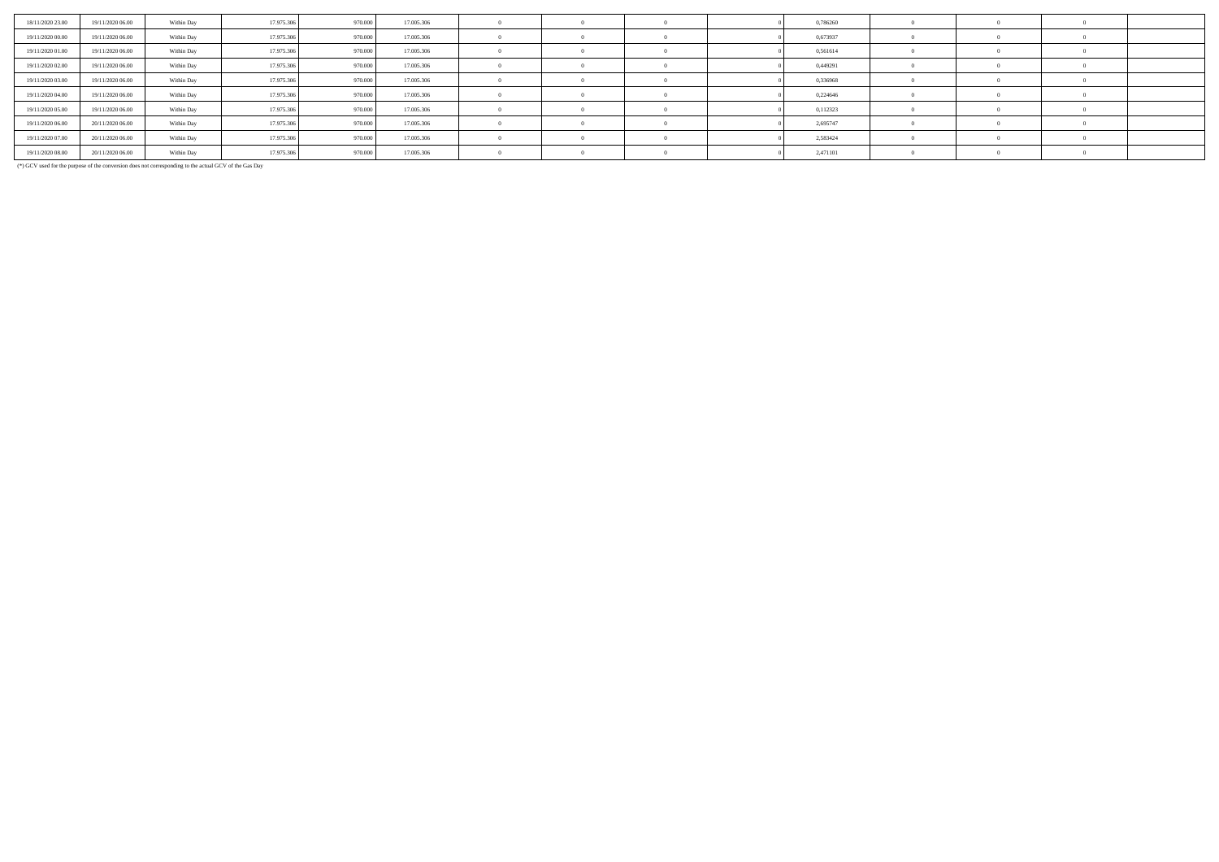| | | | | | | | | | | | | | | |
|---|---|---|---|---|---|---|---|---|---|---|---|---|---|---|
| 18/11/2020 23.00 | 19/11/2020 06.00 | Within Day | 17.975.306 | 970.000 | 17.005.306 | 0 | 0 | 0 | 0 | 0,786260 | 0 | 0 | 0 | |
| 19/11/2020 00.00 | 19/11/2020 06.00 | Within Day | 17.975.306 | 970.000 | 17.005.306 | 0 | 0 | 0 | 0 | 0,673937 | 0 | 0 | 0 | |
| 19/11/2020 01.00 | 19/11/2020 06.00 | Within Day | 17.975.306 | 970.000 | 17.005.306 | 0 | 0 | 0 | 0 | 0,561614 | 0 | 0 | 0 | |
| 19/11/2020 02.00 | 19/11/2020 06.00 | Within Day | 17.975.306 | 970.000 | 17.005.306 | 0 | 0 | 0 | 0 | 0,449291 | 0 | 0 | 0 | |
| 19/11/2020 03.00 | 19/11/2020 06.00 | Within Day | 17.975.306 | 970.000 | 17.005.306 | 0 | 0 | 0 | 0 | 0,336968 | 0 | 0 | 0 | |
| 19/11/2020 04.00 | 19/11/2020 06.00 | Within Day | 17.975.306 | 970.000 | 17.005.306 | 0 | 0 | 0 | 0 | 0,224646 | 0 | 0 | 0 | |
| 19/11/2020 05.00 | 19/11/2020 06.00 | Within Day | 17.975.306 | 970.000 | 17.005.306 | 0 | 0 | 0 | 0 | 0,112323 | 0 | 0 | 0 | |
| 19/11/2020 06.00 | 20/11/2020 06.00 | Within Day | 17.975.306 | 970.000 | 17.005.306 | 0 | 0 | 0 | 0 | 2,695747 | 0 | 0 | 0 | |
| 19/11/2020 07.00 | 20/11/2020 06.00 | Within Day | 17.975.306 | 970.000 | 17.005.306 | 0 | 0 | 0 | 0 | 2,583424 | 0 | 0 | 0 | |
| 19/11/2020 08.00 | 20/11/2020 06.00 | Within Day | 17.975.306 | 970.000 | 17.005.306 | 0 | 0 | 0 | 0 | 2,471101 | 0 | 0 | 0 | |

(*) GCV used for the purpose of the conversion does not corresponding to the actual GCV of the Gas Day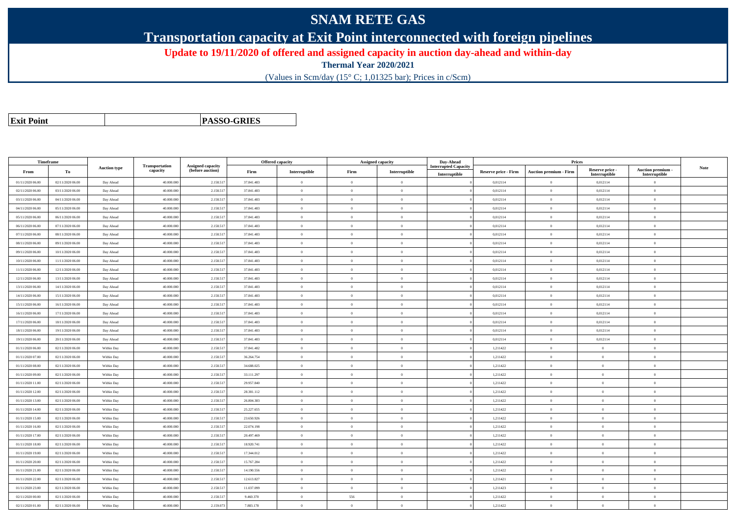# SNAM RETE GAS

## Transportation capacity at Exit Point interconnected with foreign pipelines

**Update to 19/11/2020 of offered and assigned capacity in auction day-ahead and within-day**

**Thermal Year 2020/2021**

(Values in Scm/day (15° C; 1,01325 bar); Prices in c/Scm)

| **Exit Point** | **PASSO-GRIES** |
|---|---|

| Timeframe | | Auction type | Transportation capacity | Assigned capacity (before auction) | Offered capacity | | Assigned capacity | | Day-Ahead Interrupted Capacity | Prices | | | | Note |
|---|---|---|---|---|---|---|---|---|---|---|---|---|---|---|
| From | To | | | | Firm | Interruptible | Firm | Interruptible | Interruptible | Reserve price - Firm | Auction premium - Firm | Reserve price - Interruptible | Auction premium - Interruptible | |
| 01/11/2020 06.00 | 02/11/2020 06.00 | Day Ahead | 40.000.000 | 2.158.517 | 37.841.483 | 0 | 0 | 0 | 0 | 0,012114 | 0 | 0,012114 | 0 | |
| 02/11/2020 06.00 | 03/11/2020 06.00 | Day Ahead | 40.000.000 | 2.158.517 | 37.841.483 | 0 | 0 | 0 | 0 | 0,012114 | 0 | 0,012114 | 0 | |
| 03/11/2020 06.00 | 04/11/2020 06.00 | Day Ahead | 40.000.000 | 2.158.517 | 37.841.483 | 0 | 0 | 0 | 0 | 0,012114 | 0 | 0,012114 | 0 | |
| 04/11/2020 06.00 | 05/11/2020 06.00 | Day Ahead | 40.000.000 | 2.158.517 | 37.841.483 | 0 | 0 | 0 | 0 | 0,012114 | 0 | 0,012114 | 0 | |
| 05/11/2020 06.00 | 06/11/2020 06.00 | Day Ahead | 40.000.000 | 2.158.517 | 37.841.483 | 0 | 0 | 0 | 0 | 0,012114 | 0 | 0,012114 | 0 | |
| 06/11/2020 06.00 | 07/11/2020 06.00 | Day Ahead | 40.000.000 | 2.158.517 | 37.841.483 | 0 | 0 | 0 | 0 | 0,012114 | 0 | 0,012114 | 0 | |
| 07/11/2020 06.00 | 08/11/2020 06.00 | Day Ahead | 40.000.000 | 2.158.517 | 37.841.483 | 0 | 0 | 0 | 0 | 0,012114 | 0 | 0,012114 | 0 | |
| 08/11/2020 06.00 | 09/11/2020 06.00 | Day Ahead | 40.000.000 | 2.158.517 | 37.841.483 | 0 | 0 | 0 | 0 | 0,012114 | 0 | 0,012114 | 0 | |
| 09/11/2020 06.00 | 10/11/2020 06.00 | Day Ahead | 40.000.000 | 2.158.517 | 37.841.483 | 0 | 0 | 0 | 0 | 0,012114 | 0 | 0,012114 | 0 | |
| 10/11/2020 06.00 | 11/11/2020 06.00 | Day Ahead | 40.000.000 | 2.158.517 | 37.841.483 | 0 | 0 | 0 | 0 | 0,012114 | 0 | 0,012114 | 0 | |
| 11/11/2020 06.00 | 12/11/2020 06.00 | Day Ahead | 40.000.000 | 2.158.517 | 37.841.483 | 0 | 0 | 0 | 0 | 0,012114 | 0 | 0,012114 | 0 | |
| 12/11/2020 06.00 | 13/11/2020 06.00 | Day Ahead | 40.000.000 | 2.158.517 | 37.841.483 | 0 | 0 | 0 | 0 | 0,012114 | 0 | 0,012114 | 0 | |
| 13/11/2020 06.00 | 14/11/2020 06.00 | Day Ahead | 40.000.000 | 2.158.517 | 37.841.483 | 0 | 0 | 0 | 0 | 0,012114 | 0 | 0,012114 | 0 | |
| 14/11/2020 06.00 | 15/11/2020 06.00 | Day Ahead | 40.000.000 | 2.158.517 | 37.841.483 | 0 | 0 | 0 | 0 | 0,012114 | 0 | 0,012114 | 0 | |
| 15/11/2020 06.00 | 16/11/2020 06.00 | Day Ahead | 40.000.000 | 2.158.517 | 37.841.483 | 0 | 0 | 0 | 0 | 0,012114 | 0 | 0,012114 | 0 | |
| 16/11/2020 06.00 | 17/11/2020 06.00 | Day Ahead | 40.000.000 | 2.158.517 | 37.841.483 | 0 | 0 | 0 | 0 | 0,012114 | 0 | 0,012114 | 0 | |
| 17/11/2020 06.00 | 18/11/2020 06.00 | Day Ahead | 40.000.000 | 2.158.517 | 37.841.483 | 0 | 0 | 0 | 0 | 0,012114 | 0 | 0,012114 | 0 | |
| 18/11/2020 06.00 | 19/11/2020 06.00 | Day Ahead | 40.000.000 | 2.158.517 | 37.841.483 | 0 | 0 | 0 | 0 | 0,012114 | 0 | 0,012114 | 0 | |
| 19/11/2020 06.00 | 20/11/2020 06.00 | Day Ahead | 40.000.000 | 2.158.517 | 37.841.483 | 0 | 0 | 0 | 0 | 0,012114 | 0 | 0,012114 | 0 | |
| 01/11/2020 06.00 | 02/11/2020 06.00 | Within Day | 40.000.000 | 2.158.517 | 37.841.482 | 0 | 0 | 0 | 0 | 1,211422 | 0 | 0 | 0 | |
| 01/11/2020 07.00 | 02/11/2020 06.00 | Within Day | 40.000.000 | 2.158.517 | 36.264.754 | 0 | 0 | 0 | 0 | 1,211422 | 0 | 0 | 0 | |
| 01/11/2020 08.00 | 02/11/2020 06.00 | Within Day | 40.000.000 | 2.158.517 | 34.688.025 | 0 | 0 | 0 | 0 | 1,211422 | 0 | 0 | 0 | |
| 01/11/2020 09.00 | 02/11/2020 06.00 | Within Day | 40.000.000 | 2.158.517 | 33.111.297 | 0 | 0 | 0 | 0 | 1,211422 | 0 | 0 | 0 | |
| 01/11/2020 11.00 | 02/11/2020 06.00 | Within Day | 40.000.000 | 2.158.517 | 29.957.840 | 0 | 0 | 0 | 0 | 1,211422 | 0 | 0 | 0 | |
| 01/11/2020 12.00 | 02/11/2020 06.00 | Within Day | 40.000.000 | 2.158.517 | 28.381.112 | 0 | 0 | 0 | 0 | 1,211422 | 0 | 0 | 0 | |
| 01/11/2020 13.00 | 02/11/2020 06.00 | Within Day | 40.000.000 | 2.158.517 | 26.804.383 | 0 | 0 | 0 | 0 | 1,211422 | 0 | 0 | 0 | |
| 01/11/2020 14.00 | 02/11/2020 06.00 | Within Day | 40.000.000 | 2.158.517 | 25.227.655 | 0 | 0 | 0 | 0 | 1,211422 | 0 | 0 | 0 | |
| 01/11/2020 15.00 | 02/11/2020 06.00 | Within Day | 40.000.000 | 2.158.517 | 23.650.926 | 0 | 0 | 0 | 0 | 1,211422 | 0 | 0 | 0 | |
| 01/11/2020 16.00 | 02/11/2020 06.00 | Within Day | 40.000.000 | 2.158.517 | 22.074.198 | 0 | 0 | 0 | 0 | 1,211422 | 0 | 0 | 0 | |
| 01/11/2020 17.00 | 02/11/2020 06.00 | Within Day | 40.000.000 | 2.158.517 | 20.497.469 | 0 | 0 | 0 | 0 | 1,211422 | 0 | 0 | 0 | |
| 01/11/2020 18.00 | 02/11/2020 06.00 | Within Day | 40.000.000 | 2.158.517 | 18.920.741 | 0 | 0 | 0 | 0 | 1,211422 | 0 | 0 | 0 | |
| 01/11/2020 19.00 | 02/11/2020 06.00 | Within Day | 40.000.000 | 2.158.517 | 17.344.012 | 0 | 0 | 0 | 0 | 1,211422 | 0 | 0 | 0 | |
| 01/11/2020 20.00 | 02/11/2020 06.00 | Within Day | 40.000.000 | 2.158.517 | 15.767.284 | 0 | 0 | 0 | 0 | 1,211422 | 0 | 0 | 0 | |
| 01/11/2020 21.00 | 02/11/2020 06.00 | Within Day | 40.000.000 | 2.158.517 | 14.190.556 | 0 | 0 | 0 | 0 | 1,211422 | 0 | 0 | 0 | |
| 01/11/2020 22.00 | 02/11/2020 06.00 | Within Day | 40.000.000 | 2.158.517 | 12.613.827 | 0 | 0 | 0 | 0 | 1,211421 | 0 | 0 | 0 | |
| 01/11/2020 23.00 | 02/11/2020 06.00 | Within Day | 40.000.000 | 2.158.517 | 11.037.099 | 0 | 0 | 0 | 0 | 1,211423 | 0 | 0 | 0 | |
| 02/11/2020 00.00 | 02/11/2020 06.00 | Within Day | 40.000.000 | 2.158.517 | 9.460.370 | 0 | 556 | 0 | 0 | 1,211422 | 0 | 0 | 0 | |
| 02/11/2020 01.00 | 02/11/2020 06.00 | Within Day | 40.000.000 | 2.159.073 | 7.883.178 | 0 | 0 | 0 | 0 | 1,211422 | 0 | 0 | 0 | |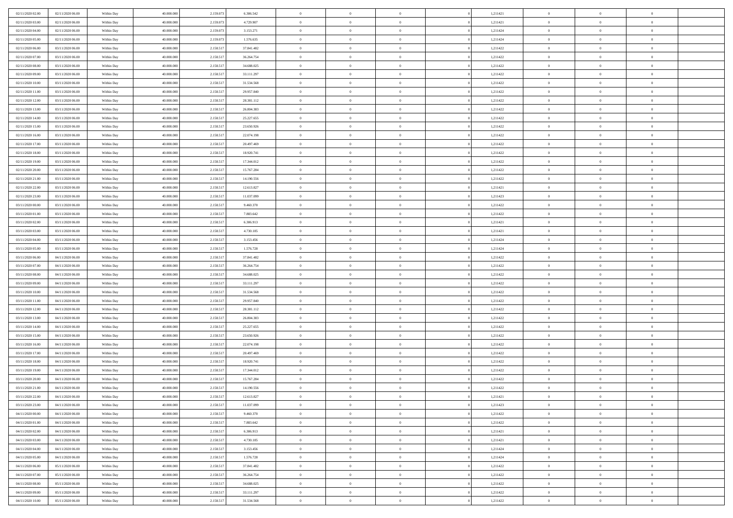| | | | | | | | | | | | | | | |
|---|---|---|---|---|---|---|---|---|---|---|---|---|---|---|
| 02/11/2020 02.00 | 02/11/2020 06.00 | Within Day | 40.000.000 | 2.159.073 | 6.306.542 | 0 | 0 | 0 | | 1,211421 | 0 | 0 | 0 | |
| 02/11/2020 03.00 | 02/11/2020 06.00 | Within Day | 40.000.000 | 2.159.073 | 4.729.907 | 0 | 0 | 0 | | 1,211421 | 0 | 0 | 0 | |
| 02/11/2020 04.00 | 02/11/2020 06.00 | Within Day | 40.000.000 | 2.159.073 | 3.153.271 | 0 | 0 | 0 | | 1,211424 | 0 | 0 | 0 | |
| 02/11/2020 05.00 | 02/11/2020 06.00 | Within Day | 40.000.000 | 2.159.073 | 1.576.635 | 0 | 0 | 0 | | 1,211424 | 0 | 0 | 0 | |
| 02/11/2020 06.00 | 03/11/2020 06.00 | Within Day | 40.000.000 | 2.158.517 | 37.841.482 | 0 | 0 | 0 | | 1,211422 | 0 | 0 | 0 | |
| 02/11/2020 07.00 | 03/11/2020 06.00 | Within Day | 40.000.000 | 2.158.517 | 36.264.754 | 0 | 0 | 0 | | 1,211422 | 0 | 0 | 0 | |
| 02/11/2020 08.00 | 03/11/2020 06.00 | Within Day | 40.000.000 | 2.158.517 | 34.688.025 | 0 | 0 | 0 | | 1,211422 | 0 | 0 | 0 | |
| 02/11/2020 09.00 | 03/11/2020 06.00 | Within Day | 40.000.000 | 2.158.517 | 33.111.297 | 0 | 0 | 0 | | 1,211422 | 0 | 0 | 0 | |
| 02/11/2020 10.00 | 03/11/2020 06.00 | Within Day | 40.000.000 | 2.158.517 | 31.534.568 | 0 | 0 | 0 | | 1,211422 | 0 | 0 | 0 | |
| 02/11/2020 11.00 | 03/11/2020 06.00 | Within Day | 40.000.000 | 2.158.517 | 29.957.840 | 0 | 0 | 0 | | 1,211422 | 0 | 0 | 0 | |
| 02/11/2020 12.00 | 03/11/2020 06.00 | Within Day | 40.000.000 | 2.158.517 | 28.381.112 | 0 | 0 | 0 | | 1,211422 | 0 | 0 | 0 | |
| 02/11/2020 13.00 | 03/11/2020 06.00 | Within Day | 40.000.000 | 2.158.517 | 26.804.383 | 0 | 0 | 0 | | 1,211422 | 0 | 0 | 0 | |
| 02/11/2020 14.00 | 03/11/2020 06.00 | Within Day | 40.000.000 | 2.158.517 | 25.227.655 | 0 | 0 | 0 | | 1,211422 | 0 | 0 | 0 | |
| 02/11/2020 15.00 | 03/11/2020 06.00 | Within Day | 40.000.000 | 2.158.517 | 23.650.926 | 0 | 0 | 0 | | 1,211422 | 0 | 0 | 0 | |
| 02/11/2020 16.00 | 03/11/2020 06.00 | Within Day | 40.000.000 | 2.158.517 | 22.074.198 | 0 | 0 | 0 | | 1,211422 | 0 | 0 | 0 | |
| 02/11/2020 17.00 | 03/11/2020 06.00 | Within Day | 40.000.000 | 2.158.517 | 20.497.469 | 0 | 0 | 0 | | 1,211422 | 0 | 0 | 0 | |
| 02/11/2020 18.00 | 03/11/2020 06.00 | Within Day | 40.000.000 | 2.158.517 | 18.920.741 | 0 | 0 | 0 | | 1,211422 | 0 | 0 | 0 | |
| 02/11/2020 19.00 | 03/11/2020 06.00 | Within Day | 40.000.000 | 2.158.517 | 17.344.012 | 0 | 0 | 0 | | 1,211422 | 0 | 0 | 0 | |
| 02/11/2020 20.00 | 03/11/2020 06.00 | Within Day | 40.000.000 | 2.158.517 | 15.767.284 | 0 | 0 | 0 | | 1,211422 | 0 | 0 | 0 | |
| 02/11/2020 21.00 | 03/11/2020 06.00 | Within Day | 40.000.000 | 2.158.517 | 14.190.556 | 0 | 0 | 0 | | 1,211422 | 0 | 0 | 0 | |
| 02/11/2020 22.00 | 03/11/2020 06.00 | Within Day | 40.000.000 | 2.158.517 | 12.613.827 | 0 | 0 | 0 | | 1,211421 | 0 | 0 | 0 | |
| 02/11/2020 23.00 | 03/11/2020 06.00 | Within Day | 40.000.000 | 2.158.517 | 11.037.099 | 0 | 0 | 0 | | 1,211423 | 0 | 0 | 0 | |
| 03/11/2020 00.00 | 03/11/2020 06.00 | Within Day | 40.000.000 | 2.158.517 | 9.460.370 | 0 | 0 | 0 | | 1,211422 | 0 | 0 | 0 | |
| 03/11/2020 01.00 | 03/11/2020 06.00 | Within Day | 40.000.000 | 2.158.517 | 7.883.642 | 0 | 0 | 0 | | 1,211422 | 0 | 0 | 0 | |
| 03/11/2020 02.00 | 03/11/2020 06.00 | Within Day | 40.000.000 | 2.158.517 | 6.306.913 | 0 | 0 | 0 | | 1,211421 | 0 | 0 | 0 | |
| 03/11/2020 03.00 | 03/11/2020 06.00 | Within Day | 40.000.000 | 2.158.517 | 4.730.185 | 0 | 0 | 0 | | 1,211421 | 0 | 0 | 0 | |
| 03/11/2020 04.00 | 03/11/2020 06.00 | Within Day | 40.000.000 | 2.158.517 | 3.153.456 | 0 | 0 | 0 | | 1,211424 | 0 | 0 | 0 | |
| 03/11/2020 05.00 | 03/11/2020 06.00 | Within Day | 40.000.000 | 2.158.517 | 1.576.728 | 0 | 0 | 0 | | 1,211424 | 0 | 0 | 0 | |
| 03/11/2020 06.00 | 04/11/2020 06.00 | Within Day | 40.000.000 | 2.158.517 | 37.841.482 | 0 | 0 | 0 | | 1,211422 | 0 | 0 | 0 | |
| 03/11/2020 07.00 | 04/11/2020 06.00 | Within Day | 40.000.000 | 2.158.517 | 36.264.754 | 0 | 0 | 0 | | 1,211422 | 0 | 0 | 0 | |
| 03/11/2020 08.00 | 04/11/2020 06.00 | Within Day | 40.000.000 | 2.158.517 | 34.688.025 | 0 | 0 | 0 | | 1,211422 | 0 | 0 | 0 | |
| 03/11/2020 09.00 | 04/11/2020 06.00 | Within Day | 40.000.000 | 2.158.517 | 33.111.297 | 0 | 0 | 0 | | 1,211422 | 0 | 0 | 0 | |
| 03/11/2020 10.00 | 04/11/2020 06.00 | Within Day | 40.000.000 | 2.158.517 | 31.534.568 | 0 | 0 | 0 | | 1,211422 | 0 | 0 | 0 | |
| 03/11/2020 11.00 | 04/11/2020 06.00 | Within Day | 40.000.000 | 2.158.517 | 29.957.840 | 0 | 0 | 0 | | 1,211422 | 0 | 0 | 0 | |
| 03/11/2020 12.00 | 04/11/2020 06.00 | Within Day | 40.000.000 | 2.158.517 | 28.381.112 | 0 | 0 | 0 | | 1,211422 | 0 | 0 | 0 | |
| 03/11/2020 13.00 | 04/11/2020 06.00 | Within Day | 40.000.000 | 2.158.517 | 26.804.383 | 0 | 0 | 0 | | 1,211422 | 0 | 0 | 0 | |
| 03/11/2020 14.00 | 04/11/2020 06.00 | Within Day | 40.000.000 | 2.158.517 | 25.227.655 | 0 | 0 | 0 | | 1,211422 | 0 | 0 | 0 | |
| 03/11/2020 15.00 | 04/11/2020 06.00 | Within Day | 40.000.000 | 2.158.517 | 23.650.926 | 0 | 0 | 0 | | 1,211422 | 0 | 0 | 0 | |
| 03/11/2020 16.00 | 04/11/2020 06.00 | Within Day | 40.000.000 | 2.158.517 | 22.074.198 | 0 | 0 | 0 | | 1,211422 | 0 | 0 | 0 | |
| 03/11/2020 17.00 | 04/11/2020 06.00 | Within Day | 40.000.000 | 2.158.517 | 20.497.469 | 0 | 0 | 0 | | 1,211422 | 0 | 0 | 0 | |
| 03/11/2020 18.00 | 04/11/2020 06.00 | Within Day | 40.000.000 | 2.158.517 | 18.920.741 | 0 | 0 | 0 | | 1,211422 | 0 | 0 | 0 | |
| 03/11/2020 19.00 | 04/11/2020 06.00 | Within Day | 40.000.000 | 2.158.517 | 17.344.012 | 0 | 0 | 0 | | 1,211422 | 0 | 0 | 0 | |
| 03/11/2020 20.00 | 04/11/2020 06.00 | Within Day | 40.000.000 | 2.158.517 | 15.767.284 | 0 | 0 | 0 | | 1,211422 | 0 | 0 | 0 | |
| 03/11/2020 21.00 | 04/11/2020 06.00 | Within Day | 40.000.000 | 2.158.517 | 14.190.556 | 0 | 0 | 0 | | 1,211422 | 0 | 0 | 0 | |
| 03/11/2020 22.00 | 04/11/2020 06.00 | Within Day | 40.000.000 | 2.158.517 | 12.613.827 | 0 | 0 | 0 | | 1,211421 | 0 | 0 | 0 | |
| 03/11/2020 23.00 | 04/11/2020 06.00 | Within Day | 40.000.000 | 2.158.517 | 11.037.099 | 0 | 0 | 0 | | 1,211423 | 0 | 0 | 0 | |
| 04/11/2020 00.00 | 04/11/2020 06.00 | Within Day | 40.000.000 | 2.158.517 | 9.460.370 | 0 | 0 | 0 | | 1,211422 | 0 | 0 | 0 | |
| 04/11/2020 01.00 | 04/11/2020 06.00 | Within Day | 40.000.000 | 2.158.517 | 7.883.642 | 0 | 0 | 0 | | 1,211422 | 0 | 0 | 0 | |
| 04/11/2020 02.00 | 04/11/2020 06.00 | Within Day | 40.000.000 | 2.158.517 | 6.306.913 | 0 | 0 | 0 | | 1,211421 | 0 | 0 | 0 | |
| 04/11/2020 03.00 | 04/11/2020 06.00 | Within Day | 40.000.000 | 2.158.517 | 4.730.185 | 0 | 0 | 0 | | 1,211421 | 0 | 0 | 0 | |
| 04/11/2020 04.00 | 04/11/2020 06.00 | Within Day | 40.000.000 | 2.158.517 | 3.153.456 | 0 | 0 | 0 | | 1,211424 | 0 | 0 | 0 | |
| 04/11/2020 05.00 | 04/11/2020 06.00 | Within Day | 40.000.000 | 2.158.517 | 1.576.728 | 0 | 0 | 0 | | 1,211424 | 0 | 0 | 0 | |
| 04/11/2020 06.00 | 05/11/2020 06.00 | Within Day | 40.000.000 | 2.158.517 | 37.841.482 | 0 | 0 | 0 | | 1,211422 | 0 | 0 | 0 | |
| 04/11/2020 07.00 | 05/11/2020 06.00 | Within Day | 40.000.000 | 2.158.517 | 36.264.754 | 0 | 0 | 0 | | 1,211422 | 0 | 0 | 0 | |
| 04/11/2020 08.00 | 05/11/2020 06.00 | Within Day | 40.000.000 | 2.158.517 | 34.688.025 | 0 | 0 | 0 | | 1,211422 | 0 | 0 | 0 | |
| 04/11/2020 09.00 | 05/11/2020 06.00 | Within Day | 40.000.000 | 2.158.517 | 33.111.297 | 0 | 0 | 0 | | 1,211422 | 0 | 0 | 0 | |
| 04/11/2020 10.00 | 05/11/2020 06.00 | Within Day | 40.000.000 | 2.158.517 | 31.534.568 | 0 | 0 | 0 | | 1,211422 | 0 | 0 | 0 | |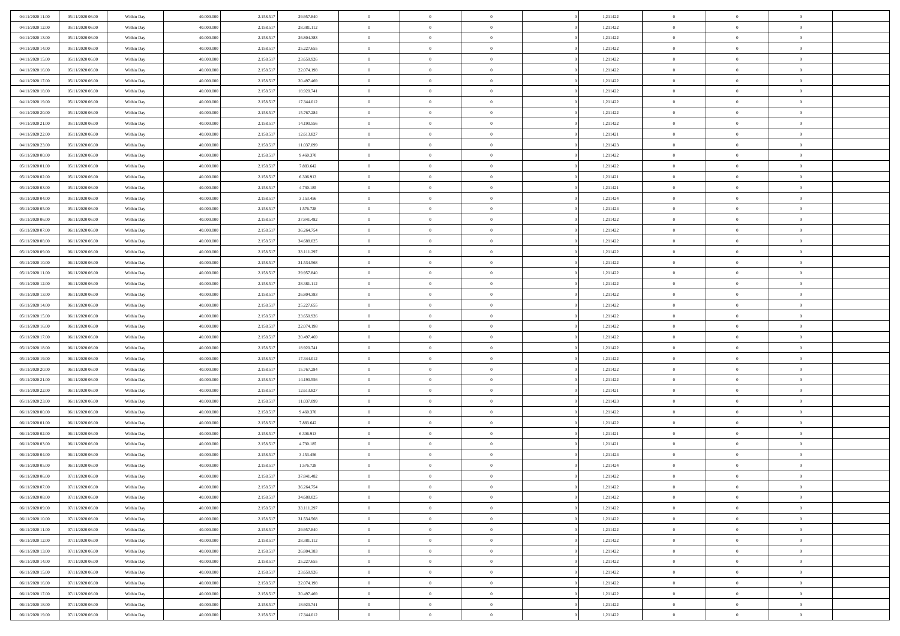| | | | | | | | | | | | | | | |
|---|---|---|---|---|---|---|---|---|---|---|---|---|---|---|
| 04/11/2020 11:00 | 05/11/2020 06:00 | Within Day | 40.000.000 | 2.158.517 | 29.957.840 | 0 | 0 | 0 | | 1,211422 | 0 | 0 | 0 | |
| 04/11/2020 12:00 | 05/11/2020 06:00 | Within Day | 40.000.000 | 2.158.517 | 28.381.112 | 0 | 0 | 0 | | 1,211422 | 0 | 0 | 0 | |
| 04/11/2020 13:00 | 05/11/2020 06:00 | Within Day | 40.000.000 | 2.158.517 | 26.804.383 | 0 | 0 | 0 | | 1,211422 | 0 | 0 | 0 | |
| 04/11/2020 14:00 | 05/11/2020 06:00 | Within Day | 40.000.000 | 2.158.517 | 25.227.655 | 0 | 0 | 0 | | 1,211422 | 0 | 0 | 0 | |
| 04/11/2020 15:00 | 05/11/2020 06:00 | Within Day | 40.000.000 | 2.158.517 | 23.650.926 | 0 | 0 | 0 | | 1,211422 | 0 | 0 | 0 | |
| 04/11/2020 16:00 | 05/11/2020 06:00 | Within Day | 40.000.000 | 2.158.517 | 22.074.198 | 0 | 0 | 0 | | 1,211422 | 0 | 0 | 0 | |
| 04/11/2020 17:00 | 05/11/2020 06:00 | Within Day | 40.000.000 | 2.158.517 | 20.497.469 | 0 | 0 | 0 | | 1,211422 | 0 | 0 | 0 | |
| 04/11/2020 18:00 | 05/11/2020 06:00 | Within Day | 40.000.000 | 2.158.517 | 18.920.741 | 0 | 0 | 0 | | 1,211422 | 0 | 0 | 0 | |
| 04/11/2020 19:00 | 05/11/2020 06:00 | Within Day | 40.000.000 | 2.158.517 | 17.344.012 | 0 | 0 | 0 | | 1,211422 | 0 | 0 | 0 | |
| 04/11/2020 20:00 | 05/11/2020 06:00 | Within Day | 40.000.000 | 2.158.517 | 15.767.284 | 0 | 0 | 0 | | 1,211422 | 0 | 0 | 0 | |
| 04/11/2020 21:00 | 05/11/2020 06:00 | Within Day | 40.000.000 | 2.158.517 | 14.190.556 | 0 | 0 | 0 | | 1,211422 | 0 | 0 | 0 | |
| 04/11/2020 22:00 | 05/11/2020 06:00 | Within Day | 40.000.000 | 2.158.517 | 12.613.827 | 0 | 0 | 0 | | 1,211421 | 0 | 0 | 0 | |
| 04/11/2020 23:00 | 05/11/2020 06:00 | Within Day | 40.000.000 | 2.158.517 | 11.037.099 | 0 | 0 | 0 | | 1,211423 | 0 | 0 | 0 | |
| 05/11/2020 00:00 | 05/11/2020 06:00 | Within Day | 40.000.000 | 2.158.517 | 9.460.370 | 0 | 0 | 0 | | 1,211422 | 0 | 0 | 0 | |
| 05/11/2020 01:00 | 05/11/2020 06:00 | Within Day | 40.000.000 | 2.158.517 | 7.883.642 | 0 | 0 | 0 | | 1,211422 | 0 | 0 | 0 | |
| 05/11/2020 02:00 | 05/11/2020 06:00 | Within Day | 40.000.000 | 2.158.517 | 6.306.913 | 0 | 0 | 0 | | 1,211421 | 0 | 0 | 0 | |
| 05/11/2020 03:00 | 05/11/2020 06:00 | Within Day | 40.000.000 | 2.158.517 | 4.730.185 | 0 | 0 | 0 | | 1,211421 | 0 | 0 | 0 | |
| 05/11/2020 04:00 | 05/11/2020 06:00 | Within Day | 40.000.000 | 2.158.517 | 3.153.456 | 0 | 0 | 0 | | 1,211424 | 0 | 0 | 0 | |
| 05/11/2020 05:00 | 05/11/2020 06:00 | Within Day | 40.000.000 | 2.158.517 | 1.576.728 | 0 | 0 | 0 | | 1,211424 | 0 | 0 | 0 | |
| 05/11/2020 06:00 | 06/11/2020 06:00 | Within Day | 40.000.000 | 2.158.517 | 37.841.482 | 0 | 0 | 0 | | 1,211422 | 0 | 0 | 0 | |
| 05/11/2020 07:00 | 06/11/2020 06:00 | Within Day | 40.000.000 | 2.158.517 | 36.264.754 | 0 | 0 | 0 | | 1,211422 | 0 | 0 | 0 | |
| 05/11/2020 08:00 | 06/11/2020 06:00 | Within Day | 40.000.000 | 2.158.517 | 34.688.025 | 0 | 0 | 0 | | 1,211422 | 0 | 0 | 0 | |
| 05/11/2020 09:00 | 06/11/2020 06:00 | Within Day | 40.000.000 | 2.158.517 | 33.111.297 | 0 | 0 | 0 | | 1,211422 | 0 | 0 | 0 | |
| 05/11/2020 10:00 | 06/11/2020 06:00 | Within Day | 40.000.000 | 2.158.517 | 31.534.568 | 0 | 0 | 0 | | 1,211422 | 0 | 0 | 0 | |
| 05/11/2020 11:00 | 06/11/2020 06:00 | Within Day | 40.000.000 | 2.158.517 | 29.957.840 | 0 | 0 | 0 | | 1,211422 | 0 | 0 | 0 | |
| 05/11/2020 12:00 | 06/11/2020 06:00 | Within Day | 40.000.000 | 2.158.517 | 28.381.112 | 0 | 0 | 0 | | 1,211422 | 0 | 0 | 0 | |
| 05/11/2020 13:00 | 06/11/2020 06:00 | Within Day | 40.000.000 | 2.158.517 | 26.804.383 | 0 | 0 | 0 | | 1,211422 | 0 | 0 | 0 | |
| 05/11/2020 14:00 | 06/11/2020 06:00 | Within Day | 40.000.000 | 2.158.517 | 25.227.655 | 0 | 0 | 0 | | 1,211422 | 0 | 0 | 0 | |
| 05/11/2020 15:00 | 06/11/2020 06:00 | Within Day | 40.000.000 | 2.158.517 | 23.650.926 | 0 | 0 | 0 | | 1,211422 | 0 | 0 | 0 | |
| 05/11/2020 16:00 | 06/11/2020 06:00 | Within Day | 40.000.000 | 2.158.517 | 22.074.198 | 0 | 0 | 0 | | 1,211422 | 0 | 0 | 0 | |
| 05/11/2020 17:00 | 06/11/2020 06:00 | Within Day | 40.000.000 | 2.158.517 | 20.497.469 | 0 | 0 | 0 | | 1,211422 | 0 | 0 | 0 | |
| 05/11/2020 18:00 | 06/11/2020 06:00 | Within Day | 40.000.000 | 2.158.517 | 18.920.741 | 0 | 0 | 0 | | 1,211422 | 0 | 0 | 0 | |
| 05/11/2020 19:00 | 06/11/2020 06:00 | Within Day | 40.000.000 | 2.158.517 | 17.344.012 | 0 | 0 | 0 | | 1,211422 | 0 | 0 | 0 | |
| 05/11/2020 20:00 | 06/11/2020 06:00 | Within Day | 40.000.000 | 2.158.517 | 15.767.284 | 0 | 0 | 0 | | 1,211422 | 0 | 0 | 0 | |
| 05/11/2020 21:00 | 06/11/2020 06:00 | Within Day | 40.000.000 | 2.158.517 | 14.190.556 | 0 | 0 | 0 | | 1,211422 | 0 | 0 | 0 | |
| 05/11/2020 22:00 | 06/11/2020 06:00 | Within Day | 40.000.000 | 2.158.517 | 12.613.827 | 0 | 0 | 0 | | 1,211421 | 0 | 0 | 0 | |
| 05/11/2020 23:00 | 06/11/2020 06:00 | Within Day | 40.000.000 | 2.158.517 | 11.037.099 | 0 | 0 | 0 | | 1,211423 | 0 | 0 | 0 | |
| 06/11/2020 00:00 | 06/11/2020 06:00 | Within Day | 40.000.000 | 2.158.517 | 9.460.370 | 0 | 0 | 0 | | 1,211422 | 0 | 0 | 0 | |
| 06/11/2020 01:00 | 06/11/2020 06:00 | Within Day | 40.000.000 | 2.158.517 | 7.883.642 | 0 | 0 | 0 | | 1,211422 | 0 | 0 | 0 | |
| 06/11/2020 02:00 | 06/11/2020 06:00 | Within Day | 40.000.000 | 2.158.517 | 6.306.913 | 0 | 0 | 0 | | 1,211421 | 0 | 0 | 0 | |
| 06/11/2020 03:00 | 06/11/2020 06:00 | Within Day | 40.000.000 | 2.158.517 | 4.730.185 | 0 | 0 | 0 | | 1,211421 | 0 | 0 | 0 | |
| 06/11/2020 04:00 | 06/11/2020 06:00 | Within Day | 40.000.000 | 2.158.517 | 3.153.456 | 0 | 0 | 0 | | 1,211424 | 0 | 0 | 0 | |
| 06/11/2020 05:00 | 06/11/2020 06:00 | Within Day | 40.000.000 | 2.158.517 | 1.576.728 | 0 | 0 | 0 | | 1,211424 | 0 | 0 | 0 | |
| 06/11/2020 06:00 | 07/11/2020 06:00 | Within Day | 40.000.000 | 2.158.517 | 37.841.482 | 0 | 0 | 0 | | 1,211422 | 0 | 0 | 0 | |
| 06/11/2020 07:00 | 07/11/2020 06:00 | Within Day | 40.000.000 | 2.158.517 | 36.264.754 | 0 | 0 | 0 | | 1,211422 | 0 | 0 | 0 | |
| 06/11/2020 08:00 | 07/11/2020 06:00 | Within Day | 40.000.000 | 2.158.517 | 34.688.025 | 0 | 0 | 0 | | 1,211422 | 0 | 0 | 0 | |
| 06/11/2020 09:00 | 07/11/2020 06:00 | Within Day | 40.000.000 | 2.158.517 | 33.111.297 | 0 | 0 | 0 | | 1,211422 | 0 | 0 | 0 | |
| 06/11/2020 10:00 | 07/11/2020 06:00 | Within Day | 40.000.000 | 2.158.517 | 31.534.568 | 0 | 0 | 0 | | 1,211422 | 0 | 0 | 0 | |
| 06/11/2020 11:00 | 07/11/2020 06:00 | Within Day | 40.000.000 | 2.158.517 | 29.957.840 | 0 | 0 | 0 | | 1,211422 | 0 | 0 | 0 | |
| 06/11/2020 12:00 | 07/11/2020 06:00 | Within Day | 40.000.000 | 2.158.517 | 28.381.112 | 0 | 0 | 0 | | 1,211422 | 0 | 0 | 0 | |
| 06/11/2020 13:00 | 07/11/2020 06:00 | Within Day | 40.000.000 | 2.158.517 | 26.804.383 | 0 | 0 | 0 | | 1,211422 | 0 | 0 | 0 | |
| 06/11/2020 14:00 | 07/11/2020 06:00 | Within Day | 40.000.000 | 2.158.517 | 25.227.655 | 0 | 0 | 0 | | 1,211422 | 0 | 0 | 0 | |
| 06/11/2020 15:00 | 07/11/2020 06:00 | Within Day | 40.000.000 | 2.158.517 | 23.650.926 | 0 | 0 | 0 | | 1,211422 | 0 | 0 | 0 | |
| 06/11/2020 16:00 | 07/11/2020 06:00 | Within Day | 40.000.000 | 2.158.517 | 22.074.198 | 0 | 0 | 0 | | 1,211422 | 0 | 0 | 0 | |
| 06/11/2020 17:00 | 07/11/2020 06:00 | Within Day | 40.000.000 | 2.158.517 | 20.497.469 | 0 | 0 | 0 | | 1,211422 | 0 | 0 | 0 | |
| 06/11/2020 18:00 | 07/11/2020 06:00 | Within Day | 40.000.000 | 2.158.517 | 18.920.741 | 0 | 0 | 0 | | 1,211422 | 0 | 0 | 0 | |
| 06/11/2020 19:00 | 07/11/2020 06:00 | Within Day | 40.000.000 | 2.158.517 | 17.344.012 | 0 | 0 | 0 | | 1,211422 | 0 | 0 | 0 | |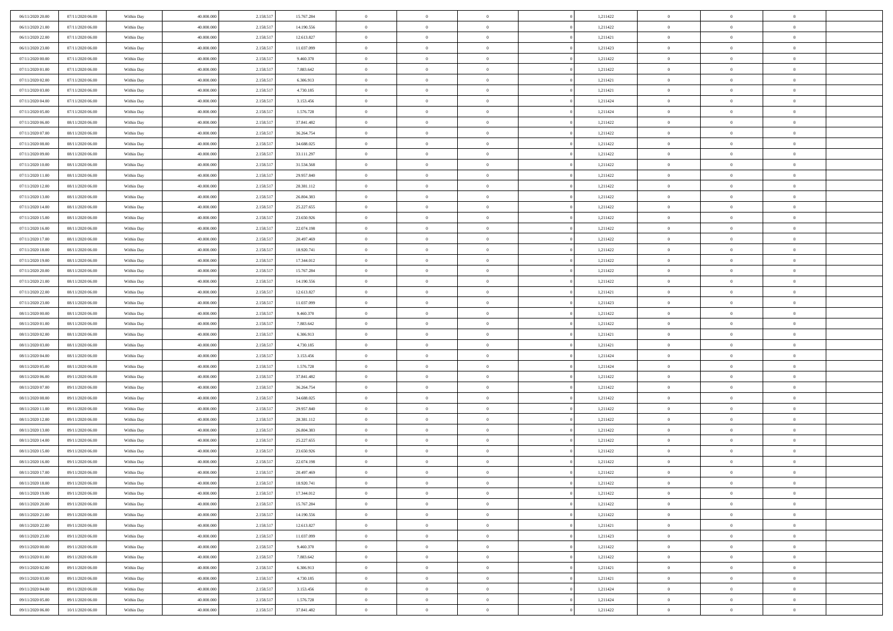| | | | | | | | | | | | | | | |
|---|---|---|---|---|---|---|---|---|---|---|---|---|---|---|
| 06/11/2020 20.00 | 07/11/2020 06.00 | Within Day | 40.000.000 | 2.158.517 | 15.767.284 | 0 | 0 | 0 | | 1,211422 | 0 | 0 | 0 | |
| 06/11/2020 21.00 | 07/11/2020 06.00 | Within Day | 40.000.000 | 2.158.517 | 14.190.556 | 0 | 0 | 0 | | 1,211422 | 0 | 0 | 0 | |
| 06/11/2020 22.00 | 07/11/2020 06.00 | Within Day | 40.000.000 | 2.158.517 | 12.613.827 | 0 | 0 | 0 | | 1,211421 | 0 | 0 | 0 | |
| 06/11/2020 23.00 | 07/11/2020 06.00 | Within Day | 40.000.000 | 2.158.517 | 11.037.099 | 0 | 0 | 0 | | 1,211423 | 0 | 0 | 0 | |
| 07/11/2020 00.00 | 07/11/2020 06.00 | Within Day | 40.000.000 | 2.158.517 | 9.460.370 | 0 | 0 | 0 | | 1,211422 | 0 | 0 | 0 | |
| 07/11/2020 01.00 | 07/11/2020 06.00 | Within Day | 40.000.000 | 2.158.517 | 7.883.642 | 0 | 0 | 0 | | 1,211422 | 0 | 0 | 0 | |
| 07/11/2020 02.00 | 07/11/2020 06.00 | Within Day | 40.000.000 | 2.158.517 | 6.306.913 | 0 | 0 | 0 | | 1,211421 | 0 | 0 | 0 | |
| 07/11/2020 03.00 | 07/11/2020 06.00 | Within Day | 40.000.000 | 2.158.517 | 4.730.185 | 0 | 0 | 0 | | 1,211421 | 0 | 0 | 0 | |
| 07/11/2020 04.00 | 07/11/2020 06.00 | Within Day | 40.000.000 | 2.158.517 | 3.153.456 | 0 | 0 | 0 | | 1,211424 | 0 | 0 | 0 | |
| 07/11/2020 05.00 | 07/11/2020 06.00 | Within Day | 40.000.000 | 2.158.517 | 1.576.728 | 0 | 0 | 0 | | 1,211424 | 0 | 0 | 0 | |
| 07/11/2020 06.00 | 08/11/2020 06.00 | Within Day | 40.000.000 | 2.158.517 | 37.841.482 | 0 | 0 | 0 | | 1,211422 | 0 | 0 | 0 | |
| 07/11/2020 07.00 | 08/11/2020 06.00 | Within Day | 40.000.000 | 2.158.517 | 36.264.754 | 0 | 0 | 0 | | 1,211422 | 0 | 0 | 0 | |
| 07/11/2020 08.00 | 08/11/2020 06.00 | Within Day | 40.000.000 | 2.158.517 | 34.688.025 | 0 | 0 | 0 | | 1,211422 | 0 | 0 | 0 | |
| 07/11/2020 09.00 | 08/11/2020 06.00 | Within Day | 40.000.000 | 2.158.517 | 33.111.297 | 0 | 0 | 0 | | 1,211422 | 0 | 0 | 0 | |
| 07/11/2020 10.00 | 08/11/2020 06.00 | Within Day | 40.000.000 | 2.158.517 | 31.534.568 | 0 | 0 | 0 | | 1,211422 | 0 | 0 | 0 | |
| 07/11/2020 11.00 | 08/11/2020 06.00 | Within Day | 40.000.000 | 2.158.517 | 29.957.840 | 0 | 0 | 0 | | 1,211422 | 0 | 0 | 0 | |
| 07/11/2020 12.00 | 08/11/2020 06.00 | Within Day | 40.000.000 | 2.158.517 | 28.381.112 | 0 | 0 | 0 | | 1,211422 | 0 | 0 | 0 | |
| 07/11/2020 13.00 | 08/11/2020 06.00 | Within Day | 40.000.000 | 2.158.517 | 26.804.383 | 0 | 0 | 0 | | 1,211422 | 0 | 0 | 0 | |
| 07/11/2020 14.00 | 08/11/2020 06.00 | Within Day | 40.000.000 | 2.158.517 | 25.227.655 | 0 | 0 | 0 | | 1,211422 | 0 | 0 | 0 | |
| 07/11/2020 15.00 | 08/11/2020 06.00 | Within Day | 40.000.000 | 2.158.517 | 23.650.926 | 0 | 0 | 0 | | 1,211422 | 0 | 0 | 0 | |
| 07/11/2020 16.00 | 08/11/2020 06.00 | Within Day | 40.000.000 | 2.158.517 | 22.074.198 | 0 | 0 | 0 | | 1,211422 | 0 | 0 | 0 | |
| 07/11/2020 17.00 | 08/11/2020 06.00 | Within Day | 40.000.000 | 2.158.517 | 20.497.469 | 0 | 0 | 0 | | 1,211422 | 0 | 0 | 0 | |
| 07/11/2020 18.00 | 08/11/2020 06.00 | Within Day | 40.000.000 | 2.158.517 | 18.920.741 | 0 | 0 | 0 | | 1,211422 | 0 | 0 | 0 | |
| 07/11/2020 19.00 | 08/11/2020 06.00 | Within Day | 40.000.000 | 2.158.517 | 17.344.012 | 0 | 0 | 0 | | 1,211422 | 0 | 0 | 0 | |
| 07/11/2020 20.00 | 08/11/2020 06.00 | Within Day | 40.000.000 | 2.158.517 | 15.767.284 | 0 | 0 | 0 | | 1,211422 | 0 | 0 | 0 | |
| 07/11/2020 21.00 | 08/11/2020 06.00 | Within Day | 40.000.000 | 2.158.517 | 14.190.556 | 0 | 0 | 0 | | 1,211422 | 0 | 0 | 0 | |
| 07/11/2020 22.00 | 08/11/2020 06.00 | Within Day | 40.000.000 | 2.158.517 | 12.613.827 | 0 | 0 | 0 | | 1,211421 | 0 | 0 | 0 | |
| 07/11/2020 23.00 | 08/11/2020 06.00 | Within Day | 40.000.000 | 2.158.517 | 11.037.099 | 0 | 0 | 0 | | 1,211423 | 0 | 0 | 0 | |
| 08/11/2020 00.00 | 08/11/2020 06.00 | Within Day | 40.000.000 | 2.158.517 | 9.460.370 | 0 | 0 | 0 | | 1,211422 | 0 | 0 | 0 | |
| 08/11/2020 01.00 | 08/11/2020 06.00 | Within Day | 40.000.000 | 2.158.517 | 7.883.642 | 0 | 0 | 0 | | 1,211422 | 0 | 0 | 0 | |
| 08/11/2020 02.00 | 08/11/2020 06.00 | Within Day | 40.000.000 | 2.158.517 | 6.306.913 | 0 | 0 | 0 | | 1,211421 | 0 | 0 | 0 | |
| 08/11/2020 03.00 | 08/11/2020 06.00 | Within Day | 40.000.000 | 2.158.517 | 4.730.185 | 0 | 0 | 0 | | 1,211421 | 0 | 0 | 0 | |
| 08/11/2020 04.00 | 08/11/2020 06.00 | Within Day | 40.000.000 | 2.158.517 | 3.153.456 | 0 | 0 | 0 | | 1,211424 | 0 | 0 | 0 | |
| 08/11/2020 05.00 | 08/11/2020 06.00 | Within Day | 40.000.000 | 2.158.517 | 1.576.728 | 0 | 0 | 0 | | 1,211424 | 0 | 0 | 0 | |
| 08/11/2020 06.00 | 09/11/2020 06.00 | Within Day | 40.000.000 | 2.158.517 | 37.841.482 | 0 | 0 | 0 | | 1,211422 | 0 | 0 | 0 | |
| 08/11/2020 07.00 | 09/11/2020 06.00 | Within Day | 40.000.000 | 2.158.517 | 36.264.754 | 0 | 0 | 0 | | 1,211422 | 0 | 0 | 0 | |
| 08/11/2020 08.00 | 09/11/2020 06.00 | Within Day | 40.000.000 | 2.158.517 | 34.688.025 | 0 | 0 | 0 | | 1,211422 | 0 | 0 | 0 | |
| 08/11/2020 11.00 | 09/11/2020 06.00 | Within Day | 40.000.000 | 2.158.517 | 29.957.840 | 0 | 0 | 0 | | 1,211422 | 0 | 0 | 0 | |
| 08/11/2020 12.00 | 09/11/2020 06.00 | Within Day | 40.000.000 | 2.158.517 | 28.381.112 | 0 | 0 | 0 | | 1,211422 | 0 | 0 | 0 | |
| 08/11/2020 13.00 | 09/11/2020 06.00 | Within Day | 40.000.000 | 2.158.517 | 26.804.383 | 0 | 0 | 0 | | 1,211422 | 0 | 0 | 0 | |
| 08/11/2020 14.00 | 09/11/2020 06.00 | Within Day | 40.000.000 | 2.158.517 | 25.227.655 | 0 | 0 | 0 | | 1,211422 | 0 | 0 | 0 | |
| 08/11/2020 15.00 | 09/11/2020 06.00 | Within Day | 40.000.000 | 2.158.517 | 23.650.926 | 0 | 0 | 0 | | 1,211422 | 0 | 0 | 0 | |
| 08/11/2020 16.00 | 09/11/2020 06.00 | Within Day | 40.000.000 | 2.158.517 | 22.074.198 | 0 | 0 | 0 | | 1,211422 | 0 | 0 | 0 | |
| 08/11/2020 17.00 | 09/11/2020 06.00 | Within Day | 40.000.000 | 2.158.517 | 20.497.469 | 0 | 0 | 0 | | 1,211422 | 0 | 0 | 0 | |
| 08/11/2020 18.00 | 09/11/2020 06.00 | Within Day | 40.000.000 | 2.158.517 | 18.920.741 | 0 | 0 | 0 | | 1,211422 | 0 | 0 | 0 | |
| 08/11/2020 19.00 | 09/11/2020 06.00 | Within Day | 40.000.000 | 2.158.517 | 17.344.012 | 0 | 0 | 0 | | 1,211422 | 0 | 0 | 0 | |
| 08/11/2020 20.00 | 09/11/2020 06.00 | Within Day | 40.000.000 | 2.158.517 | 15.767.284 | 0 | 0 | 0 | | 1,211422 | 0 | 0 | 0 | |
| 08/11/2020 21.00 | 09/11/2020 06.00 | Within Day | 40.000.000 | 2.158.517 | 14.190.556 | 0 | 0 | 0 | | 1,211422 | 0 | 0 | 0 | |
| 08/11/2020 22.00 | 09/11/2020 06.00 | Within Day | 40.000.000 | 2.158.517 | 12.613.827 | 0 | 0 | 0 | | 1,211421 | 0 | 0 | 0 | |
| 08/11/2020 23.00 | 09/11/2020 06.00 | Within Day | 40.000.000 | 2.158.517 | 11.037.099 | 0 | 0 | 0 | | 1,211423 | 0 | 0 | 0 | |
| 09/11/2020 00.00 | 09/11/2020 06.00 | Within Day | 40.000.000 | 2.158.517 | 9.460.370 | 0 | 0 | 0 | | 1,211422 | 0 | 0 | 0 | |
| 09/11/2020 01.00 | 09/11/2020 06.00 | Within Day | 40.000.000 | 2.158.517 | 7.883.642 | 0 | 0 | 0 | | 1,211422 | 0 | 0 | 0 | |
| 09/11/2020 02.00 | 09/11/2020 06.00 | Within Day | 40.000.000 | 2.158.517 | 6.306.913 | 0 | 0 | 0 | | 1,211421 | 0 | 0 | 0 | |
| 09/11/2020 03.00 | 09/11/2020 06.00 | Within Day | 40.000.000 | 2.158.517 | 4.730.185 | 0 | 0 | 0 | | 1,211421 | 0 | 0 | 0 | |
| 09/11/2020 04.00 | 09/11/2020 06.00 | Within Day | 40.000.000 | 2.158.517 | 3.153.456 | 0 | 0 | 0 | | 1,211424 | 0 | 0 | 0 | |
| 09/11/2020 05.00 | 09/11/2020 06.00 | Within Day | 40.000.000 | 2.158.517 | 1.576.728 | 0 | 0 | 0 | | 1,211424 | 0 | 0 | 0 | |
| 09/11/2020 06.00 | 10/11/2020 06.00 | Within Day | 40.000.000 | 2.158.517 | 37.841.482 | 0 | 0 | 0 | | 1,211422 | 0 | 0 | 0 | |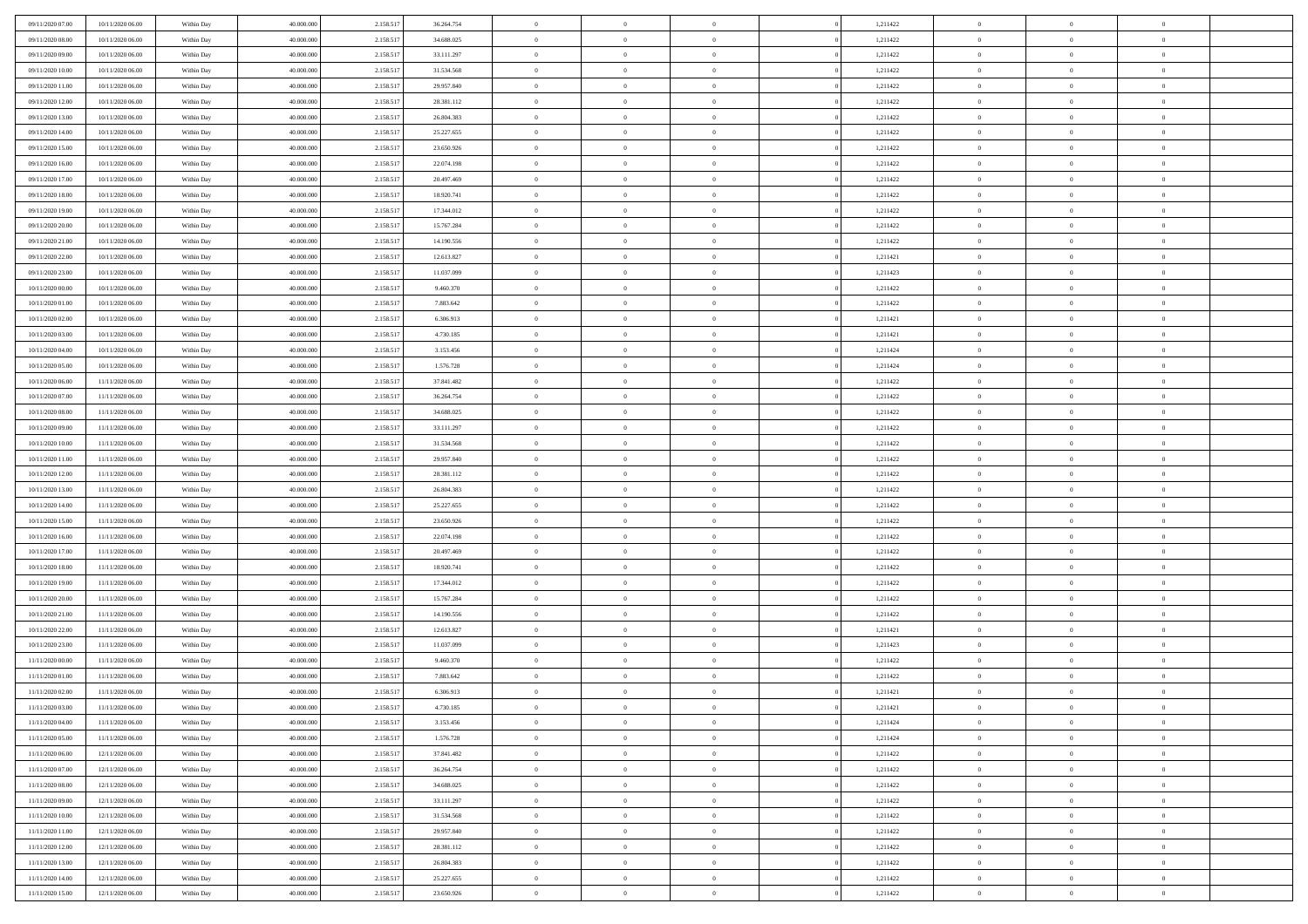| | | | | | | | | | | | | | | |
|---|---|---|---|---|---|---|---|---|---|---|---|---|---|---|
| 09/11/2020 07:00 | 10/11/2020 06:00 | Within Day | 40.000.000 | 2.158.517 | 36.264.754 | 0 | 0 | 0 | | 1,211422 | 0 | 0 | 0 | |
| 09/11/2020 08:00 | 10/11/2020 06:00 | Within Day | 40.000.000 | 2.158.517 | 34.688.025 | 0 | 0 | 0 | | 1,211422 | 0 | 0 | 0 | |
| 09/11/2020 09:00 | 10/11/2020 06:00 | Within Day | 40.000.000 | 2.158.517 | 33.111.297 | 0 | 0 | 0 | | 1,211422 | 0 | 0 | 0 | |
| 09/11/2020 10:00 | 10/11/2020 06:00 | Within Day | 40.000.000 | 2.158.517 | 31.534.568 | 0 | 0 | 0 | | 1,211422 | 0 | 0 | 0 | |
| 09/11/2020 11:00 | 10/11/2020 06:00 | Within Day | 40.000.000 | 2.158.517 | 29.957.840 | 0 | 0 | 0 | | 1,211422 | 0 | 0 | 0 | |
| 09/11/2020 12:00 | 10/11/2020 06:00 | Within Day | 40.000.000 | 2.158.517 | 28.381.112 | 0 | 0 | 0 | | 1,211422 | 0 | 0 | 0 | |
| 09/11/2020 13:00 | 10/11/2020 06:00 | Within Day | 40.000.000 | 2.158.517 | 26.804.383 | 0 | 0 | 0 | | 1,211422 | 0 | 0 | 0 | |
| 09/11/2020 14:00 | 10/11/2020 06:00 | Within Day | 40.000.000 | 2.158.517 | 25.227.655 | 0 | 0 | 0 | | 1,211422 | 0 | 0 | 0 | |
| 09/11/2020 15:00 | 10/11/2020 06:00 | Within Day | 40.000.000 | 2.158.517 | 23.650.926 | 0 | 0 | 0 | | 1,211422 | 0 | 0 | 0 | |
| 09/11/2020 16:00 | 10/11/2020 06:00 | Within Day | 40.000.000 | 2.158.517 | 22.074.198 | 0 | 0 | 0 | | 1,211422 | 0 | 0 | 0 | |
| 09/11/2020 17:00 | 10/11/2020 06:00 | Within Day | 40.000.000 | 2.158.517 | 20.497.469 | 0 | 0 | 0 | | 1,211422 | 0 | 0 | 0 | |
| 09/11/2020 18:00 | 10/11/2020 06:00 | Within Day | 40.000.000 | 2.158.517 | 18.920.741 | 0 | 0 | 0 | | 1,211422 | 0 | 0 | 0 | |
| 09/11/2020 19:00 | 10/11/2020 06:00 | Within Day | 40.000.000 | 2.158.517 | 17.344.012 | 0 | 0 | 0 | | 1,211422 | 0 | 0 | 0 | |
| 09/11/2020 20:00 | 10/11/2020 06:00 | Within Day | 40.000.000 | 2.158.517 | 15.767.284 | 0 | 0 | 0 | | 1,211422 | 0 | 0 | 0 | |
| 09/11/2020 21:00 | 10/11/2020 06:00 | Within Day | 40.000.000 | 2.158.517 | 14.190.556 | 0 | 0 | 0 | | 1,211422 | 0 | 0 | 0 | |
| 09/11/2020 22:00 | 10/11/2020 06:00 | Within Day | 40.000.000 | 2.158.517 | 12.613.827 | 0 | 0 | 0 | | 1,211421 | 0 | 0 | 0 | |
| 09/11/2020 23:00 | 10/11/2020 06:00 | Within Day | 40.000.000 | 2.158.517 | 11.037.099 | 0 | 0 | 0 | | 1,211423 | 0 | 0 | 0 | |
| 10/11/2020 00:00 | 10/11/2020 06:00 | Within Day | 40.000.000 | 2.158.517 | 9.460.370 | 0 | 0 | 0 | | 1,211422 | 0 | 0 | 0 | |
| 10/11/2020 01:00 | 10/11/2020 06:00 | Within Day | 40.000.000 | 2.158.517 | 7.883.642 | 0 | 0 | 0 | | 1,211422 | 0 | 0 | 0 | |
| 10/11/2020 02:00 | 10/11/2020 06:00 | Within Day | 40.000.000 | 2.158.517 | 6.306.913 | 0 | 0 | 0 | | 1,211421 | 0 | 0 | 0 | |
| 10/11/2020 03:00 | 10/11/2020 06:00 | Within Day | 40.000.000 | 2.158.517 | 4.730.185 | 0 | 0 | 0 | | 1,211421 | 0 | 0 | 0 | |
| 10/11/2020 04:00 | 10/11/2020 06:00 | Within Day | 40.000.000 | 2.158.517 | 3.153.456 | 0 | 0 | 0 | | 1,211424 | 0 | 0 | 0 | |
| 10/11/2020 05:00 | 10/11/2020 06:00 | Within Day | 40.000.000 | 2.158.517 | 1.576.728 | 0 | 0 | 0 | | 1,211424 | 0 | 0 | 0 | |
| 10/11/2020 06:00 | 11/11/2020 06:00 | Within Day | 40.000.000 | 2.158.517 | 37.841.482 | 0 | 0 | 0 | | 1,211422 | 0 | 0 | 0 | |
| 10/11/2020 07:00 | 11/11/2020 06:00 | Within Day | 40.000.000 | 2.158.517 | 36.264.754 | 0 | 0 | 0 | | 1,211422 | 0 | 0 | 0 | |
| 10/11/2020 08:00 | 11/11/2020 06:00 | Within Day | 40.000.000 | 2.158.517 | 34.688.025 | 0 | 0 | 0 | | 1,211422 | 0 | 0 | 0 | |
| 10/11/2020 09:00 | 11/11/2020 06:00 | Within Day | 40.000.000 | 2.158.517 | 33.111.297 | 0 | 0 | 0 | | 1,211422 | 0 | 0 | 0 | |
| 10/11/2020 10:00 | 11/11/2020 06:00 | Within Day | 40.000.000 | 2.158.517 | 31.534.568 | 0 | 0 | 0 | | 1,211422 | 0 | 0 | 0 | |
| 10/11/2020 11:00 | 11/11/2020 06:00 | Within Day | 40.000.000 | 2.158.517 | 29.957.840 | 0 | 0 | 0 | | 1,211422 | 0 | 0 | 0 | |
| 10/11/2020 12:00 | 11/11/2020 06:00 | Within Day | 40.000.000 | 2.158.517 | 28.381.112 | 0 | 0 | 0 | | 1,211422 | 0 | 0 | 0 | |
| 10/11/2020 13:00 | 11/11/2020 06:00 | Within Day | 40.000.000 | 2.158.517 | 26.804.383 | 0 | 0 | 0 | | 1,211422 | 0 | 0 | 0 | |
| 10/11/2020 14:00 | 11/11/2020 06:00 | Within Day | 40.000.000 | 2.158.517 | 25.227.655 | 0 | 0 | 0 | | 1,211422 | 0 | 0 | 0 | |
| 10/11/2020 15:00 | 11/11/2020 06:00 | Within Day | 40.000.000 | 2.158.517 | 23.650.926 | 0 | 0 | 0 | | 1,211422 | 0 | 0 | 0 | |
| 10/11/2020 16:00 | 11/11/2020 06:00 | Within Day | 40.000.000 | 2.158.517 | 22.074.198 | 0 | 0 | 0 | | 1,211422 | 0 | 0 | 0 | |
| 10/11/2020 17:00 | 11/11/2020 06:00 | Within Day | 40.000.000 | 2.158.517 | 20.497.469 | 0 | 0 | 0 | | 1,211422 | 0 | 0 | 0 | |
| 10/11/2020 18:00 | 11/11/2020 06:00 | Within Day | 40.000.000 | 2.158.517 | 18.920.741 | 0 | 0 | 0 | | 1,211422 | 0 | 0 | 0 | |
| 10/11/2020 19:00 | 11/11/2020 06:00 | Within Day | 40.000.000 | 2.158.517 | 17.344.012 | 0 | 0 | 0 | | 1,211422 | 0 | 0 | 0 | |
| 10/11/2020 20:00 | 11/11/2020 06:00 | Within Day | 40.000.000 | 2.158.517 | 15.767.284 | 0 | 0 | 0 | | 1,211422 | 0 | 0 | 0 | |
| 10/11/2020 21:00 | 11/11/2020 06:00 | Within Day | 40.000.000 | 2.158.517 | 14.190.556 | 0 | 0 | 0 | | 1,211422 | 0 | 0 | 0 | |
| 10/11/2020 22:00 | 11/11/2020 06:00 | Within Day | 40.000.000 | 2.158.517 | 12.613.827 | 0 | 0 | 0 | | 1,211421 | 0 | 0 | 0 | |
| 10/11/2020 23:00 | 11/11/2020 06:00 | Within Day | 40.000.000 | 2.158.517 | 11.037.099 | 0 | 0 | 0 | | 1,211423 | 0 | 0 | 0 | |
| 11/11/2020 00:00 | 11/11/2020 06:00 | Within Day | 40.000.000 | 2.158.517 | 9.460.370 | 0 | 0 | 0 | | 1,211422 | 0 | 0 | 0 | |
| 11/11/2020 01:00 | 11/11/2020 06:00 | Within Day | 40.000.000 | 2.158.517 | 7.883.642 | 0 | 0 | 0 | | 1,211422 | 0 | 0 | 0 | |
| 11/11/2020 02:00 | 11/11/2020 06:00 | Within Day | 40.000.000 | 2.158.517 | 6.306.913 | 0 | 0 | 0 | | 1,211421 | 0 | 0 | 0 | |
| 11/11/2020 03:00 | 11/11/2020 06:00 | Within Day | 40.000.000 | 2.158.517 | 4.730.185 | 0 | 0 | 0 | | 1,211421 | 0 | 0 | 0 | |
| 11/11/2020 04:00 | 11/11/2020 06:00 | Within Day | 40.000.000 | 2.158.517 | 3.153.456 | 0 | 0 | 0 | | 1,211424 | 0 | 0 | 0 | |
| 11/11/2020 05:00 | 11/11/2020 06:00 | Within Day | 40.000.000 | 2.158.517 | 1.576.728 | 0 | 0 | 0 | | 1,211424 | 0 | 0 | 0 | |
| 11/11/2020 06:00 | 12/11/2020 06:00 | Within Day | 40.000.000 | 2.158.517 | 37.841.482 | 0 | 0 | 0 | | 1,211422 | 0 | 0 | 0 | |
| 11/11/2020 07:00 | 12/11/2020 06:00 | Within Day | 40.000.000 | 2.158.517 | 36.264.754 | 0 | 0 | 0 | | 1,211422 | 0 | 0 | 0 | |
| 11/11/2020 08:00 | 12/11/2020 06:00 | Within Day | 40.000.000 | 2.158.517 | 34.688.025 | 0 | 0 | 0 | | 1,211422 | 0 | 0 | 0 | |
| 11/11/2020 09:00 | 12/11/2020 06:00 | Within Day | 40.000.000 | 2.158.517 | 33.111.297 | 0 | 0 | 0 | | 1,211422 | 0 | 0 | 0 | |
| 11/11/2020 10:00 | 12/11/2020 06:00 | Within Day | 40.000.000 | 2.158.517 | 31.534.568 | 0 | 0 | 0 | | 1,211422 | 0 | 0 | 0 | |
| 11/11/2020 11:00 | 12/11/2020 06:00 | Within Day | 40.000.000 | 2.158.517 | 29.957.840 | 0 | 0 | 0 | | 1,211422 | 0 | 0 | 0 | |
| 11/11/2020 12:00 | 12/11/2020 06:00 | Within Day | 40.000.000 | 2.158.517 | 28.381.112 | 0 | 0 | 0 | | 1,211422 | 0 | 0 | 0 | |
| 11/11/2020 13:00 | 12/11/2020 06:00 | Within Day | 40.000.000 | 2.158.517 | 26.804.383 | 0 | 0 | 0 | | 1,211422 | 0 | 0 | 0 | |
| 11/11/2020 14:00 | 12/11/2020 06:00 | Within Day | 40.000.000 | 2.158.517 | 25.227.655 | 0 | 0 | 0 | | 1,211422 | 0 | 0 | 0 | |
| 11/11/2020 15:00 | 12/11/2020 06:00 | Within Day | 40.000.000 | 2.158.517 | 23.650.926 | 0 | 0 | 0 | | 1,211422 | 0 | 0 | 0 | |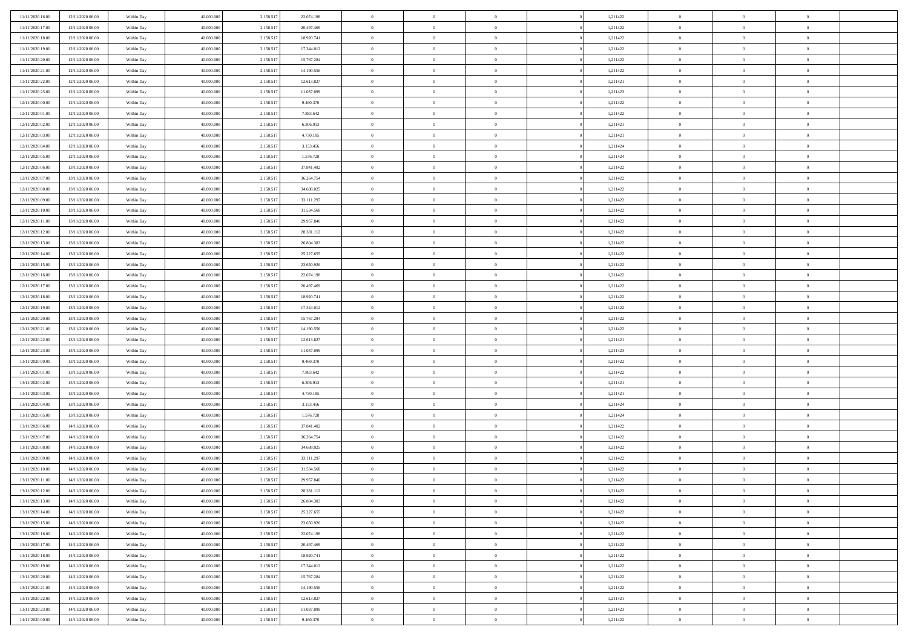| | | | | | | | | | | | | | | |
|---|---|---|---|---|---|---|---|---|---|---|---|---|---|---|
| 11/11/2020 16:00 | 12/11/2020 06:00 | Within Day | 40.000.000 | 2.158.517 | 22.074.198 | 0 | 0 | 0 | | 1,211422 | 0 | 0 | 0 | |
| 11/11/2020 17:00 | 12/11/2020 06:00 | Within Day | 40.000.000 | 2.158.517 | 20.497.469 | 0 | 0 | 0 | | 1,211422 | 0 | 0 | 0 | |
| 11/11/2020 18:00 | 12/11/2020 06:00 | Within Day | 40.000.000 | 2.158.517 | 18.920.741 | 0 | 0 | 0 | | 1,211422 | 0 | 0 | 0 | |
| 11/11/2020 19:00 | 12/11/2020 06:00 | Within Day | 40.000.000 | 2.158.517 | 17.344.012 | 0 | 0 | 0 | | 1,211422 | 0 | 0 | 0 | |
| 11/11/2020 20:00 | 12/11/2020 06:00 | Within Day | 40.000.000 | 2.158.517 | 15.767.284 | 0 | 0 | 0 | | 1,211422 | 0 | 0 | 0 | |
| 11/11/2020 21:00 | 12/11/2020 06:00 | Within Day | 40.000.000 | 2.158.517 | 14.190.556 | 0 | 0 | 0 | | 1,211422 | 0 | 0 | 0 | |
| 11/11/2020 22:00 | 12/11/2020 06:00 | Within Day | 40.000.000 | 2.158.517 | 12.613.827 | 0 | 0 | 0 | | 1,211421 | 0 | 0 | 0 | |
| 11/11/2020 23:00 | 12/11/2020 06:00 | Within Day | 40.000.000 | 2.158.517 | 11.037.099 | 0 | 0 | 0 | | 1,211423 | 0 | 0 | 0 | |
| 12/11/2020 00:00 | 12/11/2020 06:00 | Within Day | 40.000.000 | 2.158.517 | 9.460.370 | 0 | 0 | 0 | | 1,211422 | 0 | 0 | 0 | |
| 12/11/2020 01:00 | 12/11/2020 06:00 | Within Day | 40.000.000 | 2.158.517 | 7.883.642 | 0 | 0 | 0 | | 1,211422 | 0 | 0 | 0 | |
| 12/11/2020 02:00 | 12/11/2020 06:00 | Within Day | 40.000.000 | 2.158.517 | 6.306.913 | 0 | 0 | 0 | | 1,211421 | 0 | 0 | 0 | |
| 12/11/2020 03:00 | 12/11/2020 06:00 | Within Day | 40.000.000 | 2.158.517 | 4.730.185 | 0 | 0 | 0 | | 1,211421 | 0 | 0 | 0 | |
| 12/11/2020 04:00 | 12/11/2020 06:00 | Within Day | 40.000.000 | 2.158.517 | 3.153.456 | 0 | 0 | 0 | | 1,211424 | 0 | 0 | 0 | |
| 12/11/2020 05:00 | 12/11/2020 06:00 | Within Day | 40.000.000 | 2.158.517 | 1.576.728 | 0 | 0 | 0 | | 1,211424 | 0 | 0 | 0 | |
| 12/11/2020 06:00 | 13/11/2020 06:00 | Within Day | 40.000.000 | 2.158.517 | 37.841.482 | 0 | 0 | 0 | | 1,211422 | 0 | 0 | 0 | |
| 12/11/2020 07:00 | 13/11/2020 06:00 | Within Day | 40.000.000 | 2.158.517 | 36.264.754 | 0 | 0 | 0 | | 1,211422 | 0 | 0 | 0 | |
| 12/11/2020 08:00 | 13/11/2020 06:00 | Within Day | 40.000.000 | 2.158.517 | 34.688.025 | 0 | 0 | 0 | | 1,211422 | 0 | 0 | 0 | |
| 12/11/2020 09:00 | 13/11/2020 06:00 | Within Day | 40.000.000 | 2.158.517 | 33.111.297 | 0 | 0 | 0 | | 1,211422 | 0 | 0 | 0 | |
| 12/11/2020 10:00 | 13/11/2020 06:00 | Within Day | 40.000.000 | 2.158.517 | 31.534.568 | 0 | 0 | 0 | | 1,211422 | 0 | 0 | 0 | |
| 12/11/2020 11:00 | 13/11/2020 06:00 | Within Day | 40.000.000 | 2.158.517 | 29.957.840 | 0 | 0 | 0 | | 1,211422 | 0 | 0 | 0 | |
| 12/11/2020 12:00 | 13/11/2020 06:00 | Within Day | 40.000.000 | 2.158.517 | 28.381.112 | 0 | 0 | 0 | | 1,211422 | 0 | 0 | 0 | |
| 12/11/2020 13:00 | 13/11/2020 06:00 | Within Day | 40.000.000 | 2.158.517 | 26.804.383 | 0 | 0 | 0 | | 1,211422 | 0 | 0 | 0 | |
| 12/11/2020 14:00 | 13/11/2020 06:00 | Within Day | 40.000.000 | 2.158.517 | 25.227.655 | 0 | 0 | 0 | | 1,211422 | 0 | 0 | 0 | |
| 12/11/2020 15:00 | 13/11/2020 06:00 | Within Day | 40.000.000 | 2.158.517 | 23.650.926 | 0 | 0 | 0 | | 1,211422 | 0 | 0 | 0 | |
| 12/11/2020 16:00 | 13/11/2020 06:00 | Within Day | 40.000.000 | 2.158.517 | 22.074.198 | 0 | 0 | 0 | | 1,211422 | 0 | 0 | 0 | |
| 12/11/2020 17:00 | 13/11/2020 06:00 | Within Day | 40.000.000 | 2.158.517 | 20.497.469 | 0 | 0 | 0 | | 1,211422 | 0 | 0 | 0 | |
| 12/11/2020 18:00 | 13/11/2020 06:00 | Within Day | 40.000.000 | 2.158.517 | 18.920.741 | 0 | 0 | 0 | | 1,211422 | 0 | 0 | 0 | |
| 12/11/2020 19:00 | 13/11/2020 06:00 | Within Day | 40.000.000 | 2.158.517 | 17.344.012 | 0 | 0 | 0 | | 1,211422 | 0 | 0 | 0 | |
| 12/11/2020 20:00 | 13/11/2020 06:00 | Within Day | 40.000.000 | 2.158.517 | 15.767.284 | 0 | 0 | 0 | | 1,211422 | 0 | 0 | 0 | |
| 12/11/2020 21:00 | 13/11/2020 06:00 | Within Day | 40.000.000 | 2.158.517 | 14.190.556 | 0 | 0 | 0 | | 1,211422 | 0 | 0 | 0 | |
| 12/11/2020 22:00 | 13/11/2020 06:00 | Within Day | 40.000.000 | 2.158.517 | 12.613.827 | 0 | 0 | 0 | | 1,211421 | 0 | 0 | 0 | |
| 12/11/2020 23:00 | 13/11/2020 06:00 | Within Day | 40.000.000 | 2.158.517 | 11.037.099 | 0 | 0 | 0 | | 1,211423 | 0 | 0 | 0 | |
| 13/11/2020 00:00 | 13/11/2020 06:00 | Within Day | 40.000.000 | 2.158.517 | 9.460.370 | 0 | 0 | 0 | | 1,211422 | 0 | 0 | 0 | |
| 13/11/2020 01:00 | 13/11/2020 06:00 | Within Day | 40.000.000 | 2.158.517 | 7.883.642 | 0 | 0 | 0 | | 1,211422 | 0 | 0 | 0 | |
| 13/11/2020 02:00 | 13/11/2020 06:00 | Within Day | 40.000.000 | 2.158.517 | 6.306.913 | 0 | 0 | 0 | | 1,211421 | 0 | 0 | 0 | |
| 13/11/2020 03:00 | 13/11/2020 06:00 | Within Day | 40.000.000 | 2.158.517 | 4.730.185 | 0 | 0 | 0 | | 1,211421 | 0 | 0 | 0 | |
| 13/11/2020 04:00 | 13/11/2020 06:00 | Within Day | 40.000.000 | 2.158.517 | 3.153.456 | 0 | 0 | 0 | | 1,211424 | 0 | 0 | 0 | |
| 13/11/2020 05:00 | 13/11/2020 06:00 | Within Day | 40.000.000 | 2.158.517 | 1.576.728 | 0 | 0 | 0 | | 1,211424 | 0 | 0 | 0 | |
| 13/11/2020 06:00 | 14/11/2020 06:00 | Within Day | 40.000.000 | 2.158.517 | 37.841.482 | 0 | 0 | 0 | | 1,211422 | 0 | 0 | 0 | |
| 13/11/2020 07:00 | 14/11/2020 06:00 | Within Day | 40.000.000 | 2.158.517 | 36.264.754 | 0 | 0 | 0 | | 1,211422 | 0 | 0 | 0 | |
| 13/11/2020 08:00 | 14/11/2020 06:00 | Within Day | 40.000.000 | 2.158.517 | 34.688.025 | 0 | 0 | 0 | | 1,211422 | 0 | 0 | 0 | |
| 13/11/2020 09:00 | 14/11/2020 06:00 | Within Day | 40.000.000 | 2.158.517 | 33.111.297 | 0 | 0 | 0 | | 1,211422 | 0 | 0 | 0 | |
| 13/11/2020 10:00 | 14/11/2020 06:00 | Within Day | 40.000.000 | 2.158.517 | 31.534.568 | 0 | 0 | 0 | | 1,211422 | 0 | 0 | 0 | |
| 13/11/2020 11:00 | 14/11/2020 06:00 | Within Day | 40.000.000 | 2.158.517 | 29.957.840 | 0 | 0 | 0 | | 1,211422 | 0 | 0 | 0 | |
| 13/11/2020 12:00 | 14/11/2020 06:00 | Within Day | 40.000.000 | 2.158.517 | 28.381.112 | 0 | 0 | 0 | | 1,211422 | 0 | 0 | 0 | |
| 13/11/2020 13:00 | 14/11/2020 06:00 | Within Day | 40.000.000 | 2.158.517 | 26.804.383 | 0 | 0 | 0 | | 1,211422 | 0 | 0 | 0 | |
| 13/11/2020 14:00 | 14/11/2020 06:00 | Within Day | 40.000.000 | 2.158.517 | 25.227.655 | 0 | 0 | 0 | | 1,211422 | 0 | 0 | 0 | |
| 13/11/2020 15:00 | 14/11/2020 06:00 | Within Day | 40.000.000 | 2.158.517 | 23.650.926 | 0 | 0 | 0 | | 1,211422 | 0 | 0 | 0 | |
| 13/11/2020 16:00 | 14/11/2020 06:00 | Within Day | 40.000.000 | 2.158.517 | 22.074.198 | 0 | 0 | 0 | | 1,211422 | 0 | 0 | 0 | |
| 13/11/2020 17:00 | 14/11/2020 06:00 | Within Day | 40.000.000 | 2.158.517 | 20.497.469 | 0 | 0 | 0 | | 1,211422 | 0 | 0 | 0 | |
| 13/11/2020 18:00 | 14/11/2020 06:00 | Within Day | 40.000.000 | 2.158.517 | 18.920.741 | 0 | 0 | 0 | | 1,211422 | 0 | 0 | 0 | |
| 13/11/2020 19:00 | 14/11/2020 06:00 | Within Day | 40.000.000 | 2.158.517 | 17.344.012 | 0 | 0 | 0 | | 1,211422 | 0 | 0 | 0 | |
| 13/11/2020 20:00 | 14/11/2020 06:00 | Within Day | 40.000.000 | 2.158.517 | 15.767.284 | 0 | 0 | 0 | | 1,211422 | 0 | 0 | 0 | |
| 13/11/2020 21:00 | 14/11/2020 06:00 | Within Day | 40.000.000 | 2.158.517 | 14.190.556 | 0 | 0 | 0 | | 1,211422 | 0 | 0 | 0 | |
| 13/11/2020 22:00 | 14/11/2020 06:00 | Within Day | 40.000.000 | 2.158.517 | 12.613.827 | 0 | 0 | 0 | | 1,211421 | 0 | 0 | 0 | |
| 13/11/2020 23:00 | 14/11/2020 06:00 | Within Day | 40.000.000 | 2.158.517 | 11.037.099 | 0 | 0 | 0 | | 1,211423 | 0 | 0 | 0 | |
| 14/11/2020 00:00 | 14/11/2020 06:00 | Within Day | 40.000.000 | 2.158.517 | 9.460.370 | 0 | 0 | 0 | | 1,211422 | 0 | 0 | 0 | |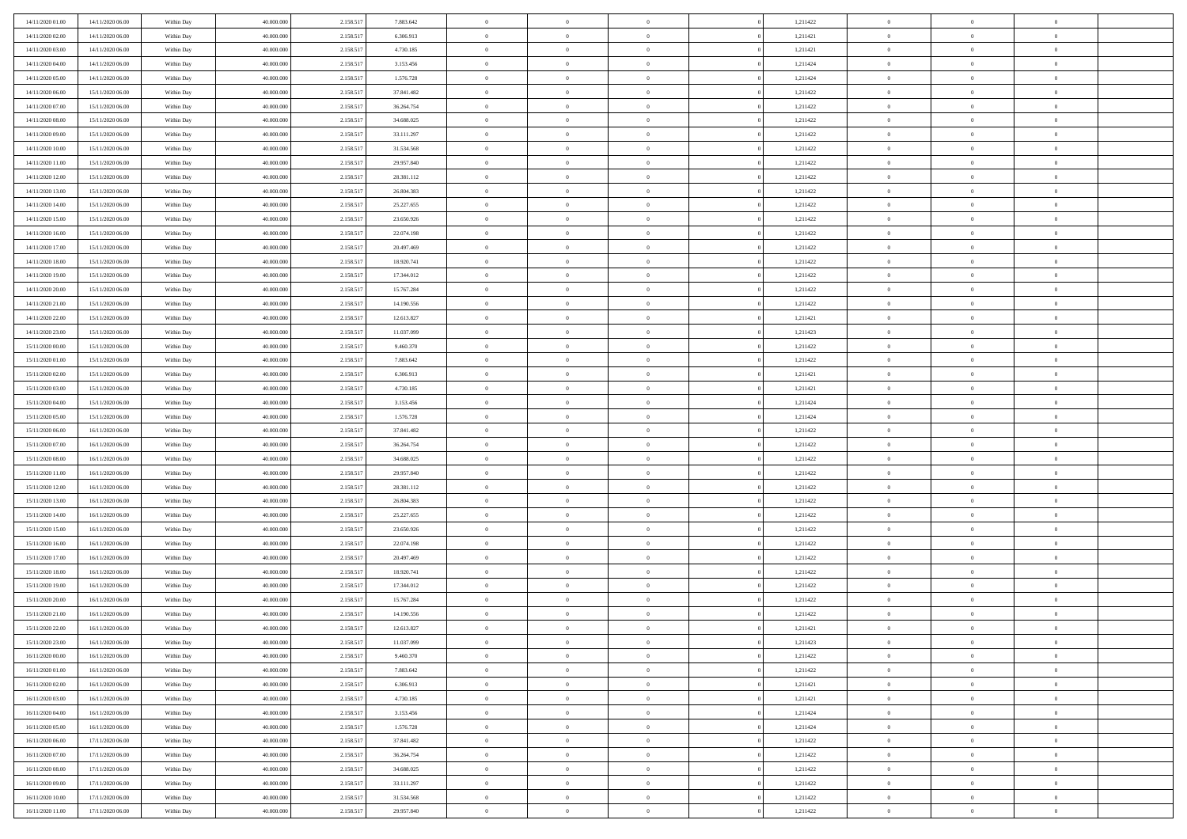| | | | | | | | | | | | | | | |
|---|---|---|---|---|---|---|---|---|---|---|---|---|---|---|
| 14/11/2020 01.00 | 14/11/2020 06.00 | Within Day | 40.000.000 | 2.158.517 | 7.883.642 | 0 | 0 | 0 | | 1,211422 | 0 | 0 | 0 | |
| 14/11/2020 02.00 | 14/11/2020 06.00 | Within Day | 40.000.000 | 2.158.517 | 6.306.913 | 0 | 0 | 0 | | 1,211421 | 0 | 0 | 0 | |
| 14/11/2020 03.00 | 14/11/2020 06.00 | Within Day | 40.000.000 | 2.158.517 | 4.730.185 | 0 | 0 | 0 | | 1,211421 | 0 | 0 | 0 | |
| 14/11/2020 04.00 | 14/11/2020 06.00 | Within Day | 40.000.000 | 2.158.517 | 3.153.456 | 0 | 0 | 0 | | 1,211424 | 0 | 0 | 0 | |
| 14/11/2020 05.00 | 14/11/2020 06.00 | Within Day | 40.000.000 | 2.158.517 | 1.576.728 | 0 | 0 | 0 | | 1,211424 | 0 | 0 | 0 | |
| 14/11/2020 06.00 | 15/11/2020 06.00 | Within Day | 40.000.000 | 2.158.517 | 37.841.482 | 0 | 0 | 0 | | 1,211422 | 0 | 0 | 0 | |
| 14/11/2020 07.00 | 15/11/2020 06.00 | Within Day | 40.000.000 | 2.158.517 | 36.264.754 | 0 | 0 | 0 | | 1,211422 | 0 | 0 | 0 | |
| 14/11/2020 08.00 | 15/11/2020 06.00 | Within Day | 40.000.000 | 2.158.517 | 34.688.025 | 0 | 0 | 0 | | 1,211422 | 0 | 0 | 0 | |
| 14/11/2020 09.00 | 15/11/2020 06.00 | Within Day | 40.000.000 | 2.158.517 | 33.111.297 | 0 | 0 | 0 | | 1,211422 | 0 | 0 | 0 | |
| 14/11/2020 10.00 | 15/11/2020 06.00 | Within Day | 40.000.000 | 2.158.517 | 31.534.568 | 0 | 0 | 0 | | 1,211422 | 0 | 0 | 0 | |
| 14/11/2020 11.00 | 15/11/2020 06.00 | Within Day | 40.000.000 | 2.158.517 | 29.957.840 | 0 | 0 | 0 | | 1,211422 | 0 | 0 | 0 | |
| 14/11/2020 12.00 | 15/11/2020 06.00 | Within Day | 40.000.000 | 2.158.517 | 28.381.112 | 0 | 0 | 0 | | 1,211422 | 0 | 0 | 0 | |
| 14/11/2020 13.00 | 15/11/2020 06.00 | Within Day | 40.000.000 | 2.158.517 | 26.804.383 | 0 | 0 | 0 | | 1,211422 | 0 | 0 | 0 | |
| 14/11/2020 14.00 | 15/11/2020 06.00 | Within Day | 40.000.000 | 2.158.517 | 25.227.655 | 0 | 0 | 0 | | 1,211422 | 0 | 0 | 0 | |
| 14/11/2020 15.00 | 15/11/2020 06.00 | Within Day | 40.000.000 | 2.158.517 | 23.650.926 | 0 | 0 | 0 | | 1,211422 | 0 | 0 | 0 | |
| 14/11/2020 16.00 | 15/11/2020 06.00 | Within Day | 40.000.000 | 2.158.517 | 22.074.198 | 0 | 0 | 0 | | 1,211422 | 0 | 0 | 0 | |
| 14/11/2020 17.00 | 15/11/2020 06.00 | Within Day | 40.000.000 | 2.158.517 | 20.497.469 | 0 | 0 | 0 | | 1,211422 | 0 | 0 | 0 | |
| 14/11/2020 18.00 | 15/11/2020 06.00 | Within Day | 40.000.000 | 2.158.517 | 18.920.741 | 0 | 0 | 0 | | 1,211422 | 0 | 0 | 0 | |
| 14/11/2020 19.00 | 15/11/2020 06.00 | Within Day | 40.000.000 | 2.158.517 | 17.344.012 | 0 | 0 | 0 | | 1,211422 | 0 | 0 | 0 | |
| 14/11/2020 20.00 | 15/11/2020 06.00 | Within Day | 40.000.000 | 2.158.517 | 15.767.284 | 0 | 0 | 0 | | 1,211422 | 0 | 0 | 0 | |
| 14/11/2020 21.00 | 15/11/2020 06.00 | Within Day | 40.000.000 | 2.158.517 | 14.190.556 | 0 | 0 | 0 | | 1,211422 | 0 | 0 | 0 | |
| 14/11/2020 22.00 | 15/11/2020 06.00 | Within Day | 40.000.000 | 2.158.517 | 12.613.827 | 0 | 0 | 0 | | 1,211421 | 0 | 0 | 0 | |
| 14/11/2020 23.00 | 15/11/2020 06.00 | Within Day | 40.000.000 | 2.158.517 | 11.037.099 | 0 | 0 | 0 | | 1,211423 | 0 | 0 | 0 | |
| 15/11/2020 00.00 | 15/11/2020 06.00 | Within Day | 40.000.000 | 2.158.517 | 9.460.370 | 0 | 0 | 0 | | 1,211422 | 0 | 0 | 0 | |
| 15/11/2020 01.00 | 15/11/2020 06.00 | Within Day | 40.000.000 | 2.158.517 | 7.883.642 | 0 | 0 | 0 | | 1,211422 | 0 | 0 | 0 | |
| 15/11/2020 02.00 | 15/11/2020 06.00 | Within Day | 40.000.000 | 2.158.517 | 6.306.913 | 0 | 0 | 0 | | 1,211421 | 0 | 0 | 0 | |
| 15/11/2020 03.00 | 15/11/2020 06.00 | Within Day | 40.000.000 | 2.158.517 | 4.730.185 | 0 | 0 | 0 | | 1,211421 | 0 | 0 | 0 | |
| 15/11/2020 04.00 | 15/11/2020 06.00 | Within Day | 40.000.000 | 2.158.517 | 3.153.456 | 0 | 0 | 0 | | 1,211424 | 0 | 0 | 0 | |
| 15/11/2020 05.00 | 15/11/2020 06.00 | Within Day | 40.000.000 | 2.158.517 | 1.576.728 | 0 | 0 | 0 | | 1,211424 | 0 | 0 | 0 | |
| 15/11/2020 06.00 | 16/11/2020 06.00 | Within Day | 40.000.000 | 2.158.517 | 37.841.482 | 0 | 0 | 0 | | 1,211422 | 0 | 0 | 0 | |
| 15/11/2020 07.00 | 16/11/2020 06.00 | Within Day | 40.000.000 | 2.158.517 | 36.264.754 | 0 | 0 | 0 | | 1,211422 | 0 | 0 | 0 | |
| 15/11/2020 08.00 | 16/11/2020 06.00 | Within Day | 40.000.000 | 2.158.517 | 34.688.025 | 0 | 0 | 0 | | 1,211422 | 0 | 0 | 0 | |
| 15/11/2020 11.00 | 16/11/2020 06.00 | Within Day | 40.000.000 | 2.158.517 | 29.957.840 | 0 | 0 | 0 | | 1,211422 | 0 | 0 | 0 | |
| 15/11/2020 12.00 | 16/11/2020 06.00 | Within Day | 40.000.000 | 2.158.517 | 28.381.112 | 0 | 0 | 0 | | 1,211422 | 0 | 0 | 0 | |
| 15/11/2020 13.00 | 16/11/2020 06.00 | Within Day | 40.000.000 | 2.158.517 | 26.804.383 | 0 | 0 | 0 | | 1,211422 | 0 | 0 | 0 | |
| 15/11/2020 14.00 | 16/11/2020 06.00 | Within Day | 40.000.000 | 2.158.517 | 25.227.655 | 0 | 0 | 0 | | 1,211422 | 0 | 0 | 0 | |
| 15/11/2020 15.00 | 16/11/2020 06.00 | Within Day | 40.000.000 | 2.158.517 | 23.650.926 | 0 | 0 | 0 | | 1,211422 | 0 | 0 | 0 | |
| 15/11/2020 16.00 | 16/11/2020 06.00 | Within Day | 40.000.000 | 2.158.517 | 22.074.198 | 0 | 0 | 0 | | 1,211422 | 0 | 0 | 0 | |
| 15/11/2020 17.00 | 16/11/2020 06.00 | Within Day | 40.000.000 | 2.158.517 | 20.497.469 | 0 | 0 | 0 | | 1,211422 | 0 | 0 | 0 | |
| 15/11/2020 18.00 | 16/11/2020 06.00 | Within Day | 40.000.000 | 2.158.517 | 18.920.741 | 0 | 0 | 0 | | 1,211422 | 0 | 0 | 0 | |
| 15/11/2020 19.00 | 16/11/2020 06.00 | Within Day | 40.000.000 | 2.158.517 | 17.344.012 | 0 | 0 | 0 | | 1,211422 | 0 | 0 | 0 | |
| 15/11/2020 20.00 | 16/11/2020 06.00 | Within Day | 40.000.000 | 2.158.517 | 15.767.284 | 0 | 0 | 0 | | 1,211422 | 0 | 0 | 0 | |
| 15/11/2020 21.00 | 16/11/2020 06.00 | Within Day | 40.000.000 | 2.158.517 | 14.190.556 | 0 | 0 | 0 | | 1,211422 | 0 | 0 | 0 | |
| 15/11/2020 22.00 | 16/11/2020 06.00 | Within Day | 40.000.000 | 2.158.517 | 12.613.827 | 0 | 0 | 0 | | 1,211421 | 0 | 0 | 0 | |
| 15/11/2020 23.00 | 16/11/2020 06.00 | Within Day | 40.000.000 | 2.158.517 | 11.037.099 | 0 | 0 | 0 | | 1,211423 | 0 | 0 | 0 | |
| 16/11/2020 00.00 | 16/11/2020 06.00 | Within Day | 40.000.000 | 2.158.517 | 9.460.370 | 0 | 0 | 0 | | 1,211422 | 0 | 0 | 0 | |
| 16/11/2020 01.00 | 16/11/2020 06.00 | Within Day | 40.000.000 | 2.158.517 | 7.883.642 | 0 | 0 | 0 | | 1,211422 | 0 | 0 | 0 | |
| 16/11/2020 02.00 | 16/11/2020 06.00 | Within Day | 40.000.000 | 2.158.517 | 6.306.913 | 0 | 0 | 0 | | 1,211421 | 0 | 0 | 0 | |
| 16/11/2020 03.00 | 16/11/2020 06.00 | Within Day | 40.000.000 | 2.158.517 | 4.730.185 | 0 | 0 | 0 | | 1,211421 | 0 | 0 | 0 | |
| 16/11/2020 04.00 | 16/11/2020 06.00 | Within Day | 40.000.000 | 2.158.517 | 3.153.456 | 0 | 0 | 0 | | 1,211424 | 0 | 0 | 0 | |
| 16/11/2020 05.00 | 16/11/2020 06.00 | Within Day | 40.000.000 | 2.158.517 | 1.576.728 | 0 | 0 | 0 | | 1,211424 | 0 | 0 | 0 | |
| 16/11/2020 06.00 | 17/11/2020 06.00 | Within Day | 40.000.000 | 2.158.517 | 37.841.482 | 0 | 0 | 0 | | 1,211422 | 0 | 0 | 0 | |
| 16/11/2020 07.00 | 17/11/2020 06.00 | Within Day | 40.000.000 | 2.158.517 | 36.264.754 | 0 | 0 | 0 | | 1,211422 | 0 | 0 | 0 | |
| 16/11/2020 08.00 | 17/11/2020 06.00 | Within Day | 40.000.000 | 2.158.517 | 34.688.025 | 0 | 0 | 0 | | 1,211422 | 0 | 0 | 0 | |
| 16/11/2020 09.00 | 17/11/2020 06.00 | Within Day | 40.000.000 | 2.158.517 | 33.111.297 | 0 | 0 | 0 | | 1,211422 | 0 | 0 | 0 | |
| 16/11/2020 10.00 | 17/11/2020 06.00 | Within Day | 40.000.000 | 2.158.517 | 31.534.568 | 0 | 0 | 0 | | 1,211422 | 0 | 0 | 0 | |
| 16/11/2020 11.00 | 17/11/2020 06.00 | Within Day | 40.000.000 | 2.158.517 | 29.957.840 | 0 | 0 | 0 | | 1,211422 | 0 | 0 | 0 | |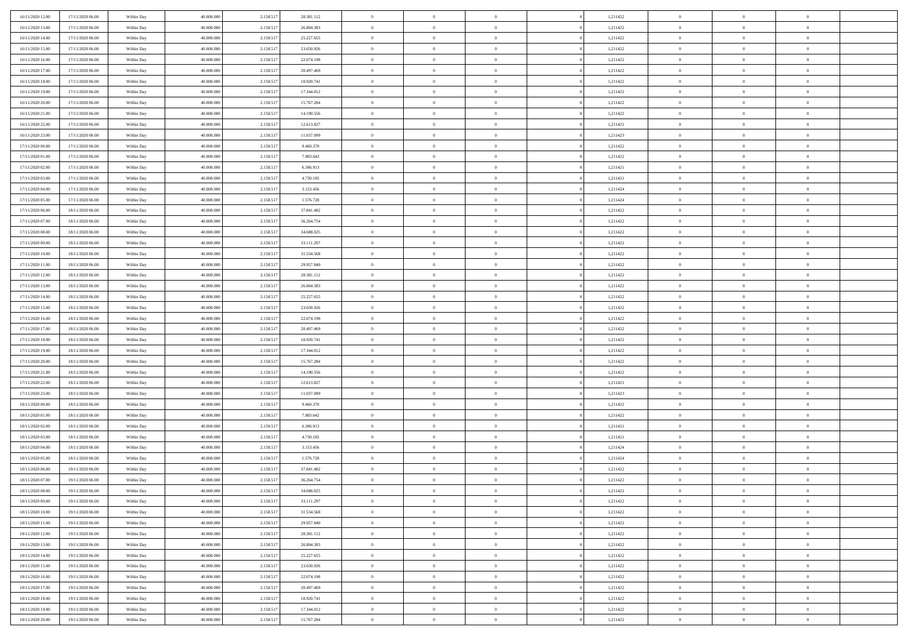| | | | | | | | | | | | | | | |
|---|---|---|---|---|---|---|---|---|---|---|---|---|---|---|
| 16/11/2020 12.00 | 17/11/2020 06.00 | Within Day | 40.000.000 | 2.158.517 | 28.381.112 | 0 | 0 | 0 | | 1,211422 | 0 | 0 | 0 | |
| 16/11/2020 13.00 | 17/11/2020 06.00 | Within Day | 40.000.000 | 2.158.517 | 26.804.383 | 0 | 0 | 0 | | 1,211422 | 0 | 0 | 0 | |
| 16/11/2020 14.00 | 17/11/2020 06.00 | Within Day | 40.000.000 | 2.158.517 | 25.227.655 | 0 | 0 | 0 | | 1,211422 | 0 | 0 | 0 | |
| 16/11/2020 15.00 | 17/11/2020 06.00 | Within Day | 40.000.000 | 2.158.517 | 23.650.926 | 0 | 0 | 0 | | 1,211422 | 0 | 0 | 0 | |
| 16/11/2020 16.00 | 17/11/2020 06.00 | Within Day | 40.000.000 | 2.158.517 | 22.074.198 | 0 | 0 | 0 | | 1,211422 | 0 | 0 | 0 | |
| 16/11/2020 17.00 | 17/11/2020 06.00 | Within Day | 40.000.000 | 2.158.517 | 20.497.469 | 0 | 0 | 0 | | 1,211422 | 0 | 0 | 0 | |
| 16/11/2020 18.00 | 17/11/2020 06.00 | Within Day | 40.000.000 | 2.158.517 | 18.920.741 | 0 | 0 | 0 | | 1,211422 | 0 | 0 | 0 | |
| 16/11/2020 19.00 | 17/11/2020 06.00 | Within Day | 40.000.000 | 2.158.517 | 17.344.012 | 0 | 0 | 0 | | 1,211422 | 0 | 0 | 0 | |
| 16/11/2020 20.00 | 17/11/2020 06.00 | Within Day | 40.000.000 | 2.158.517 | 15.767.284 | 0 | 0 | 0 | | 1,211422 | 0 | 0 | 0 | |
| 16/11/2020 21.00 | 17/11/2020 06.00 | Within Day | 40.000.000 | 2.158.517 | 14.190.556 | 0 | 0 | 0 | | 1,211422 | 0 | 0 | 0 | |
| 16/11/2020 22.00 | 17/11/2020 06.00 | Within Day | 40.000.000 | 2.158.517 | 12.613.827 | 0 | 0 | 0 | | 1,211421 | 0 | 0 | 0 | |
| 16/11/2020 23.00 | 17/11/2020 06.00 | Within Day | 40.000.000 | 2.158.517 | 11.037.099 | 0 | 0 | 0 | | 1,211423 | 0 | 0 | 0 | |
| 17/11/2020 00.00 | 17/11/2020 06.00 | Within Day | 40.000.000 | 2.158.517 | 9.460.370 | 0 | 0 | 0 | | 1,211422 | 0 | 0 | 0 | |
| 17/11/2020 01.00 | 17/11/2020 06.00 | Within Day | 40.000.000 | 2.158.517 | 7.883.642 | 0 | 0 | 0 | | 1,211422 | 0 | 0 | 0 | |
| 17/11/2020 02.00 | 17/11/2020 06.00 | Within Day | 40.000.000 | 2.158.517 | 6.306.913 | 0 | 0 | 0 | | 1,211421 | 0 | 0 | 0 | |
| 17/11/2020 03.00 | 17/11/2020 06.00 | Within Day | 40.000.000 | 2.158.517 | 4.730.185 | 0 | 0 | 0 | | 1,211421 | 0 | 0 | 0 | |
| 17/11/2020 04.00 | 17/11/2020 06.00 | Within Day | 40.000.000 | 2.158.517 | 3.153.456 | 0 | 0 | 0 | | 1,211424 | 0 | 0 | 0 | |
| 17/11/2020 05.00 | 17/11/2020 06.00 | Within Day | 40.000.000 | 2.158.517 | 1.576.728 | 0 | 0 | 0 | | 1,211424 | 0 | 0 | 0 | |
| 17/11/2020 06.00 | 18/11/2020 06.00 | Within Day | 40.000.000 | 2.158.517 | 37.841.482 | 0 | 0 | 0 | | 1,211422 | 0 | 0 | 0 | |
| 17/11/2020 07.00 | 18/11/2020 06.00 | Within Day | 40.000.000 | 2.158.517 | 36.264.754 | 0 | 0 | 0 | | 1,211422 | 0 | 0 | 0 | |
| 17/11/2020 08.00 | 18/11/2020 06.00 | Within Day | 40.000.000 | 2.158.517 | 34.688.025 | 0 | 0 | 0 | | 1,211422 | 0 | 0 | 0 | |
| 17/11/2020 09.00 | 18/11/2020 06.00 | Within Day | 40.000.000 | 2.158.517 | 33.111.297 | 0 | 0 | 0 | | 1,211422 | 0 | 0 | 0 | |
| 17/11/2020 10.00 | 18/11/2020 06.00 | Within Day | 40.000.000 | 2.158.517 | 31.534.568 | 0 | 0 | 0 | | 1,211422 | 0 | 0 | 0 | |
| 17/11/2020 11.00 | 18/11/2020 06.00 | Within Day | 40.000.000 | 2.158.517 | 29.957.840 | 0 | 0 | 0 | | 1,211422 | 0 | 0 | 0 | |
| 17/11/2020 12.00 | 18/11/2020 06.00 | Within Day | 40.000.000 | 2.158.517 | 28.381.112 | 0 | 0 | 0 | | 1,211422 | 0 | 0 | 0 | |
| 17/11/2020 13.00 | 18/11/2020 06.00 | Within Day | 40.000.000 | 2.158.517 | 26.804.383 | 0 | 0 | 0 | | 1,211422 | 0 | 0 | 0 | |
| 17/11/2020 14.00 | 18/11/2020 06.00 | Within Day | 40.000.000 | 2.158.517 | 25.227.655 | 0 | 0 | 0 | | 1,211422 | 0 | 0 | 0 | |
| 17/11/2020 15.00 | 18/11/2020 06.00 | Within Day | 40.000.000 | 2.158.517 | 23.650.926 | 0 | 0 | 0 | | 1,211422 | 0 | 0 | 0 | |
| 17/11/2020 16.00 | 18/11/2020 06.00 | Within Day | 40.000.000 | 2.158.517 | 22.074.198 | 0 | 0 | 0 | | 1,211422 | 0 | 0 | 0 | |
| 17/11/2020 17.00 | 18/11/2020 06.00 | Within Day | 40.000.000 | 2.158.517 | 20.497.469 | 0 | 0 | 0 | | 1,211422 | 0 | 0 | 0 | |
| 17/11/2020 18.00 | 18/11/2020 06.00 | Within Day | 40.000.000 | 2.158.517 | 18.920.741 | 0 | 0 | 0 | | 1,211422 | 0 | 0 | 0 | |
| 17/11/2020 19.00 | 18/11/2020 06.00 | Within Day | 40.000.000 | 2.158.517 | 17.344.012 | 0 | 0 | 0 | | 1,211422 | 0 | 0 | 0 | |
| 17/11/2020 20.00 | 18/11/2020 06.00 | Within Day | 40.000.000 | 2.158.517 | 15.767.284 | 0 | 0 | 0 | | 1,211422 | 0 | 0 | 0 | |
| 17/11/2020 21.00 | 18/11/2020 06.00 | Within Day | 40.000.000 | 2.158.517 | 14.190.556 | 0 | 0 | 0 | | 1,211422 | 0 | 0 | 0 | |
| 17/11/2020 22.00 | 18/11/2020 06.00 | Within Day | 40.000.000 | 2.158.517 | 12.613.827 | 0 | 0 | 0 | | 1,211421 | 0 | 0 | 0 | |
| 17/11/2020 23.00 | 18/11/2020 06.00 | Within Day | 40.000.000 | 2.158.517 | 11.037.099 | 0 | 0 | 0 | | 1,211423 | 0 | 0 | 0 | |
| 18/11/2020 00.00 | 18/11/2020 06.00 | Within Day | 40.000.000 | 2.158.517 | 9.460.370 | 0 | 0 | 0 | | 1,211422 | 0 | 0 | 0 | |
| 18/11/2020 01.00 | 18/11/2020 06.00 | Within Day | 40.000.000 | 2.158.517 | 7.883.642 | 0 | 0 | 0 | | 1,211422 | 0 | 0 | 0 | |
| 18/11/2020 02.00 | 18/11/2020 06.00 | Within Day | 40.000.000 | 2.158.517 | 6.306.913 | 0 | 0 | 0 | | 1,211421 | 0 | 0 | 0 | |
| 18/11/2020 03.00 | 18/11/2020 06.00 | Within Day | 40.000.000 | 2.158.517 | 4.730.185 | 0 | 0 | 0 | | 1,211421 | 0 | 0 | 0 | |
| 18/11/2020 04.00 | 18/11/2020 06.00 | Within Day | 40.000.000 | 2.158.517 | 3.153.456 | 0 | 0 | 0 | | 1,211424 | 0 | 0 | 0 | |
| 18/11/2020 05.00 | 18/11/2020 06.00 | Within Day | 40.000.000 | 2.158.517 | 1.576.728 | 0 | 0 | 0 | | 1,211424 | 0 | 0 | 0 | |
| 18/11/2020 06.00 | 19/11/2020 06.00 | Within Day | 40.000.000 | 2.158.517 | 37.841.482 | 0 | 0 | 0 | | 1,211422 | 0 | 0 | 0 | |
| 18/11/2020 07.00 | 19/11/2020 06.00 | Within Day | 40.000.000 | 2.158.517 | 36.264.754 | 0 | 0 | 0 | | 1,211422 | 0 | 0 | 0 | |
| 18/11/2020 08.00 | 19/11/2020 06.00 | Within Day | 40.000.000 | 2.158.517 | 34.688.025 | 0 | 0 | 0 | | 1,211422 | 0 | 0 | 0 | |
| 18/11/2020 09.00 | 19/11/2020 06.00 | Within Day | 40.000.000 | 2.158.517 | 33.111.297 | 0 | 0 | 0 | | 1,211422 | 0 | 0 | 0 | |
| 18/11/2020 10.00 | 19/11/2020 06.00 | Within Day | 40.000.000 | 2.158.517 | 31.534.568 | 0 | 0 | 0 | | 1,211422 | 0 | 0 | 0 | |
| 18/11/2020 11.00 | 19/11/2020 06.00 | Within Day | 40.000.000 | 2.158.517 | 29.957.840 | 0 | 0 | 0 | | 1,211422 | 0 | 0 | 0 | |
| 18/11/2020 12.00 | 19/11/2020 06.00 | Within Day | 40.000.000 | 2.158.517 | 28.381.112 | 0 | 0 | 0 | | 1,211422 | 0 | 0 | 0 | |
| 18/11/2020 13.00 | 19/11/2020 06.00 | Within Day | 40.000.000 | 2.158.517 | 26.804.383 | 0 | 0 | 0 | | 1,211422 | 0 | 0 | 0 | |
| 18/11/2020 14.00 | 19/11/2020 06.00 | Within Day | 40.000.000 | 2.158.517 | 25.227.655 | 0 | 0 | 0 | | 1,211422 | 0 | 0 | 0 | |
| 18/11/2020 15.00 | 19/11/2020 06.00 | Within Day | 40.000.000 | 2.158.517 | 23.650.926 | 0 | 0 | 0 | | 1,211422 | 0 | 0 | 0 | |
| 18/11/2020 16.00 | 19/11/2020 06.00 | Within Day | 40.000.000 | 2.158.517 | 22.074.198 | 0 | 0 | 0 | | 1,211422 | 0 | 0 | 0 | |
| 18/11/2020 17.00 | 19/11/2020 06.00 | Within Day | 40.000.000 | 2.158.517 | 20.497.469 | 0 | 0 | 0 | | 1,211422 | 0 | 0 | 0 | |
| 18/11/2020 18.00 | 19/11/2020 06.00 | Within Day | 40.000.000 | 2.158.517 | 18.920.741 | 0 | 0 | 0 | | 1,211422 | 0 | 0 | 0 | |
| 18/11/2020 19.00 | 19/11/2020 06.00 | Within Day | 40.000.000 | 2.158.517 | 17.344.012 | 0 | 0 | 0 | | 1,211422 | 0 | 0 | 0 | |
| 18/11/2020 20.00 | 19/11/2020 06.00 | Within Day | 40.000.000 | 2.158.517 | 15.767.284 | 0 | 0 | 0 | | 1,211422 | 0 | 0 | 0 | |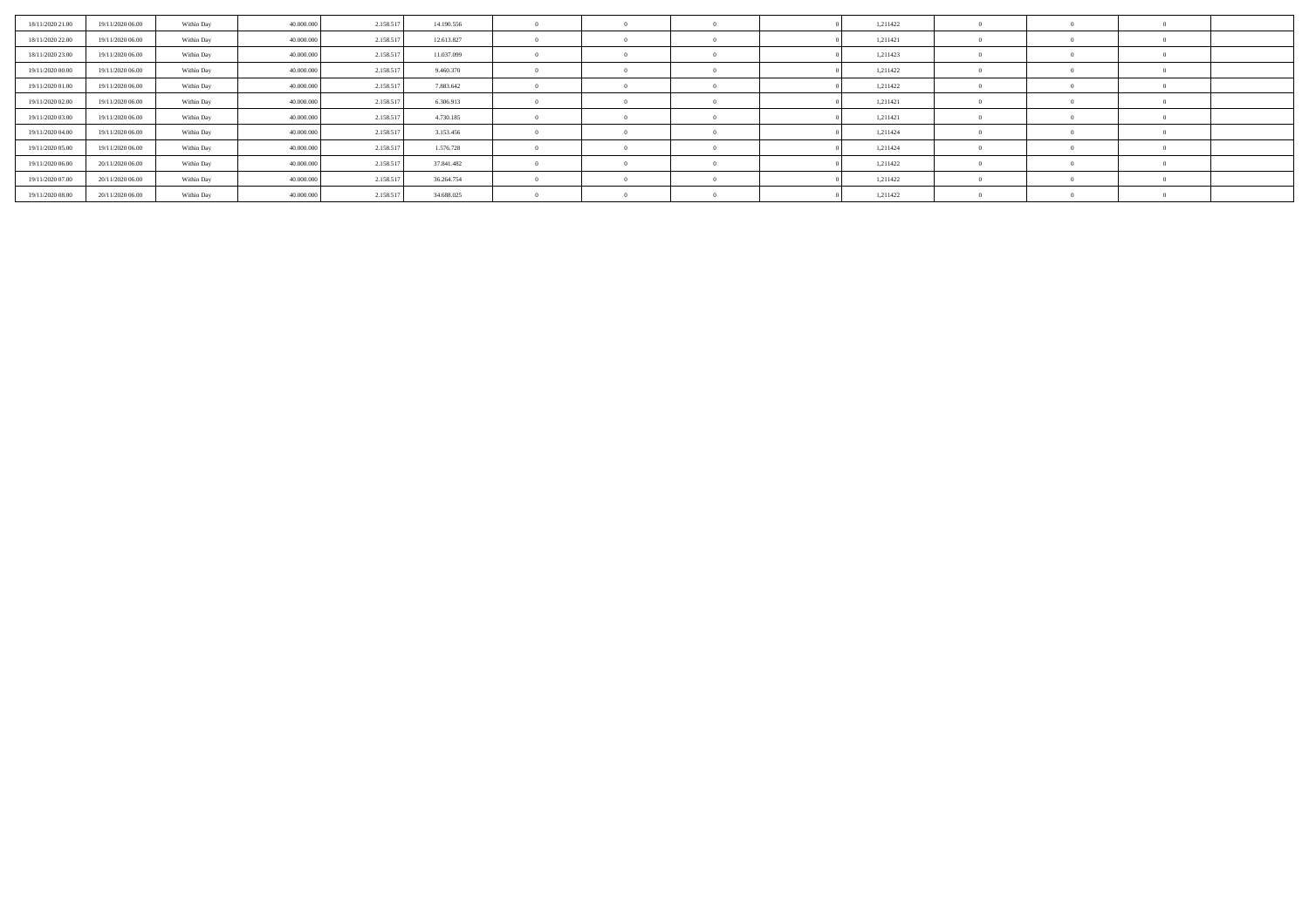| | | | | | | | | | | | | | | |
|---|---|---|---|---|---|---|---|---|---|---|---|---|---|---|
| 18/11/2020 21.00 | 19/11/2020 06.00 | Within Day | 40.000.000 | 2.158.517 | 14.190.556 | 0 | 0 | 0 | 0 | 1,211422 | 0 | 0 | 0 | |
| 18/11/2020 22.00 | 19/11/2020 06.00 | Within Day | 40.000.000 | 2.158.517 | 12.613.827 | 0 | 0 | 0 | 0 | 1,211421 | 0 | 0 | 0 | |
| 18/11/2020 23.00 | 19/11/2020 06.00 | Within Day | 40.000.000 | 2.158.517 | 11.037.099 | 0 | 0 | 0 | 0 | 1,211423 | 0 | 0 | 0 | |
| 19/11/2020 00.00 | 19/11/2020 06.00 | Within Day | 40.000.000 | 2.158.517 | 9.460.370 | 0 | 0 | 0 | 0 | 1,211422 | 0 | 0 | 0 | |
| 19/11/2020 01.00 | 19/11/2020 06.00 | Within Day | 40.000.000 | 2.158.517 | 7.883.642 | 0 | 0 | 0 | 0 | 1,211422 | 0 | 0 | 0 | |
| 19/11/2020 02.00 | 19/11/2020 06.00 | Within Day | 40.000.000 | 2.158.517 | 6.306.913 | 0 | 0 | 0 | 0 | 1,211421 | 0 | 0 | 0 | |
| 19/11/2020 03.00 | 19/11/2020 06.00 | Within Day | 40.000.000 | 2.158.517 | 4.730.185 | 0 | 0 | 0 | 0 | 1,211421 | 0 | 0 | 0 | |
| 19/11/2020 04.00 | 19/11/2020 06.00 | Within Day | 40.000.000 | 2.158.517 | 3.153.456 | 0 | 0 | 0 | 0 | 1,211424 | 0 | 0 | 0 | |
| 19/11/2020 05.00 | 19/11/2020 06.00 | Within Day | 40.000.000 | 2.158.517 | 1.576.728 | 0 | 0 | 0 | 0 | 1,211424 | 0 | 0 | 0 | |
| 19/11/2020 06.00 | 20/11/2020 06.00 | Within Day | 40.000.000 | 2.158.517 | 37.841.482 | 0 | 0 | 0 | 0 | 1,211422 | 0 | 0 | 0 | |
| 19/11/2020 07.00 | 20/11/2020 06.00 | Within Day | 40.000.000 | 2.158.517 | 36.264.754 | 0 | 0 | 0 | 0 | 1,211422 | 0 | 0 | 0 | |
| 19/11/2020 08.00 | 20/11/2020 06.00 | Within Day | 40.000.000 | 2.158.517 | 34.688.025 | 0 | 0 | 0 | 0 | 1,211422 | 0 | 0 | 0 | |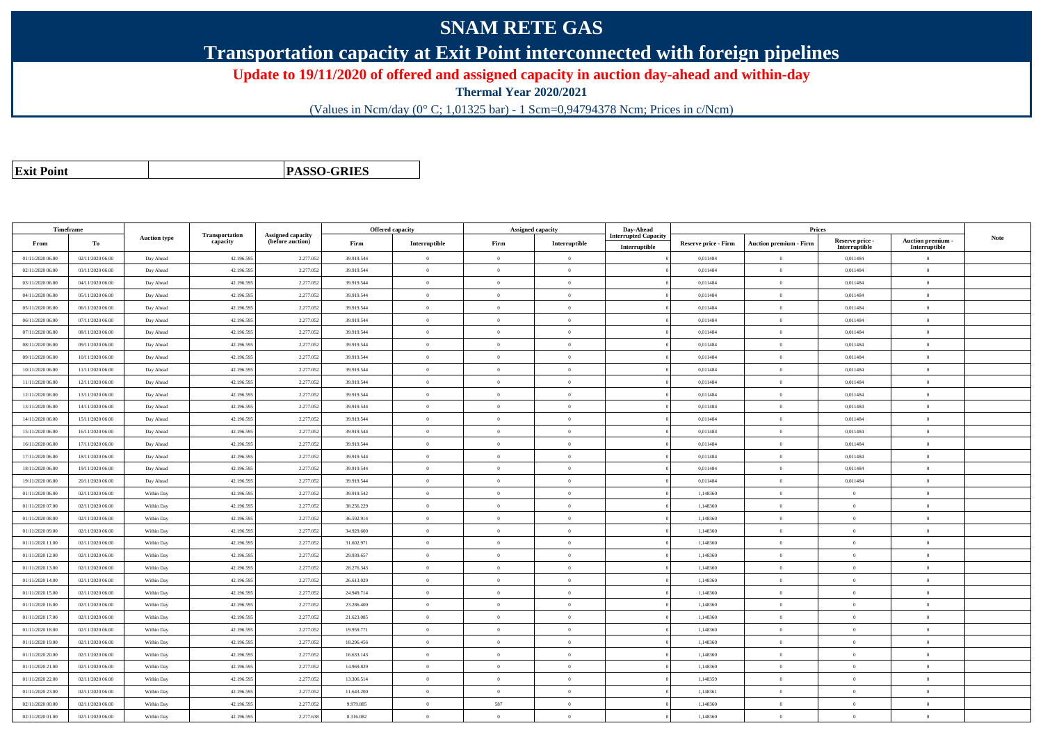# SNAM RETE GAS

## Transportation capacity at Exit Point interconnected with foreign pipelines

**Update to 19/11/2020 of offered and assigned capacity in auction day-ahead and within-day**

**Thermal Year 2020/2021**

(Values in Ncm/day (0° C; 1,01325 bar) - 1 Scm=0,94794378 Ncm; Prices in c/Ncm)

| **Exit Point** | **PASSO-GRIES** |
|---|---|

| Timeframe | | Auction type | Transportation capacity | Assigned capacity (before auction) | Offered capacity | | Assigned capacity | | Day-Ahead Interrupted Capacity | Prices | | | | Note |
|---|---|---|---|---|---|---|---|---|---|---|---|---|---|---|
| From | To | | | | Firm | Interruptible | Firm | Interruptible | Interruptible | Reserve price - Firm | Auction premium - Firm | Reserve price - Interruptible | Auction premium - Interruptible | |
| 01/11/2020 06.00 | 02/11/2020 06.00 | Day Ahead | 42.196.595 | 2.277.052 | 39.919.544 | 0 | 0 | 0 | 0 | 0,011484 | 0 | 0,011484 | 0 | |
| 02/11/2020 06.00 | 03/11/2020 06.00 | Day Ahead | 42.196.595 | 2.277.052 | 39.919.544 | 0 | 0 | 0 | 0 | 0,011484 | 0 | 0,011484 | 0 | |
| 03/11/2020 06.00 | 04/11/2020 06.00 | Day Ahead | 42.196.595 | 2.277.052 | 39.919.544 | 0 | 0 | 0 | 0 | 0,011484 | 0 | 0,011484 | 0 | |
| 04/11/2020 06.00 | 05/11/2020 06.00 | Day Ahead | 42.196.595 | 2.277.052 | 39.919.544 | 0 | 0 | 0 | 0 | 0,011484 | 0 | 0,011484 | 0 | |
| 05/11/2020 06.00 | 06/11/2020 06.00 | Day Ahead | 42.196.595 | 2.277.052 | 39.919.544 | 0 | 0 | 0 | 0 | 0,011484 | 0 | 0,011484 | 0 | |
| 06/11/2020 06.00 | 07/11/2020 06.00 | Day Ahead | 42.196.595 | 2.277.052 | 39.919.544 | 0 | 0 | 0 | 0 | 0,011484 | 0 | 0,011484 | 0 | |
| 07/11/2020 06.00 | 08/11/2020 06.00 | Day Ahead | 42.196.595 | 2.277.052 | 39.919.544 | 0 | 0 | 0 | 0 | 0,011484 | 0 | 0,011484 | 0 | |
| 08/11/2020 06.00 | 09/11/2020 06.00 | Day Ahead | 42.196.595 | 2.277.052 | 39.919.544 | 0 | 0 | 0 | 0 | 0,011484 | 0 | 0,011484 | 0 | |
| 09/11/2020 06.00 | 10/11/2020 06.00 | Day Ahead | 42.196.595 | 2.277.052 | 39.919.544 | 0 | 0 | 0 | 0 | 0,011484 | 0 | 0,011484 | 0 | |
| 10/11/2020 06.00 | 11/11/2020 06.00 | Day Ahead | 42.196.595 | 2.277.052 | 39.919.544 | 0 | 0 | 0 | 0 | 0,011484 | 0 | 0,011484 | 0 | |
| 11/11/2020 06.00 | 12/11/2020 06.00 | Day Ahead | 42.196.595 | 2.277.052 | 39.919.544 | 0 | 0 | 0 | 0 | 0,011484 | 0 | 0,011484 | 0 | |
| 12/11/2020 06.00 | 13/11/2020 06.00 | Day Ahead | 42.196.595 | 2.277.052 | 39.919.544 | 0 | 0 | 0 | 0 | 0,011484 | 0 | 0,011484 | 0 | |
| 13/11/2020 06.00 | 14/11/2020 06.00 | Day Ahead | 42.196.595 | 2.277.052 | 39.919.544 | 0 | 0 | 0 | 0 | 0,011484 | 0 | 0,011484 | 0 | |
| 14/11/2020 06.00 | 15/11/2020 06.00 | Day Ahead | 42.196.595 | 2.277.052 | 39.919.544 | 0 | 0 | 0 | 0 | 0,011484 | 0 | 0,011484 | 0 | |
| 15/11/2020 06.00 | 16/11/2020 06.00 | Day Ahead | 42.196.595 | 2.277.052 | 39.919.544 | 0 | 0 | 0 | 0 | 0,011484 | 0 | 0,011484 | 0 | |
| 16/11/2020 06.00 | 17/11/2020 06.00 | Day Ahead | 42.196.595 | 2.277.052 | 39.919.544 | 0 | 0 | 0 | 0 | 0,011484 | 0 | 0,011484 | 0 | |
| 17/11/2020 06.00 | 18/11/2020 06.00 | Day Ahead | 42.196.595 | 2.277.052 | 39.919.544 | 0 | 0 | 0 | 0 | 0,011484 | 0 | 0,011484 | 0 | |
| 18/11/2020 06.00 | 19/11/2020 06.00 | Day Ahead | 42.196.595 | 2.277.052 | 39.919.544 | 0 | 0 | 0 | 0 | 0,011484 | 0 | 0,011484 | 0 | |
| 19/11/2020 06.00 | 20/11/2020 06.00 | Day Ahead | 42.196.595 | 2.277.052 | 39.919.544 | 0 | 0 | 0 | 0 | 0,011484 | 0 | 0,011484 | 0 | |
| 01/11/2020 06.00 | 02/11/2020 06.00 | Within Day | 42.196.595 | 2.277.052 | 39.919.542 | 0 | 0 | 0 | 0 | 1,148360 | 0 | 0 | 0 | |
| 01/11/2020 07.00 | 02/11/2020 06.00 | Within Day | 42.196.595 | 2.277.052 | 38.256.229 | 0 | 0 | 0 | 0 | 1,148360 | 0 | 0 | 0 | |
| 01/11/2020 08.00 | 02/11/2020 06.00 | Within Day | 42.196.595 | 2.277.052 | 36.592.914 | 0 | 0 | 0 | 0 | 1,148360 | 0 | 0 | 0 | |
| 01/11/2020 09.00 | 02/11/2020 06.00 | Within Day | 42.196.595 | 2.277.052 | 34.929.600 | 0 | 0 | 0 | 0 | 1,148360 | 0 | 0 | 0 | |
| 01/11/2020 11.00 | 02/11/2020 06.00 | Within Day | 42.196.595 | 2.277.052 | 31.602.971 | 0 | 0 | 0 | 0 | 1,148360 | 0 | 0 | 0 | |
| 01/11/2020 12.00 | 02/11/2020 06.00 | Within Day | 42.196.595 | 2.277.052 | 29.939.657 | 0 | 0 | 0 | 0 | 1,148360 | 0 | 0 | 0 | |
| 01/11/2020 13.00 | 02/11/2020 06.00 | Within Day | 42.196.595 | 2.277.052 | 28.276.343 | 0 | 0 | 0 | 0 | 1,148360 | 0 | 0 | 0 | |
| 01/11/2020 14.00 | 02/11/2020 06.00 | Within Day | 42.196.595 | 2.277.052 | 26.613.029 | 0 | 0 | 0 | 0 | 1,148360 | 0 | 0 | 0 | |
| 01/11/2020 15.00 | 02/11/2020 06.00 | Within Day | 42.196.595 | 2.277.052 | 24.949.714 | 0 | 0 | 0 | 0 | 1,148360 | 0 | 0 | 0 | |
| 01/11/2020 16.00 | 02/11/2020 06.00 | Within Day | 42.196.595 | 2.277.052 | 23.286.400 | 0 | 0 | 0 | 0 | 1,148360 | 0 | 0 | 0 | |
| 01/11/2020 17.00 | 02/11/2020 06.00 | Within Day | 42.196.595 | 2.277.052 | 21.623.085 | 0 | 0 | 0 | 0 | 1,148360 | 0 | 0 | 0 | |
| 01/11/2020 18.00 | 02/11/2020 06.00 | Within Day | 42.196.595 | 2.277.052 | 19.959.771 | 0 | 0 | 0 | 0 | 1,148360 | 0 | 0 | 0 | |
| 01/11/2020 19.00 | 02/11/2020 06.00 | Within Day | 42.196.595 | 2.277.052 | 18.296.456 | 0 | 0 | 0 | 0 | 1,148360 | 0 | 0 | 0 | |
| 01/11/2020 20.00 | 02/11/2020 06.00 | Within Day | 42.196.595 | 2.277.052 | 16.633.143 | 0 | 0 | 0 | 0 | 1,148360 | 0 | 0 | 0 | |
| 01/11/2020 21.00 | 02/11/2020 06.00 | Within Day | 42.196.595 | 2.277.052 | 14.969.829 | 0 | 0 | 0 | 0 | 1,148360 | 0 | 0 | 0 | |
| 01/11/2020 22.00 | 02/11/2020 06.00 | Within Day | 42.196.595 | 2.277.052 | 13.306.514 | 0 | 0 | 0 | 0 | 1,148359 | 0 | 0 | 0 | |
| 01/11/2020 23.00 | 02/11/2020 06.00 | Within Day | 42.196.595 | 2.277.052 | 11.643.200 | 0 | 0 | 0 | 0 | 1,148361 | 0 | 0 | 0 | |
| 02/11/2020 00.00 | 02/11/2020 06.00 | Within Day | 42.196.595 | 2.277.052 | 9.979.885 | 0 | 587 | 0 | 0 | 1,148360 | 0 | 0 | 0 | |
| 02/11/2020 01.00 | 02/11/2020 06.00 | Within Day | 42.196.595 | 2.277.638 | 8.316.082 | 0 | 0 | 0 | 0 | 1,148360 | 0 | 0 | 0 | |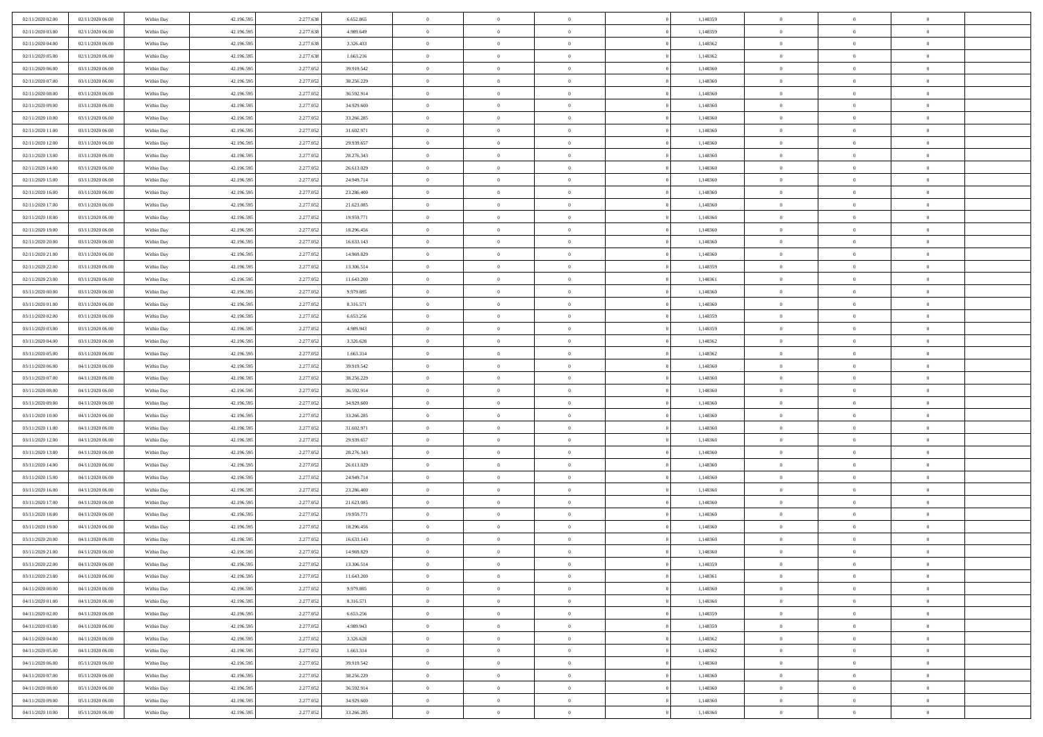| | | | | | | | | | | | | | | |
|---|---|---|---|---|---|---|---|---|---|---|---|---|---|---|
| 02/11/2020 02.00 | 02/11/2020 06.00 | Within Day | 42.196.595 | 2.277.638 | 6.652.865 | 0 | 0 | 0 | | 0 | 1,148359 | 0 | 0 | 0 |
| 02/11/2020 03.00 | 02/11/2020 06.00 | Within Day | 42.196.595 | 2.277.638 | 4.989.649 | 0 | 0 | 0 | | 0 | 1,148359 | 0 | 0 | 0 |
| 02/11/2020 04.00 | 02/11/2020 06.00 | Within Day | 42.196.595 | 2.277.638 | 3.326.433 | 0 | 0 | 0 | | 0 | 1,148362 | 0 | 0 | 0 |
| 02/11/2020 05.00 | 02/11/2020 06.00 | Within Day | 42.196.595 | 2.277.638 | 1.663.216 | 0 | 0 | 0 | | 0 | 1,148362 | 0 | 0 | 0 |
| 02/11/2020 06.00 | 03/11/2020 06.00 | Within Day | 42.196.595 | 2.277.052 | 39.919.542 | 0 | 0 | 0 | | 0 | 1,148360 | 0 | 0 | 0 |
| 02/11/2020 07.00 | 03/11/2020 06.00 | Within Day | 42.196.595 | 2.277.052 | 38.256.229 | 0 | 0 | 0 | | 0 | 1,148360 | 0 | 0 | 0 |
| 02/11/2020 08.00 | 03/11/2020 06.00 | Within Day | 42.196.595 | 2.277.052 | 36.592.914 | 0 | 0 | 0 | | 0 | 1,148360 | 0 | 0 | 0 |
| 02/11/2020 09.00 | 03/11/2020 06.00 | Within Day | 42.196.595 | 2.277.052 | 34.929.600 | 0 | 0 | 0 | | 0 | 1,148360 | 0 | 0 | 0 |
| 02/11/2020 10.00 | 03/11/2020 06.00 | Within Day | 42.196.595 | 2.277.052 | 33.266.285 | 0 | 0 | 0 | | 0 | 1,148360 | 0 | 0 | 0 |
| 02/11/2020 11.00 | 03/11/2020 06.00 | Within Day | 42.196.595 | 2.277.052 | 31.602.971 | 0 | 0 | 0 | | 0 | 1,148360 | 0 | 0 | 0 |
| 02/11/2020 12.00 | 03/11/2020 06.00 | Within Day | 42.196.595 | 2.277.052 | 29.939.657 | 0 | 0 | 0 | | 0 | 1,148360 | 0 | 0 | 0 |
| 02/11/2020 13.00 | 03/11/2020 06.00 | Within Day | 42.196.595 | 2.277.052 | 28.276.343 | 0 | 0 | 0 | | 0 | 1,148360 | 0 | 0 | 0 |
| 02/11/2020 14.00 | 03/11/2020 06.00 | Within Day | 42.196.595 | 2.277.052 | 26.613.029 | 0 | 0 | 0 | | 0 | 1,148360 | 0 | 0 | 0 |
| 02/11/2020 15.00 | 03/11/2020 06.00 | Within Day | 42.196.595 | 2.277.052 | 24.949.714 | 0 | 0 | 0 | | 0 | 1,148360 | 0 | 0 | 0 |
| 02/11/2020 16.00 | 03/11/2020 06.00 | Within Day | 42.196.595 | 2.277.052 | 23.286.400 | 0 | 0 | 0 | | 0 | 1,148360 | 0 | 0 | 0 |
| 02/11/2020 17.00 | 03/11/2020 06.00 | Within Day | 42.196.595 | 2.277.052 | 21.623.085 | 0 | 0 | 0 | | 0 | 1,148360 | 0 | 0 | 0 |
| 02/11/2020 18.00 | 03/11/2020 06.00 | Within Day | 42.196.595 | 2.277.052 | 19.959.771 | 0 | 0 | 0 | | 0 | 1,148360 | 0 | 0 | 0 |
| 02/11/2020 19.00 | 03/11/2020 06.00 | Within Day | 42.196.595 | 2.277.052 | 18.296.456 | 0 | 0 | 0 | | 0 | 1,148360 | 0 | 0 | 0 |
| 02/11/2020 20.00 | 03/11/2020 06.00 | Within Day | 42.196.595 | 2.277.052 | 16.633.143 | 0 | 0 | 0 | | 0 | 1,148360 | 0 | 0 | 0 |
| 02/11/2020 21.00 | 03/11/2020 06.00 | Within Day | 42.196.595 | 2.277.052 | 14.969.829 | 0 | 0 | 0 | | 0 | 1,148360 | 0 | 0 | 0 |
| 02/11/2020 22.00 | 03/11/2020 06.00 | Within Day | 42.196.595 | 2.277.052 | 13.306.514 | 0 | 0 | 0 | | 0 | 1,148359 | 0 | 0 | 0 |
| 02/11/2020 23.00 | 03/11/2020 06.00 | Within Day | 42.196.595 | 2.277.052 | 11.643.200 | 0 | 0 | 0 | | 0 | 1,148361 | 0 | 0 | 0 |
| 03/11/2020 00.00 | 03/11/2020 06.00 | Within Day | 42.196.595 | 2.277.052 | 9.979.885 | 0 | 0 | 0 | | 0 | 1,148360 | 0 | 0 | 0 |
| 03/11/2020 01.00 | 03/11/2020 06.00 | Within Day | 42.196.595 | 2.277.052 | 8.316.571 | 0 | 0 | 0 | | 0 | 1,148360 | 0 | 0 | 0 |
| 03/11/2020 02.00 | 03/11/2020 06.00 | Within Day | 42.196.595 | 2.277.052 | 6.653.256 | 0 | 0 | 0 | | 0 | 1,148359 | 0 | 0 | 0 |
| 03/11/2020 03.00 | 03/11/2020 06.00 | Within Day | 42.196.595 | 2.277.052 | 4.989.943 | 0 | 0 | 0 | | 0 | 1,148359 | 0 | 0 | 0 |
| 03/11/2020 04.00 | 03/11/2020 06.00 | Within Day | 42.196.595 | 2.277.052 | 3.326.628 | 0 | 0 | 0 | | 0 | 1,148362 | 0 | 0 | 0 |
| 03/11/2020 05.00 | 03/11/2020 06.00 | Within Day | 42.196.595 | 2.277.052 | 1.663.314 | 0 | 0 | 0 | | 0 | 1,148362 | 0 | 0 | 0 |
| 03/11/2020 06.00 | 04/11/2020 06.00 | Within Day | 42.196.595 | 2.277.052 | 39.919.542 | 0 | 0 | 0 | | 0 | 1,148360 | 0 | 0 | 0 |
| 03/11/2020 07.00 | 04/11/2020 06.00 | Within Day | 42.196.595 | 2.277.052 | 38.256.229 | 0 | 0 | 0 | | 0 | 1,148360 | 0 | 0 | 0 |
| 03/11/2020 08.00 | 04/11/2020 06.00 | Within Day | 42.196.595 | 2.277.052 | 36.592.914 | 0 | 0 | 0 | | 0 | 1,148360 | 0 | 0 | 0 |
| 03/11/2020 09.00 | 04/11/2020 06.00 | Within Day | 42.196.595 | 2.277.052 | 34.929.600 | 0 | 0 | 0 | | 0 | 1,148360 | 0 | 0 | 0 |
| 03/11/2020 10.00 | 04/11/2020 06.00 | Within Day | 42.196.595 | 2.277.052 | 33.266.285 | 0 | 0 | 0 | | 0 | 1,148360 | 0 | 0 | 0 |
| 03/11/2020 11.00 | 04/11/2020 06.00 | Within Day | 42.196.595 | 2.277.052 | 31.602.971 | 0 | 0 | 0 | | 0 | 1,148360 | 0 | 0 | 0 |
| 03/11/2020 12.00 | 04/11/2020 06.00 | Within Day | 42.196.595 | 2.277.052 | 29.939.657 | 0 | 0 | 0 | | 0 | 1,148360 | 0 | 0 | 0 |
| 03/11/2020 13.00 | 04/11/2020 06.00 | Within Day | 42.196.595 | 2.277.052 | 28.276.343 | 0 | 0 | 0 | | 0 | 1,148360 | 0 | 0 | 0 |
| 03/11/2020 14.00 | 04/11/2020 06.00 | Within Day | 42.196.595 | 2.277.052 | 26.613.029 | 0 | 0 | 0 | | 0 | 1,148360 | 0 | 0 | 0 |
| 03/11/2020 15.00 | 04/11/2020 06.00 | Within Day | 42.196.595 | 2.277.052 | 24.949.714 | 0 | 0 | 0 | | 0 | 1,148360 | 0 | 0 | 0 |
| 03/11/2020 16.00 | 04/11/2020 06.00 | Within Day | 42.196.595 | 2.277.052 | 23.286.400 | 0 | 0 | 0 | | 0 | 1,148360 | 0 | 0 | 0 |
| 03/11/2020 17.00 | 04/11/2020 06.00 | Within Day | 42.196.595 | 2.277.052 | 21.623.085 | 0 | 0 | 0 | | 0 | 1,148360 | 0 | 0 | 0 |
| 03/11/2020 18.00 | 04/11/2020 06.00 | Within Day | 42.196.595 | 2.277.052 | 19.959.771 | 0 | 0 | 0 | | 0 | 1,148360 | 0 | 0 | 0 |
| 03/11/2020 19.00 | 04/11/2020 06.00 | Within Day | 42.196.595 | 2.277.052 | 18.296.456 | 0 | 0 | 0 | | 0 | 1,148360 | 0 | 0 | 0 |
| 03/11/2020 20.00 | 04/11/2020 06.00 | Within Day | 42.196.595 | 2.277.052 | 16.633.143 | 0 | 0 | 0 | | 0 | 1,148360 | 0 | 0 | 0 |
| 03/11/2020 21.00 | 04/11/2020 06.00 | Within Day | 42.196.595 | 2.277.052 | 14.969.829 | 0 | 0 | 0 | | 0 | 1,148360 | 0 | 0 | 0 |
| 03/11/2020 22.00 | 04/11/2020 06.00 | Within Day | 42.196.595 | 2.277.052 | 13.306.514 | 0 | 0 | 0 | | 0 | 1,148359 | 0 | 0 | 0 |
| 03/11/2020 23.00 | 04/11/2020 06.00 | Within Day | 42.196.595 | 2.277.052 | 11.643.200 | 0 | 0 | 0 | | 0 | 1,148361 | 0 | 0 | 0 |
| 04/11/2020 00.00 | 04/11/2020 06.00 | Within Day | 42.196.595 | 2.277.052 | 9.979.885 | 0 | 0 | 0 | | 0 | 1,148360 | 0 | 0 | 0 |
| 04/11/2020 01.00 | 04/11/2020 06.00 | Within Day | 42.196.595 | 2.277.052 | 8.316.571 | 0 | 0 | 0 | | 0 | 1,148360 | 0 | 0 | 0 |
| 04/11/2020 02.00 | 04/11/2020 06.00 | Within Day | 42.196.595 | 2.277.052 | 6.653.256 | 0 | 0 | 0 | | 0 | 1,148359 | 0 | 0 | 0 |
| 04/11/2020 03.00 | 04/11/2020 06.00 | Within Day | 42.196.595 | 2.277.052 | 4.989.943 | 0 | 0 | 0 | | 0 | 1,148359 | 0 | 0 | 0 |
| 04/11/2020 04.00 | 04/11/2020 06.00 | Within Day | 42.196.595 | 2.277.052 | 3.326.628 | 0 | 0 | 0 | | 0 | 1,148362 | 0 | 0 | 0 |
| 04/11/2020 05.00 | 04/11/2020 06.00 | Within Day | 42.196.595 | 2.277.052 | 1.663.314 | 0 | 0 | 0 | | 0 | 1,148362 | 0 | 0 | 0 |
| 04/11/2020 06.00 | 05/11/2020 06.00 | Within Day | 42.196.595 | 2.277.052 | 39.919.542 | 0 | 0 | 0 | | 0 | 1,148360 | 0 | 0 | 0 |
| 04/11/2020 07.00 | 05/11/2020 06.00 | Within Day | 42.196.595 | 2.277.052 | 38.256.229 | 0 | 0 | 0 | | 0 | 1,148360 | 0 | 0 | 0 |
| 04/11/2020 08.00 | 05/11/2020 06.00 | Within Day | 42.196.595 | 2.277.052 | 36.592.914 | 0 | 0 | 0 | | 0 | 1,148360 | 0 | 0 | 0 |
| 04/11/2020 09.00 | 05/11/2020 06.00 | Within Day | 42.196.595 | 2.277.052 | 34.929.600 | 0 | 0 | 0 | | 0 | 1,148360 | 0 | 0 | 0 |
| 04/11/2020 10.00 | 05/11/2020 06.00 | Within Day | 42.196.595 | 2.277.052 | 33.266.285 | 0 | 0 | 0 | | 0 | 1,148360 | 0 | 0 | 0 |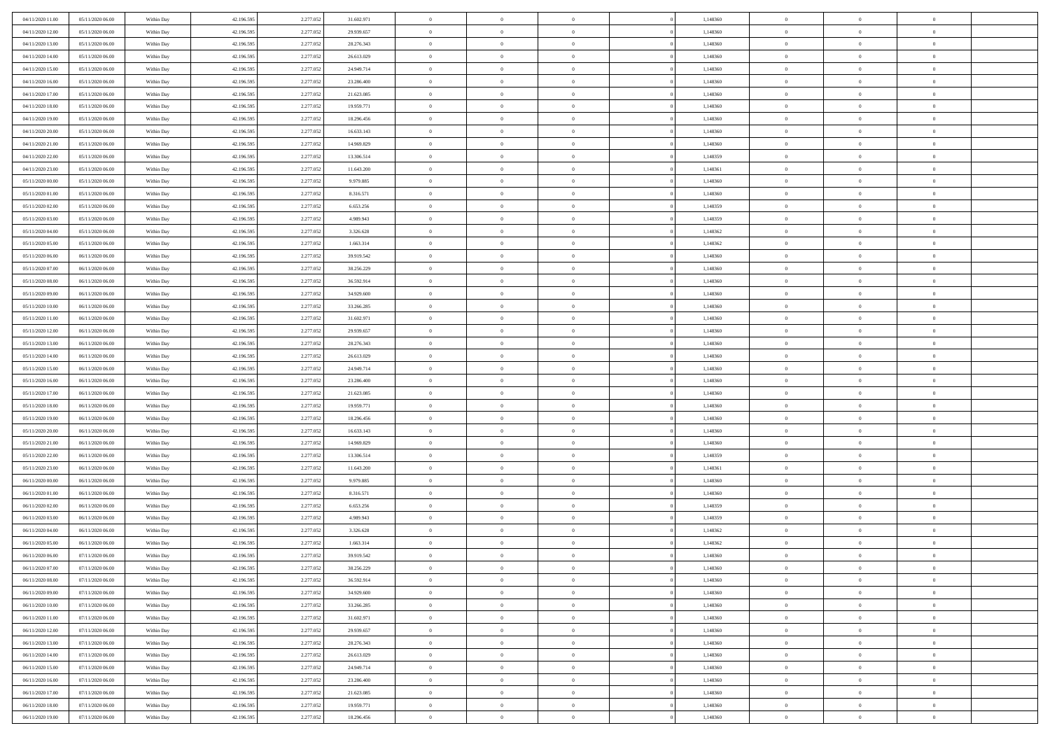| | | | | | | | | | | | | | | |
|---|---|---|---|---|---|---|---|---|---|---|---|---|---|---|
| 04/11/2020 11.00 | 05/11/2020 06.00 | Within Day | 42.196.595 | 2.277.052 | 31.602.971 | 0 | 0 | 0 | | 1,148360 | 0 | 0 | 0 | |
| 04/11/2020 12.00 | 05/11/2020 06.00 | Within Day | 42.196.595 | 2.277.052 | 29.939.657 | 0 | 0 | 0 | | 1,148360 | 0 | 0 | 0 | |
| 04/11/2020 13.00 | 05/11/2020 06.00 | Within Day | 42.196.595 | 2.277.052 | 28.276.343 | 0 | 0 | 0 | | 1,148360 | 0 | 0 | 0 | |
| 04/11/2020 14.00 | 05/11/2020 06.00 | Within Day | 42.196.595 | 2.277.052 | 26.613.029 | 0 | 0 | 0 | | 1,148360 | 0 | 0 | 0 | |
| 04/11/2020 15.00 | 05/11/2020 06.00 | Within Day | 42.196.595 | 2.277.052 | 24.949.714 | 0 | 0 | 0 | | 1,148360 | 0 | 0 | 0 | |
| 04/11/2020 16.00 | 05/11/2020 06.00 | Within Day | 42.196.595 | 2.277.052 | 23.286.400 | 0 | 0 | 0 | | 1,148360 | 0 | 0 | 0 | |
| 04/11/2020 17.00 | 05/11/2020 06.00 | Within Day | 42.196.595 | 2.277.052 | 21.623.085 | 0 | 0 | 0 | | 1,148360 | 0 | 0 | 0 | |
| 04/11/2020 18.00 | 05/11/2020 06.00 | Within Day | 42.196.595 | 2.277.052 | 19.959.771 | 0 | 0 | 0 | | 1,148360 | 0 | 0 | 0 | |
| 04/11/2020 19.00 | 05/11/2020 06.00 | Within Day | 42.196.595 | 2.277.052 | 18.296.456 | 0 | 0 | 0 | | 1,148360 | 0 | 0 | 0 | |
| 04/11/2020 20.00 | 05/11/2020 06.00 | Within Day | 42.196.595 | 2.277.052 | 16.633.143 | 0 | 0 | 0 | | 1,148360 | 0 | 0 | 0 | |
| 04/11/2020 21.00 | 05/11/2020 06.00 | Within Day | 42.196.595 | 2.277.052 | 14.969.829 | 0 | 0 | 0 | | 1,148360 | 0 | 0 | 0 | |
| 04/11/2020 22.00 | 05/11/2020 06.00 | Within Day | 42.196.595 | 2.277.052 | 13.306.514 | 0 | 0 | 0 | | 1,148359 | 0 | 0 | 0 | |
| 04/11/2020 23.00 | 05/11/2020 06.00 | Within Day | 42.196.595 | 2.277.052 | 11.643.200 | 0 | 0 | 0 | | 1,148361 | 0 | 0 | 0 | |
| 05/11/2020 00.00 | 05/11/2020 06.00 | Within Day | 42.196.595 | 2.277.052 | 9.979.885 | 0 | 0 | 0 | | 1,148360 | 0 | 0 | 0 | |
| 05/11/2020 01.00 | 05/11/2020 06.00 | Within Day | 42.196.595 | 2.277.052 | 8.316.571 | 0 | 0 | 0 | | 1,148360 | 0 | 0 | 0 | |
| 05/11/2020 02.00 | 05/11/2020 06.00 | Within Day | 42.196.595 | 2.277.052 | 6.653.256 | 0 | 0 | 0 | | 1,148359 | 0 | 0 | 0 | |
| 05/11/2020 03.00 | 05/11/2020 06.00 | Within Day | 42.196.595 | 2.277.052 | 4.989.943 | 0 | 0 | 0 | | 1,148359 | 0 | 0 | 0 | |
| 05/11/2020 04.00 | 05/11/2020 06.00 | Within Day | 42.196.595 | 2.277.052 | 3.326.628 | 0 | 0 | 0 | | 1,148362 | 0 | 0 | 0 | |
| 05/11/2020 05.00 | 05/11/2020 06.00 | Within Day | 42.196.595 | 2.277.052 | 1.663.314 | 0 | 0 | 0 | | 1,148362 | 0 | 0 | 0 | |
| 05/11/2020 06.00 | 06/11/2020 06.00 | Within Day | 42.196.595 | 2.277.052 | 39.919.542 | 0 | 0 | 0 | | 1,148360 | 0 | 0 | 0 | |
| 05/11/2020 07.00 | 06/11/2020 06.00 | Within Day | 42.196.595 | 2.277.052 | 38.256.229 | 0 | 0 | 0 | | 1,148360 | 0 | 0 | 0 | |
| 05/11/2020 08.00 | 06/11/2020 06.00 | Within Day | 42.196.595 | 2.277.052 | 36.592.914 | 0 | 0 | 0 | | 1,148360 | 0 | 0 | 0 | |
| 05/11/2020 09.00 | 06/11/2020 06.00 | Within Day | 42.196.595 | 2.277.052 | 34.929.600 | 0 | 0 | 0 | | 1,148360 | 0 | 0 | 0 | |
| 05/11/2020 10.00 | 06/11/2020 06.00 | Within Day | 42.196.595 | 2.277.052 | 33.266.285 | 0 | 0 | 0 | | 1,148360 | 0 | 0 | 0 | |
| 05/11/2020 11.00 | 06/11/2020 06.00 | Within Day | 42.196.595 | 2.277.052 | 31.602.971 | 0 | 0 | 0 | | 1,148360 | 0 | 0 | 0 | |
| 05/11/2020 12.00 | 06/11/2020 06.00 | Within Day | 42.196.595 | 2.277.052 | 29.939.657 | 0 | 0 | 0 | | 1,148360 | 0 | 0 | 0 | |
| 05/11/2020 13.00 | 06/11/2020 06.00 | Within Day | 42.196.595 | 2.277.052 | 28.276.343 | 0 | 0 | 0 | | 1,148360 | 0 | 0 | 0 | |
| 05/11/2020 14.00 | 06/11/2020 06.00 | Within Day | 42.196.595 | 2.277.052 | 26.613.029 | 0 | 0 | 0 | | 1,148360 | 0 | 0 | 0 | |
| 05/11/2020 15.00 | 06/11/2020 06.00 | Within Day | 42.196.595 | 2.277.052 | 24.949.714 | 0 | 0 | 0 | | 1,148360 | 0 | 0 | 0 | |
| 05/11/2020 16.00 | 06/11/2020 06.00 | Within Day | 42.196.595 | 2.277.052 | 23.286.400 | 0 | 0 | 0 | | 1,148360 | 0 | 0 | 0 | |
| 05/11/2020 17.00 | 06/11/2020 06.00 | Within Day | 42.196.595 | 2.277.052 | 21.623.085 | 0 | 0 | 0 | | 1,148360 | 0 | 0 | 0 | |
| 05/11/2020 18.00 | 06/11/2020 06.00 | Within Day | 42.196.595 | 2.277.052 | 19.959.771 | 0 | 0 | 0 | | 1,148360 | 0 | 0 | 0 | |
| 05/11/2020 19.00 | 06/11/2020 06.00 | Within Day | 42.196.595 | 2.277.052 | 18.296.456 | 0 | 0 | 0 | | 1,148360 | 0 | 0 | 0 | |
| 05/11/2020 20.00 | 06/11/2020 06.00 | Within Day | 42.196.595 | 2.277.052 | 16.633.143 | 0 | 0 | 0 | | 1,148360 | 0 | 0 | 0 | |
| 05/11/2020 21.00 | 06/11/2020 06.00 | Within Day | 42.196.595 | 2.277.052 | 14.969.829 | 0 | 0 | 0 | | 1,148360 | 0 | 0 | 0 | |
| 05/11/2020 22.00 | 06/11/2020 06.00 | Within Day | 42.196.595 | 2.277.052 | 13.306.514 | 0 | 0 | 0 | | 1,148359 | 0 | 0 | 0 | |
| 05/11/2020 23.00 | 06/11/2020 06.00 | Within Day | 42.196.595 | 2.277.052 | 11.643.200 | 0 | 0 | 0 | | 1,148361 | 0 | 0 | 0 | |
| 06/11/2020 00.00 | 06/11/2020 06.00 | Within Day | 42.196.595 | 2.277.052 | 9.979.885 | 0 | 0 | 0 | | 1,148360 | 0 | 0 | 0 | |
| 06/11/2020 01.00 | 06/11/2020 06.00 | Within Day | 42.196.595 | 2.277.052 | 8.316.571 | 0 | 0 | 0 | | 1,148360 | 0 | 0 | 0 | |
| 06/11/2020 02.00 | 06/11/2020 06.00 | Within Day | 42.196.595 | 2.277.052 | 6.653.256 | 0 | 0 | 0 | | 1,148359 | 0 | 0 | 0 | |
| 06/11/2020 03.00 | 06/11/2020 06.00 | Within Day | 42.196.595 | 2.277.052 | 4.989.943 | 0 | 0 | 0 | | 1,148359 | 0 | 0 | 0 | |
| 06/11/2020 04.00 | 06/11/2020 06.00 | Within Day | 42.196.595 | 2.277.052 | 3.326.628 | 0 | 0 | 0 | | 1,148362 | 0 | 0 | 0 | |
| 06/11/2020 05.00 | 06/11/2020 06.00 | Within Day | 42.196.595 | 2.277.052 | 1.663.314 | 0 | 0 | 0 | | 1,148362 | 0 | 0 | 0 | |
| 06/11/2020 06.00 | 07/11/2020 06.00 | Within Day | 42.196.595 | 2.277.052 | 39.919.542 | 0 | 0 | 0 | | 1,148360 | 0 | 0 | 0 | |
| 06/11/2020 07.00 | 07/11/2020 06.00 | Within Day | 42.196.595 | 2.277.052 | 38.256.229 | 0 | 0 | 0 | | 1,148360 | 0 | 0 | 0 | |
| 06/11/2020 08.00 | 07/11/2020 06.00 | Within Day | 42.196.595 | 2.277.052 | 36.592.914 | 0 | 0 | 0 | | 1,148360 | 0 | 0 | 0 | |
| 06/11/2020 09.00 | 07/11/2020 06.00 | Within Day | 42.196.595 | 2.277.052 | 34.929.600 | 0 | 0 | 0 | | 1,148360 | 0 | 0 | 0 | |
| 06/11/2020 10.00 | 07/11/2020 06.00 | Within Day | 42.196.595 | 2.277.052 | 33.266.285 | 0 | 0 | 0 | | 1,148360 | 0 | 0 | 0 | |
| 06/11/2020 11.00 | 07/11/2020 06.00 | Within Day | 42.196.595 | 2.277.052 | 31.602.971 | 0 | 0 | 0 | | 1,148360 | 0 | 0 | 0 | |
| 06/11/2020 12.00 | 07/11/2020 06.00 | Within Day | 42.196.595 | 2.277.052 | 29.939.657 | 0 | 0 | 0 | | 1,148360 | 0 | 0 | 0 | |
| 06/11/2020 13.00 | 07/11/2020 06.00 | Within Day | 42.196.595 | 2.277.052 | 28.276.343 | 0 | 0 | 0 | | 1,148360 | 0 | 0 | 0 | |
| 06/11/2020 14.00 | 07/11/2020 06.00 | Within Day | 42.196.595 | 2.277.052 | 26.613.029 | 0 | 0 | 0 | | 1,148360 | 0 | 0 | 0 | |
| 06/11/2020 15.00 | 07/11/2020 06.00 | Within Day | 42.196.595 | 2.277.052 | 24.949.714 | 0 | 0 | 0 | | 1,148360 | 0 | 0 | 0 | |
| 06/11/2020 16.00 | 07/11/2020 06.00 | Within Day | 42.196.595 | 2.277.052 | 23.286.400 | 0 | 0 | 0 | | 1,148360 | 0 | 0 | 0 | |
| 06/11/2020 17.00 | 07/11/2020 06.00 | Within Day | 42.196.595 | 2.277.052 | 21.623.085 | 0 | 0 | 0 | | 1,148360 | 0 | 0 | 0 | |
| 06/11/2020 18.00 | 07/11/2020 06.00 | Within Day | 42.196.595 | 2.277.052 | 19.959.771 | 0 | 0 | 0 | | 1,148360 | 0 | 0 | 0 | |
| 06/11/2020 19.00 | 07/11/2020 06.00 | Within Day | 42.196.595 | 2.277.052 | 18.296.456 | 0 | 0 | 0 | | 1,148360 | 0 | 0 | 0 | |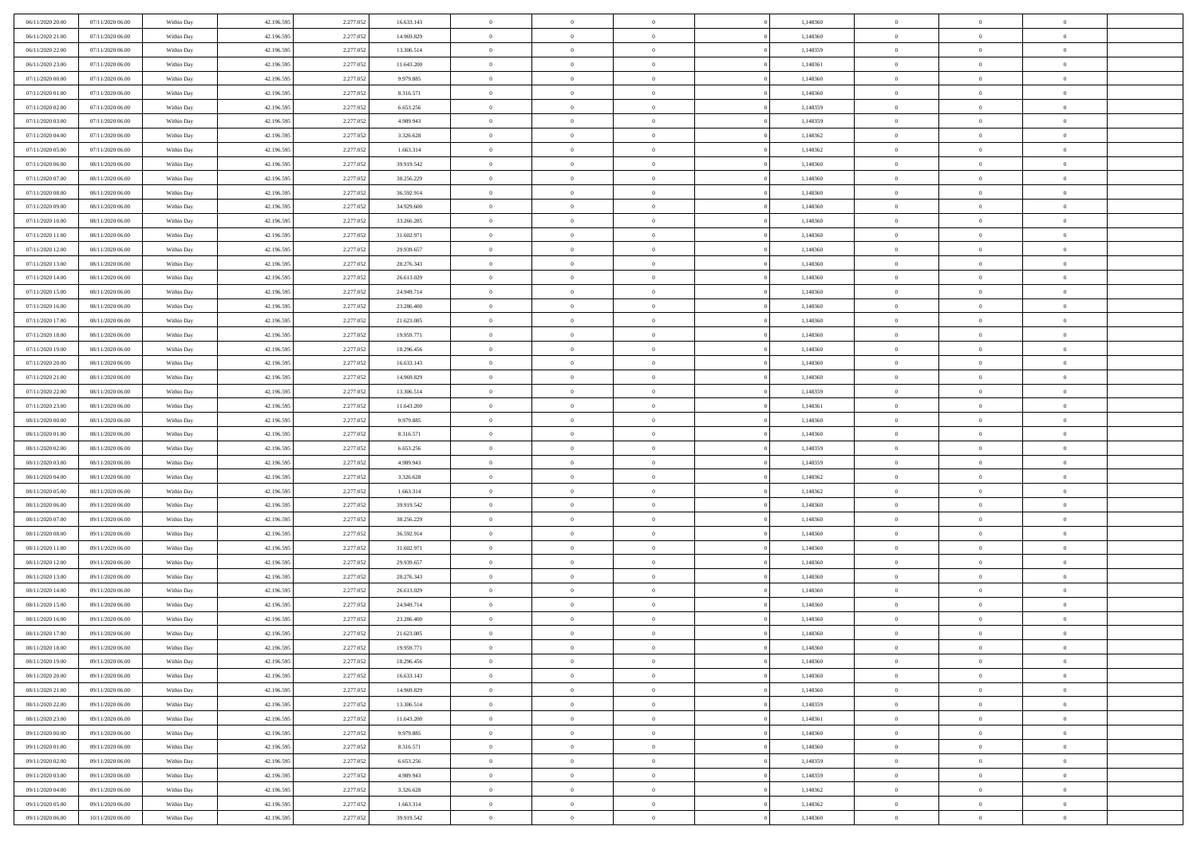| | | | | | | | | | | | | | | |
|---|---|---|---|---|---|---|---|---|---|---|---|---|---|---|
| 06/11/2020 20.00 | 07/11/2020 06.00 | Within Day | 42.196.595 | 2.277.052 | 16.633.143 | 0 | 0 | 0 | | 1,148360 | 0 | 0 | 0 | |
| 06/11/2020 21.00 | 07/11/2020 06.00 | Within Day | 42.196.595 | 2.277.052 | 14.969.829 | 0 | 0 | 0 | | 1,148360 | 0 | 0 | 0 | |
| 06/11/2020 22.00 | 07/11/2020 06.00 | Within Day | 42.196.595 | 2.277.052 | 13.306.514 | 0 | 0 | 0 | | 1,148359 | 0 | 0 | 0 | |
| 06/11/2020 23.00 | 07/11/2020 06.00 | Within Day | 42.196.595 | 2.277.052 | 11.643.200 | 0 | 0 | 0 | | 1,148361 | 0 | 0 | 0 | |
| 07/11/2020 00.00 | 07/11/2020 06.00 | Within Day | 42.196.595 | 2.277.052 | 9.979.885 | 0 | 0 | 0 | | 1,148360 | 0 | 0 | 0 | |
| 07/11/2020 01.00 | 07/11/2020 06.00 | Within Day | 42.196.595 | 2.277.052 | 8.316.571 | 0 | 0 | 0 | | 1,148360 | 0 | 0 | 0 | |
| 07/11/2020 02.00 | 07/11/2020 06.00 | Within Day | 42.196.595 | 2.277.052 | 6.653.256 | 0 | 0 | 0 | | 1,148359 | 0 | 0 | 0 | |
| 07/11/2020 03.00 | 07/11/2020 06.00 | Within Day | 42.196.595 | 2.277.052 | 4.989.943 | 0 | 0 | 0 | | 1,148359 | 0 | 0 | 0 | |
| 07/11/2020 04.00 | 07/11/2020 06.00 | Within Day | 42.196.595 | 2.277.052 | 3.326.628 | 0 | 0 | 0 | | 1,148362 | 0 | 0 | 0 | |
| 07/11/2020 05.00 | 07/11/2020 06.00 | Within Day | 42.196.595 | 2.277.052 | 1.663.314 | 0 | 0 | 0 | | 1,148362 | 0 | 0 | 0 | |
| 07/11/2020 06.00 | 08/11/2020 06.00 | Within Day | 42.196.595 | 2.277.052 | 39.919.542 | 0 | 0 | 0 | | 1,148360 | 0 | 0 | 0 | |
| 07/11/2020 07.00 | 08/11/2020 06.00 | Within Day | 42.196.595 | 2.277.052 | 38.256.229 | 0 | 0 | 0 | | 1,148360 | 0 | 0 | 0 | |
| 07/11/2020 08.00 | 08/11/2020 06.00 | Within Day | 42.196.595 | 2.277.052 | 36.592.914 | 0 | 0 | 0 | | 1,148360 | 0 | 0 | 0 | |
| 07/11/2020 09.00 | 08/11/2020 06.00 | Within Day | 42.196.595 | 2.277.052 | 34.929.600 | 0 | 0 | 0 | | 1,148360 | 0 | 0 | 0 | |
| 07/11/2020 10.00 | 08/11/2020 06.00 | Within Day | 42.196.595 | 2.277.052 | 33.266.285 | 0 | 0 | 0 | | 1,148360 | 0 | 0 | 0 | |
| 07/11/2020 11.00 | 08/11/2020 06.00 | Within Day | 42.196.595 | 2.277.052 | 31.602.971 | 0 | 0 | 0 | | 1,148360 | 0 | 0 | 0 | |
| 07/11/2020 12.00 | 08/11/2020 06.00 | Within Day | 42.196.595 | 2.277.052 | 29.939.657 | 0 | 0 | 0 | | 1,148360 | 0 | 0 | 0 | |
| 07/11/2020 13.00 | 08/11/2020 06.00 | Within Day | 42.196.595 | 2.277.052 | 28.276.343 | 0 | 0 | 0 | | 1,148360 | 0 | 0 | 0 | |
| 07/11/2020 14.00 | 08/11/2020 06.00 | Within Day | 42.196.595 | 2.277.052 | 26.613.029 | 0 | 0 | 0 | | 1,148360 | 0 | 0 | 0 | |
| 07/11/2020 15.00 | 08/11/2020 06.00 | Within Day | 42.196.595 | 2.277.052 | 24.949.714 | 0 | 0 | 0 | | 1,148360 | 0 | 0 | 0 | |
| 07/11/2020 16.00 | 08/11/2020 06.00 | Within Day | 42.196.595 | 2.277.052 | 23.286.400 | 0 | 0 | 0 | | 1,148360 | 0 | 0 | 0 | |
| 07/11/2020 17.00 | 08/11/2020 06.00 | Within Day | 42.196.595 | 2.277.052 | 21.623.085 | 0 | 0 | 0 | | 1,148360 | 0 | 0 | 0 | |
| 07/11/2020 18.00 | 08/11/2020 06.00 | Within Day | 42.196.595 | 2.277.052 | 19.959.771 | 0 | 0 | 0 | | 1,148360 | 0 | 0 | 0 | |
| 07/11/2020 19.00 | 08/11/2020 06.00 | Within Day | 42.196.595 | 2.277.052 | 18.296.456 | 0 | 0 | 0 | | 1,148360 | 0 | 0 | 0 | |
| 07/11/2020 20.00 | 08/11/2020 06.00 | Within Day | 42.196.595 | 2.277.052 | 16.633.143 | 0 | 0 | 0 | | 1,148360 | 0 | 0 | 0 | |
| 07/11/2020 21.00 | 08/11/2020 06.00 | Within Day | 42.196.595 | 2.277.052 | 14.969.829 | 0 | 0 | 0 | | 1,148360 | 0 | 0 | 0 | |
| 07/11/2020 22.00 | 08/11/2020 06.00 | Within Day | 42.196.595 | 2.277.052 | 13.306.514 | 0 | 0 | 0 | | 1,148359 | 0 | 0 | 0 | |
| 07/11/2020 23.00 | 08/11/2020 06.00 | Within Day | 42.196.595 | 2.277.052 | 11.643.200 | 0 | 0 | 0 | | 1,148361 | 0 | 0 | 0 | |
| 08/11/2020 00.00 | 08/11/2020 06.00 | Within Day | 42.196.595 | 2.277.052 | 9.979.885 | 0 | 0 | 0 | | 1,148360 | 0 | 0 | 0 | |
| 08/11/2020 01.00 | 08/11/2020 06.00 | Within Day | 42.196.595 | 2.277.052 | 8.316.571 | 0 | 0 | 0 | | 1,148360 | 0 | 0 | 0 | |
| 08/11/2020 02.00 | 08/11/2020 06.00 | Within Day | 42.196.595 | 2.277.052 | 6.653.256 | 0 | 0 | 0 | | 1,148359 | 0 | 0 | 0 | |
| 08/11/2020 03.00 | 08/11/2020 06.00 | Within Day | 42.196.595 | 2.277.052 | 4.989.943 | 0 | 0 | 0 | | 1,148359 | 0 | 0 | 0 | |
| 08/11/2020 04.00 | 08/11/2020 06.00 | Within Day | 42.196.595 | 2.277.052 | 3.326.628 | 0 | 0 | 0 | | 1,148362 | 0 | 0 | 0 | |
| 08/11/2020 05.00 | 08/11/2020 06.00 | Within Day | 42.196.595 | 2.277.052 | 1.663.314 | 0 | 0 | 0 | | 1,148362 | 0 | 0 | 0 | |
| 08/11/2020 06.00 | 09/11/2020 06.00 | Within Day | 42.196.595 | 2.277.052 | 39.919.542 | 0 | 0 | 0 | | 1,148360 | 0 | 0 | 0 | |
| 08/11/2020 07.00 | 09/11/2020 06.00 | Within Day | 42.196.595 | 2.277.052 | 38.256.229 | 0 | 0 | 0 | | 1,148360 | 0 | 0 | 0 | |
| 08/11/2020 08.00 | 09/11/2020 06.00 | Within Day | 42.196.595 | 2.277.052 | 36.592.914 | 0 | 0 | 0 | | 1,148360 | 0 | 0 | 0 | |
| 08/11/2020 11.00 | 09/11/2020 06.00 | Within Day | 42.196.595 | 2.277.052 | 31.602.971 | 0 | 0 | 0 | | 1,148360 | 0 | 0 | 0 | |
| 08/11/2020 12.00 | 09/11/2020 06.00 | Within Day | 42.196.595 | 2.277.052 | 29.939.657 | 0 | 0 | 0 | | 1,148360 | 0 | 0 | 0 | |
| 08/11/2020 13.00 | 09/11/2020 06.00 | Within Day | 42.196.595 | 2.277.052 | 28.276.343 | 0 | 0 | 0 | | 1,148360 | 0 | 0 | 0 | |
| 08/11/2020 14.00 | 09/11/2020 06.00 | Within Day | 42.196.595 | 2.277.052 | 26.613.029 | 0 | 0 | 0 | | 1,148360 | 0 | 0 | 0 | |
| 08/11/2020 15.00 | 09/11/2020 06.00 | Within Day | 42.196.595 | 2.277.052 | 24.949.714 | 0 | 0 | 0 | | 1,148360 | 0 | 0 | 0 | |
| 08/11/2020 16.00 | 09/11/2020 06.00 | Within Day | 42.196.595 | 2.277.052 | 23.286.400 | 0 | 0 | 0 | | 1,148360 | 0 | 0 | 0 | |
| 08/11/2020 17.00 | 09/11/2020 06.00 | Within Day | 42.196.595 | 2.277.052 | 21.623.085 | 0 | 0 | 0 | | 1,148360 | 0 | 0 | 0 | |
| 08/11/2020 18.00 | 09/11/2020 06.00 | Within Day | 42.196.595 | 2.277.052 | 19.959.771 | 0 | 0 | 0 | | 1,148360 | 0 | 0 | 0 | |
| 08/11/2020 19.00 | 09/11/2020 06.00 | Within Day | 42.196.595 | 2.277.052 | 18.296.456 | 0 | 0 | 0 | | 1,148360 | 0 | 0 | 0 | |
| 08/11/2020 20.00 | 09/11/2020 06.00 | Within Day | 42.196.595 | 2.277.052 | 16.633.143 | 0 | 0 | 0 | | 1,148360 | 0 | 0 | 0 | |
| 08/11/2020 21.00 | 09/11/2020 06.00 | Within Day | 42.196.595 | 2.277.052 | 14.969.829 | 0 | 0 | 0 | | 1,148360 | 0 | 0 | 0 | |
| 08/11/2020 22.00 | 09/11/2020 06.00 | Within Day | 42.196.595 | 2.277.052 | 13.306.514 | 0 | 0 | 0 | | 1,148359 | 0 | 0 | 0 | |
| 08/11/2020 23.00 | 09/11/2020 06.00 | Within Day | 42.196.595 | 2.277.052 | 11.643.200 | 0 | 0 | 0 | | 1,148361 | 0 | 0 | 0 | |
| 09/11/2020 00.00 | 09/11/2020 06.00 | Within Day | 42.196.595 | 2.277.052 | 9.979.885 | 0 | 0 | 0 | | 1,148360 | 0 | 0 | 0 | |
| 09/11/2020 01.00 | 09/11/2020 06.00 | Within Day | 42.196.595 | 2.277.052 | 8.316.571 | 0 | 0 | 0 | | 1,148360 | 0 | 0 | 0 | |
| 09/11/2020 02.00 | 09/11/2020 06.00 | Within Day | 42.196.595 | 2.277.052 | 6.653.256 | 0 | 0 | 0 | | 1,148359 | 0 | 0 | 0 | |
| 09/11/2020 03.00 | 09/11/2020 06.00 | Within Day | 42.196.595 | 2.277.052 | 4.989.943 | 0 | 0 | 0 | | 1,148359 | 0 | 0 | 0 | |
| 09/11/2020 04.00 | 09/11/2020 06.00 | Within Day | 42.196.595 | 2.277.052 | 3.326.628 | 0 | 0 | 0 | | 1,148362 | 0 | 0 | 0 | |
| 09/11/2020 05.00 | 09/11/2020 06.00 | Within Day | 42.196.595 | 2.277.052 | 1.663.314 | 0 | 0 | 0 | | 1,148362 | 0 | 0 | 0 | |
| 09/11/2020 06.00 | 10/11/2020 06.00 | Within Day | 42.196.595 | 2.277.052 | 39.919.542 | 0 | 0 | 0 | | 1,148360 | 0 | 0 | 0 | |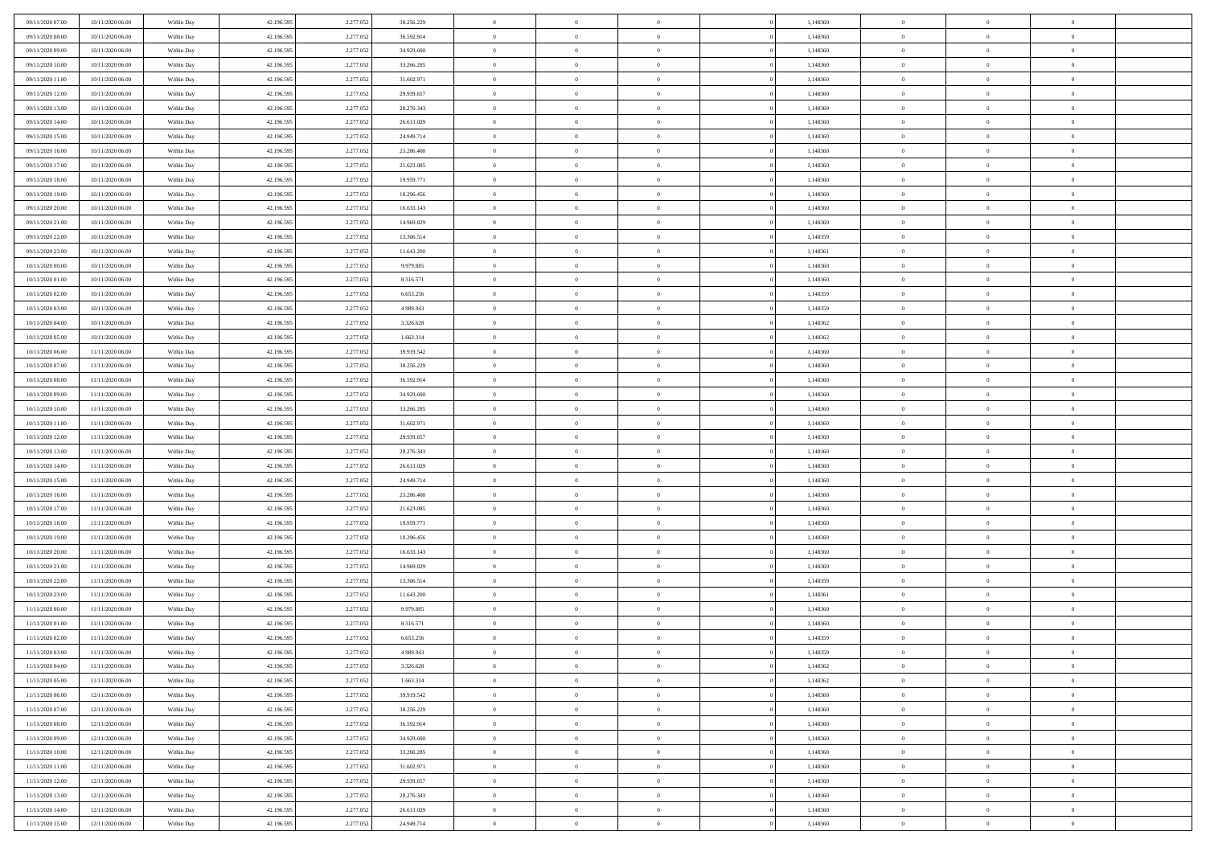| | | | | | | | | | | | | | | |
|---|---|---|---|---|---|---|---|---|---|---|---|---|---|---|
| 09/11/2020 07.00 | 10/11/2020 06.00 | Within Day | 42.196.595 | 2.277.052 | 38.256.229 | 0 | 0 | 0 | | 0 | 1,148360 | 0 | 0 | 0 |
| 09/11/2020 08.00 | 10/11/2020 06.00 | Within Day | 42.196.595 | 2.277.052 | 36.592.914 | 0 | 0 | 0 | | 0 | 1,148360 | 0 | 0 | 0 |
| 09/11/2020 09.00 | 10/11/2020 06.00 | Within Day | 42.196.595 | 2.277.052 | 34.929.600 | 0 | 0 | 0 | | 0 | 1,148360 | 0 | 0 | 0 |
| 09/11/2020 10.00 | 10/11/2020 06.00 | Within Day | 42.196.595 | 2.277.052 | 33.266.285 | 0 | 0 | 0 | | 0 | 1,148360 | 0 | 0 | 0 |
| 09/11/2020 11.00 | 10/11/2020 06.00 | Within Day | 42.196.595 | 2.277.052 | 31.602.971 | 0 | 0 | 0 | | 0 | 1,148360 | 0 | 0 | 0 |
| 09/11/2020 12.00 | 10/11/2020 06.00 | Within Day | 42.196.595 | 2.277.052 | 29.939.657 | 0 | 0 | 0 | | 0 | 1,148360 | 0 | 0 | 0 |
| 09/11/2020 13.00 | 10/11/2020 06.00 | Within Day | 42.196.595 | 2.277.052 | 28.276.343 | 0 | 0 | 0 | | 0 | 1,148360 | 0 | 0 | 0 |
| 09/11/2020 14.00 | 10/11/2020 06.00 | Within Day | 42.196.595 | 2.277.052 | 26.613.029 | 0 | 0 | 0 | | 0 | 1,148360 | 0 | 0 | 0 |
| 09/11/2020 15.00 | 10/11/2020 06.00 | Within Day | 42.196.595 | 2.277.052 | 24.949.714 | 0 | 0 | 0 | | 0 | 1,148360 | 0 | 0 | 0 |
| 09/11/2020 16.00 | 10/11/2020 06.00 | Within Day | 42.196.595 | 2.277.052 | 23.286.400 | 0 | 0 | 0 | | 0 | 1,148360 | 0 | 0 | 0 |
| 09/11/2020 17.00 | 10/11/2020 06.00 | Within Day | 42.196.595 | 2.277.052 | 21.623.085 | 0 | 0 | 0 | | 0 | 1,148360 | 0 | 0 | 0 |
| 09/11/2020 18.00 | 10/11/2020 06.00 | Within Day | 42.196.595 | 2.277.052 | 19.959.771 | 0 | 0 | 0 | | 0 | 1,148360 | 0 | 0 | 0 |
| 09/11/2020 19.00 | 10/11/2020 06.00 | Within Day | 42.196.595 | 2.277.052 | 18.296.456 | 0 | 0 | 0 | | 0 | 1,148360 | 0 | 0 | 0 |
| 09/11/2020 20.00 | 10/11/2020 06.00 | Within Day | 42.196.595 | 2.277.052 | 16.633.143 | 0 | 0 | 0 | | 0 | 1,148360 | 0 | 0 | 0 |
| 09/11/2020 21.00 | 10/11/2020 06.00 | Within Day | 42.196.595 | 2.277.052 | 14.969.829 | 0 | 0 | 0 | | 0 | 1,148360 | 0 | 0 | 0 |
| 09/11/2020 22.00 | 10/11/2020 06.00 | Within Day | 42.196.595 | 2.277.052 | 13.306.514 | 0 | 0 | 0 | | 0 | 1,148359 | 0 | 0 | 0 |
| 09/11/2020 23.00 | 10/11/2020 06.00 | Within Day | 42.196.595 | 2.277.052 | 11.643.200 | 0 | 0 | 0 | | 0 | 1,148361 | 0 | 0 | 0 |
| 10/11/2020 00.00 | 10/11/2020 06.00 | Within Day | 42.196.595 | 2.277.052 | 9.979.885 | 0 | 0 | 0 | | 0 | 1,148360 | 0 | 0 | 0 |
| 10/11/2020 01.00 | 10/11/2020 06.00 | Within Day | 42.196.595 | 2.277.052 | 8.316.571 | 0 | 0 | 0 | | 0 | 1,148360 | 0 | 0 | 0 |
| 10/11/2020 02.00 | 10/11/2020 06.00 | Within Day | 42.196.595 | 2.277.052 | 6.653.256 | 0 | 0 | 0 | | 0 | 1,148359 | 0 | 0 | 0 |
| 10/11/2020 03.00 | 10/11/2020 06.00 | Within Day | 42.196.595 | 2.277.052 | 4.989.943 | 0 | 0 | 0 | | 0 | 1,148359 | 0 | 0 | 0 |
| 10/11/2020 04.00 | 10/11/2020 06.00 | Within Day | 42.196.595 | 2.277.052 | 3.326.628 | 0 | 0 | 0 | | 0 | 1,148362 | 0 | 0 | 0 |
| 10/11/2020 05.00 | 10/11/2020 06.00 | Within Day | 42.196.595 | 2.277.052 | 1.663.314 | 0 | 0 | 0 | | 0 | 1,148362 | 0 | 0 | 0 |
| 10/11/2020 06.00 | 11/11/2020 06.00 | Within Day | 42.196.595 | 2.277.052 | 39.919.542 | 0 | 0 | 0 | | 0 | 1,148360 | 0 | 0 | 0 |
| 10/11/2020 07.00 | 11/11/2020 06.00 | Within Day | 42.196.595 | 2.277.052 | 38.256.229 | 0 | 0 | 0 | | 0 | 1,148360 | 0 | 0 | 0 |
| 10/11/2020 08.00 | 11/11/2020 06.00 | Within Day | 42.196.595 | 2.277.052 | 36.592.914 | 0 | 0 | 0 | | 0 | 1,148360 | 0 | 0 | 0 |
| 10/11/2020 09.00 | 11/11/2020 06.00 | Within Day | 42.196.595 | 2.277.052 | 34.929.600 | 0 | 0 | 0 | | 0 | 1,148360 | 0 | 0 | 0 |
| 10/11/2020 10.00 | 11/11/2020 06.00 | Within Day | 42.196.595 | 2.277.052 | 33.266.285 | 0 | 0 | 0 | | 0 | 1,148360 | 0 | 0 | 0 |
| 10/11/2020 11.00 | 11/11/2020 06.00 | Within Day | 42.196.595 | 2.277.052 | 31.602.971 | 0 | 0 | 0 | | 0 | 1,148360 | 0 | 0 | 0 |
| 10/11/2020 12.00 | 11/11/2020 06.00 | Within Day | 42.196.595 | 2.277.052 | 29.939.657 | 0 | 0 | 0 | | 0 | 1,148360 | 0 | 0 | 0 |
| 10/11/2020 13.00 | 11/11/2020 06.00 | Within Day | 42.196.595 | 2.277.052 | 28.276.343 | 0 | 0 | 0 | | 0 | 1,148360 | 0 | 0 | 0 |
| 10/11/2020 14.00 | 11/11/2020 06.00 | Within Day | 42.196.595 | 2.277.052 | 26.613.029 | 0 | 0 | 0 | | 0 | 1,148360 | 0 | 0 | 0 |
| 10/11/2020 15.00 | 11/11/2020 06.00 | Within Day | 42.196.595 | 2.277.052 | 24.949.714 | 0 | 0 | 0 | | 0 | 1,148360 | 0 | 0 | 0 |
| 10/11/2020 16.00 | 11/11/2020 06.00 | Within Day | 42.196.595 | 2.277.052 | 23.286.400 | 0 | 0 | 0 | | 0 | 1,148360 | 0 | 0 | 0 |
| 10/11/2020 17.00 | 11/11/2020 06.00 | Within Day | 42.196.595 | 2.277.052 | 21.623.085 | 0 | 0 | 0 | | 0 | 1,148360 | 0 | 0 | 0 |
| 10/11/2020 18.00 | 11/11/2020 06.00 | Within Day | 42.196.595 | 2.277.052 | 19.959.771 | 0 | 0 | 0 | | 0 | 1,148360 | 0 | 0 | 0 |
| 10/11/2020 19.00 | 11/11/2020 06.00 | Within Day | 42.196.595 | 2.277.052 | 18.296.456 | 0 | 0 | 0 | | 0 | 1,148360 | 0 | 0 | 0 |
| 10/11/2020 20.00 | 11/11/2020 06.00 | Within Day | 42.196.595 | 2.277.052 | 16.633.143 | 0 | 0 | 0 | | 0 | 1,148360 | 0 | 0 | 0 |
| 10/11/2020 21.00 | 11/11/2020 06.00 | Within Day | 42.196.595 | 2.277.052 | 14.969.829 | 0 | 0 | 0 | | 0 | 1,148360 | 0 | 0 | 0 |
| 10/11/2020 22.00 | 11/11/2020 06.00 | Within Day | 42.196.595 | 2.277.052 | 13.306.514 | 0 | 0 | 0 | | 0 | 1,148359 | 0 | 0 | 0 |
| 10/11/2020 23.00 | 11/11/2020 06.00 | Within Day | 42.196.595 | 2.277.052 | 11.643.200 | 0 | 0 | 0 | | 0 | 1,148361 | 0 | 0 | 0 |
| 11/11/2020 00.00 | 11/11/2020 06.00 | Within Day | 42.196.595 | 2.277.052 | 9.979.885 | 0 | 0 | 0 | | 0 | 1,148360 | 0 | 0 | 0 |
| 11/11/2020 01.00 | 11/11/2020 06.00 | Within Day | 42.196.595 | 2.277.052 | 8.316.571 | 0 | 0 | 0 | | 0 | 1,148360 | 0 | 0 | 0 |
| 11/11/2020 02.00 | 11/11/2020 06.00 | Within Day | 42.196.595 | 2.277.052 | 6.653.256 | 0 | 0 | 0 | | 0 | 1,148359 | 0 | 0 | 0 |
| 11/11/2020 03.00 | 11/11/2020 06.00 | Within Day | 42.196.595 | 2.277.052 | 4.989.943 | 0 | 0 | 0 | | 0 | 1,148359 | 0 | 0 | 0 |
| 11/11/2020 04.00 | 11/11/2020 06.00 | Within Day | 42.196.595 | 2.277.052 | 3.326.628 | 0 | 0 | 0 | | 0 | 1,148362 | 0 | 0 | 0 |
| 11/11/2020 05.00 | 11/11/2020 06.00 | Within Day | 42.196.595 | 2.277.052 | 1.663.314 | 0 | 0 | 0 | | 0 | 1,148362 | 0 | 0 | 0 |
| 11/11/2020 06.00 | 12/11/2020 06.00 | Within Day | 42.196.595 | 2.277.052 | 39.919.542 | 0 | 0 | 0 | | 0 | 1,148360 | 0 | 0 | 0 |
| 11/11/2020 07.00 | 12/11/2020 06.00 | Within Day | 42.196.595 | 2.277.052 | 38.256.229 | 0 | 0 | 0 | | 0 | 1,148360 | 0 | 0 | 0 |
| 11/11/2020 08.00 | 12/11/2020 06.00 | Within Day | 42.196.595 | 2.277.052 | 36.592.914 | 0 | 0 | 0 | | 0 | 1,148360 | 0 | 0 | 0 |
| 11/11/2020 09.00 | 12/11/2020 06.00 | Within Day | 42.196.595 | 2.277.052 | 34.929.600 | 0 | 0 | 0 | | 0 | 1,148360 | 0 | 0 | 0 |
| 11/11/2020 10.00 | 12/11/2020 06.00 | Within Day | 42.196.595 | 2.277.052 | 33.266.285 | 0 | 0 | 0 | | 0 | 1,148360 | 0 | 0 | 0 |
| 11/11/2020 11.00 | 12/11/2020 06.00 | Within Day | 42.196.595 | 2.277.052 | 31.602.971 | 0 | 0 | 0 | | 0 | 1,148360 | 0 | 0 | 0 |
| 11/11/2020 12.00 | 12/11/2020 06.00 | Within Day | 42.196.595 | 2.277.052 | 29.939.657 | 0 | 0 | 0 | | 0 | 1,148360 | 0 | 0 | 0 |
| 11/11/2020 13.00 | 12/11/2020 06.00 | Within Day | 42.196.595 | 2.277.052 | 28.276.343 | 0 | 0 | 0 | | 0 | 1,148360 | 0 | 0 | 0 |
| 11/11/2020 14.00 | 12/11/2020 06.00 | Within Day | 42.196.595 | 2.277.052 | 26.613.029 | 0 | 0 | 0 | | 0 | 1,148360 | 0 | 0 | 0 |
| 11/11/2020 15.00 | 12/11/2020 06.00 | Within Day | 42.196.595 | 2.277.052 | 24.949.714 | 0 | 0 | 0 | | 0 | 1,148360 | 0 | 0 | 0 |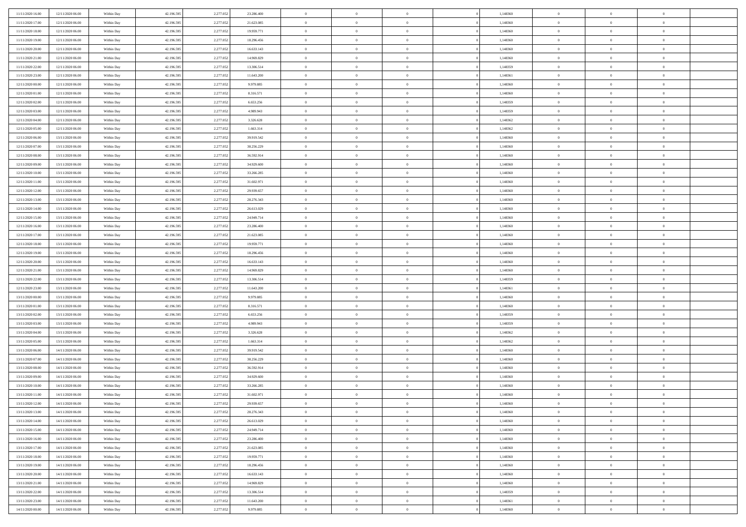| | | | | | | | | | | | | | | |
|---|---|---|---|---|---|---|---|---|---|---|---|---|---|---|
| 11/11/2020 16.00 | 12/11/2020 06.00 | Within Day | 42.196.595 | 2.277.052 | 23.286.400 | 0 | 0 | 0 | | 1,148360 | 0 | 0 | 0 | |
| 11/11/2020 17.00 | 12/11/2020 06.00 | Within Day | 42.196.595 | 2.277.052 | 21.623.085 | 0 | 0 | 0 | | 1,148360 | 0 | 0 | 0 | |
| 11/11/2020 18.00 | 12/11/2020 06.00 | Within Day | 42.196.595 | 2.277.052 | 19.959.771 | 0 | 0 | 0 | | 1,148360 | 0 | 0 | 0 | |
| 11/11/2020 19.00 | 12/11/2020 06.00 | Within Day | 42.196.595 | 2.277.052 | 18.296.456 | 0 | 0 | 0 | | 1,148360 | 0 | 0 | 0 | |
| 11/11/2020 20.00 | 12/11/2020 06.00 | Within Day | 42.196.595 | 2.277.052 | 16.633.143 | 0 | 0 | 0 | | 1,148360 | 0 | 0 | 0 | |
| 11/11/2020 21.00 | 12/11/2020 06.00 | Within Day | 42.196.595 | 2.277.052 | 14.969.829 | 0 | 0 | 0 | | 1,148360 | 0 | 0 | 0 | |
| 11/11/2020 22.00 | 12/11/2020 06.00 | Within Day | 42.196.595 | 2.277.052 | 13.306.514 | 0 | 0 | 0 | | 1,148359 | 0 | 0 | 0 | |
| 11/11/2020 23.00 | 12/11/2020 06.00 | Within Day | 42.196.595 | 2.277.052 | 11.643.200 | 0 | 0 | 0 | | 1,148361 | 0 | 0 | 0 | |
| 12/11/2020 00.00 | 12/11/2020 06.00 | Within Day | 42.196.595 | 2.277.052 | 9.979.885 | 0 | 0 | 0 | | 1,148360 | 0 | 0 | 0 | |
| 12/11/2020 01.00 | 12/11/2020 06.00 | Within Day | 42.196.595 | 2.277.052 | 8.316.571 | 0 | 0 | 0 | | 1,148360 | 0 | 0 | 0 | |
| 12/11/2020 02.00 | 12/11/2020 06.00 | Within Day | 42.196.595 | 2.277.052 | 6.653.256 | 0 | 0 | 0 | | 1,148359 | 0 | 0 | 0 | |
| 12/11/2020 03.00 | 12/11/2020 06.00 | Within Day | 42.196.595 | 2.277.052 | 4.989.943 | 0 | 0 | 0 | | 1,148359 | 0 | 0 | 0 | |
| 12/11/2020 04.00 | 12/11/2020 06.00 | Within Day | 42.196.595 | 2.277.052 | 3.326.628 | 0 | 0 | 0 | | 1,148362 | 0 | 0 | 0 | |
| 12/11/2020 05.00 | 12/11/2020 06.00 | Within Day | 42.196.595 | 2.277.052 | 1.663.314 | 0 | 0 | 0 | | 1,148362 | 0 | 0 | 0 | |
| 12/11/2020 06.00 | 13/11/2020 06.00 | Within Day | 42.196.595 | 2.277.052 | 39.919.542 | 0 | 0 | 0 | | 1,148360 | 0 | 0 | 0 | |
| 12/11/2020 07.00 | 13/11/2020 06.00 | Within Day | 42.196.595 | 2.277.052 | 38.256.229 | 0 | 0 | 0 | | 1,148360 | 0 | 0 | 0 | |
| 12/11/2020 08.00 | 13/11/2020 06.00 | Within Day | 42.196.595 | 2.277.052 | 36.592.914 | 0 | 0 | 0 | | 1,148360 | 0 | 0 | 0 | |
| 12/11/2020 09.00 | 13/11/2020 06.00 | Within Day | 42.196.595 | 2.277.052 | 34.929.600 | 0 | 0 | 0 | | 1,148360 | 0 | 0 | 0 | |
| 12/11/2020 10.00 | 13/11/2020 06.00 | Within Day | 42.196.595 | 2.277.052 | 33.266.285 | 0 | 0 | 0 | | 1,148360 | 0 | 0 | 0 | |
| 12/11/2020 11.00 | 13/11/2020 06.00 | Within Day | 42.196.595 | 2.277.052 | 31.602.971 | 0 | 0 | 0 | | 1,148360 | 0 | 0 | 0 | |
| 12/11/2020 12.00 | 13/11/2020 06.00 | Within Day | 42.196.595 | 2.277.052 | 29.939.657 | 0 | 0 | 0 | | 1,148360 | 0 | 0 | 0 | |
| 12/11/2020 13.00 | 13/11/2020 06.00 | Within Day | 42.196.595 | 2.277.052 | 28.276.343 | 0 | 0 | 0 | | 1,148360 | 0 | 0 | 0 | |
| 12/11/2020 14.00 | 13/11/2020 06.00 | Within Day | 42.196.595 | 2.277.052 | 26.613.029 | 0 | 0 | 0 | | 1,148360 | 0 | 0 | 0 | |
| 12/11/2020 15.00 | 13/11/2020 06.00 | Within Day | 42.196.595 | 2.277.052 | 24.949.714 | 0 | 0 | 0 | | 1,148360 | 0 | 0 | 0 | |
| 12/11/2020 16.00 | 13/11/2020 06.00 | Within Day | 42.196.595 | 2.277.052 | 23.286.400 | 0 | 0 | 0 | | 1,148360 | 0 | 0 | 0 | |
| 12/11/2020 17.00 | 13/11/2020 06.00 | Within Day | 42.196.595 | 2.277.052 | 21.623.085 | 0 | 0 | 0 | | 1,148360 | 0 | 0 | 0 | |
| 12/11/2020 18.00 | 13/11/2020 06.00 | Within Day | 42.196.595 | 2.277.052 | 19.959.771 | 0 | 0 | 0 | | 1,148360 | 0 | 0 | 0 | |
| 12/11/2020 19.00 | 13/11/2020 06.00 | Within Day | 42.196.595 | 2.277.052 | 18.296.456 | 0 | 0 | 0 | | 1,148360 | 0 | 0 | 0 | |
| 12/11/2020 20.00 | 13/11/2020 06.00 | Within Day | 42.196.595 | 2.277.052 | 16.633.143 | 0 | 0 | 0 | | 1,148360 | 0 | 0 | 0 | |
| 12/11/2020 21.00 | 13/11/2020 06.00 | Within Day | 42.196.595 | 2.277.052 | 14.969.829 | 0 | 0 | 0 | | 1,148360 | 0 | 0 | 0 | |
| 12/11/2020 22.00 | 13/11/2020 06.00 | Within Day | 42.196.595 | 2.277.052 | 13.306.514 | 0 | 0 | 0 | | 1,148359 | 0 | 0 | 0 | |
| 12/11/2020 23.00 | 13/11/2020 06.00 | Within Day | 42.196.595 | 2.277.052 | 11.643.200 | 0 | 0 | 0 | | 1,148361 | 0 | 0 | 0 | |
| 13/11/2020 00.00 | 13/11/2020 06.00 | Within Day | 42.196.595 | 2.277.052 | 9.979.885 | 0 | 0 | 0 | | 1,148360 | 0 | 0 | 0 | |
| 13/11/2020 01.00 | 13/11/2020 06.00 | Within Day | 42.196.595 | 2.277.052 | 8.316.571 | 0 | 0 | 0 | | 1,148360 | 0 | 0 | 0 | |
| 13/11/2020 02.00 | 13/11/2020 06.00 | Within Day | 42.196.595 | 2.277.052 | 6.653.256 | 0 | 0 | 0 | | 1,148359 | 0 | 0 | 0 | |
| 13/11/2020 03.00 | 13/11/2020 06.00 | Within Day | 42.196.595 | 2.277.052 | 4.989.943 | 0 | 0 | 0 | | 1,148359 | 0 | 0 | 0 | |
| 13/11/2020 04.00 | 13/11/2020 06.00 | Within Day | 42.196.595 | 2.277.052 | 3.326.628 | 0 | 0 | 0 | | 1,148362 | 0 | 0 | 0 | |
| 13/11/2020 05.00 | 13/11/2020 06.00 | Within Day | 42.196.595 | 2.277.052 | 1.663.314 | 0 | 0 | 0 | | 1,148362 | 0 | 0 | 0 | |
| 13/11/2020 06.00 | 14/11/2020 06.00 | Within Day | 42.196.595 | 2.277.052 | 39.919.542 | 0 | 0 | 0 | | 1,148360 | 0 | 0 | 0 | |
| 13/11/2020 07.00 | 14/11/2020 06.00 | Within Day | 42.196.595 | 2.277.052 | 38.256.229 | 0 | 0 | 0 | | 1,148360 | 0 | 0 | 0 | |
| 13/11/2020 08.00 | 14/11/2020 06.00 | Within Day | 42.196.595 | 2.277.052 | 36.592.914 | 0 | 0 | 0 | | 1,148360 | 0 | 0 | 0 | |
| 13/11/2020 09.00 | 14/11/2020 06.00 | Within Day | 42.196.595 | 2.277.052 | 34.929.600 | 0 | 0 | 0 | | 1,148360 | 0 | 0 | 0 | |
| 13/11/2020 10.00 | 14/11/2020 06.00 | Within Day | 42.196.595 | 2.277.052 | 33.266.285 | 0 | 0 | 0 | | 1,148360 | 0 | 0 | 0 | |
| 13/11/2020 11.00 | 14/11/2020 06.00 | Within Day | 42.196.595 | 2.277.052 | 31.602.971 | 0 | 0 | 0 | | 1,148360 | 0 | 0 | 0 | |
| 13/11/2020 12.00 | 14/11/2020 06.00 | Within Day | 42.196.595 | 2.277.052 | 29.939.657 | 0 | 0 | 0 | | 1,148360 | 0 | 0 | 0 | |
| 13/11/2020 13.00 | 14/11/2020 06.00 | Within Day | 42.196.595 | 2.277.052 | 28.276.343 | 0 | 0 | 0 | | 1,148360 | 0 | 0 | 0 | |
| 13/11/2020 14.00 | 14/11/2020 06.00 | Within Day | 42.196.595 | 2.277.052 | 26.613.029 | 0 | 0 | 0 | | 1,148360 | 0 | 0 | 0 | |
| 13/11/2020 15.00 | 14/11/2020 06.00 | Within Day | 42.196.595 | 2.277.052 | 24.949.714 | 0 | 0 | 0 | | 1,148360 | 0 | 0 | 0 | |
| 13/11/2020 16.00 | 14/11/2020 06.00 | Within Day | 42.196.595 | 2.277.052 | 23.286.400 | 0 | 0 | 0 | | 1,148360 | 0 | 0 | 0 | |
| 13/11/2020 17.00 | 14/11/2020 06.00 | Within Day | 42.196.595 | 2.277.052 | 21.623.085 | 0 | 0 | 0 | | 1,148360 | 0 | 0 | 0 | |
| 13/11/2020 18.00 | 14/11/2020 06.00 | Within Day | 42.196.595 | 2.277.052 | 19.959.771 | 0 | 0 | 0 | | 1,148360 | 0 | 0 | 0 | |
| 13/11/2020 19.00 | 14/11/2020 06.00 | Within Day | 42.196.595 | 2.277.052 | 18.296.456 | 0 | 0 | 0 | | 1,148360 | 0 | 0 | 0 | |
| 13/11/2020 20.00 | 14/11/2020 06.00 | Within Day | 42.196.595 | 2.277.052 | 16.633.143 | 0 | 0 | 0 | | 1,148360 | 0 | 0 | 0 | |
| 13/11/2020 21.00 | 14/11/2020 06.00 | Within Day | 42.196.595 | 2.277.052 | 14.969.829 | 0 | 0 | 0 | | 1,148360 | 0 | 0 | 0 | |
| 13/11/2020 22.00 | 14/11/2020 06.00 | Within Day | 42.196.595 | 2.277.052 | 13.306.514 | 0 | 0 | 0 | | 1,148359 | 0 | 0 | 0 | |
| 13/11/2020 23.00 | 14/11/2020 06.00 | Within Day | 42.196.595 | 2.277.052 | 11.643.200 | 0 | 0 | 0 | | 1,148361 | 0 | 0 | 0 | |
| 14/11/2020 00.00 | 14/11/2020 06.00 | Within Day | 42.196.595 | 2.277.052 | 9.979.885 | 0 | 0 | 0 | | 1,148360 | 0 | 0 | 0 | |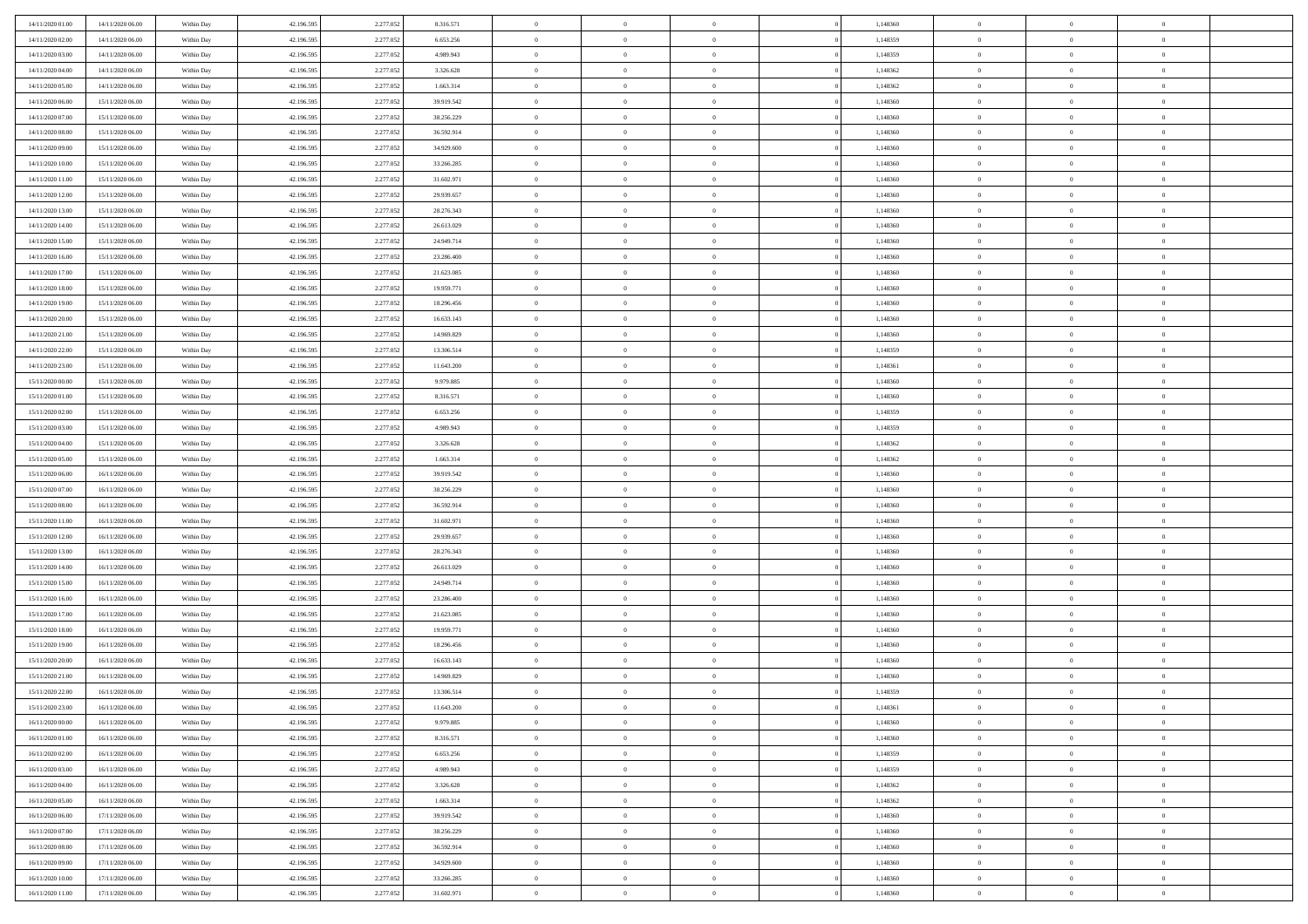| | | | | | | | | | | | | | | |
|---|---|---|---|---|---|---|---|---|---|---|---|---|---|---|
| 14/11/2020 01:00 | 14/11/2020 06:00 | Within Day | 42.196.595 | 2.277.052 | 8.316.571 | 0 | 0 | 0 | | 1,148360 | 0 | 0 | 0 | |
| 14/11/2020 02:00 | 14/11/2020 06:00 | Within Day | 42.196.595 | 2.277.052 | 6.653.256 | 0 | 0 | 0 | | 1,148359 | 0 | 0 | 0 | |
| 14/11/2020 03:00 | 14/11/2020 06:00 | Within Day | 42.196.595 | 2.277.052 | 4.989.943 | 0 | 0 | 0 | | 1,148359 | 0 | 0 | 0 | |
| 14/11/2020 04:00 | 14/11/2020 06:00 | Within Day | 42.196.595 | 2.277.052 | 3.326.628 | 0 | 0 | 0 | | 1,148362 | 0 | 0 | 0 | |
| 14/11/2020 05:00 | 14/11/2020 06:00 | Within Day | 42.196.595 | 2.277.052 | 1.663.314 | 0 | 0 | 0 | | 1,148362 | 0 | 0 | 0 | |
| 14/11/2020 06:00 | 15/11/2020 06:00 | Within Day | 42.196.595 | 2.277.052 | 39.919.542 | 0 | 0 | 0 | | 1,148360 | 0 | 0 | 0 | |
| 14/11/2020 07:00 | 15/11/2020 06:00 | Within Day | 42.196.595 | 2.277.052 | 38.256.229 | 0 | 0 | 0 | | 1,148360 | 0 | 0 | 0 | |
| 14/11/2020 08:00 | 15/11/2020 06:00 | Within Day | 42.196.595 | 2.277.052 | 36.592.914 | 0 | 0 | 0 | | 1,148360 | 0 | 0 | 0 | |
| 14/11/2020 09:00 | 15/11/2020 06:00 | Within Day | 42.196.595 | 2.277.052 | 34.929.600 | 0 | 0 | 0 | | 1,148360 | 0 | 0 | 0 | |
| 14/11/2020 10:00 | 15/11/2020 06:00 | Within Day | 42.196.595 | 2.277.052 | 33.266.285 | 0 | 0 | 0 | | 1,148360 | 0 | 0 | 0 | |
| 14/11/2020 11:00 | 15/11/2020 06:00 | Within Day | 42.196.595 | 2.277.052 | 31.602.971 | 0 | 0 | 0 | | 1,148360 | 0 | 0 | 0 | |
| 14/11/2020 12:00 | 15/11/2020 06:00 | Within Day | 42.196.595 | 2.277.052 | 29.939.657 | 0 | 0 | 0 | | 1,148360 | 0 | 0 | 0 | |
| 14/11/2020 13:00 | 15/11/2020 06:00 | Within Day | 42.196.595 | 2.277.052 | 28.276.343 | 0 | 0 | 0 | | 1,148360 | 0 | 0 | 0 | |
| 14/11/2020 14:00 | 15/11/2020 06:00 | Within Day | 42.196.595 | 2.277.052 | 26.613.029 | 0 | 0 | 0 | | 1,148360 | 0 | 0 | 0 | |
| 14/11/2020 15:00 | 15/11/2020 06:00 | Within Day | 42.196.595 | 2.277.052 | 24.949.714 | 0 | 0 | 0 | | 1,148360 | 0 | 0 | 0 | |
| 14/11/2020 16:00 | 15/11/2020 06:00 | Within Day | 42.196.595 | 2.277.052 | 23.286.400 | 0 | 0 | 0 | | 1,148360 | 0 | 0 | 0 | |
| 14/11/2020 17:00 | 15/11/2020 06:00 | Within Day | 42.196.595 | 2.277.052 | 21.623.085 | 0 | 0 | 0 | | 1,148360 | 0 | 0 | 0 | |
| 14/11/2020 18:00 | 15/11/2020 06:00 | Within Day | 42.196.595 | 2.277.052 | 19.959.771 | 0 | 0 | 0 | | 1,148360 | 0 | 0 | 0 | |
| 14/11/2020 19:00 | 15/11/2020 06:00 | Within Day | 42.196.595 | 2.277.052 | 18.296.456 | 0 | 0 | 0 | | 1,148360 | 0 | 0 | 0 | |
| 14/11/2020 20:00 | 15/11/2020 06:00 | Within Day | 42.196.595 | 2.277.052 | 16.633.143 | 0 | 0 | 0 | | 1,148360 | 0 | 0 | 0 | |
| 14/11/2020 21:00 | 15/11/2020 06:00 | Within Day | 42.196.595 | 2.277.052 | 14.969.829 | 0 | 0 | 0 | | 1,148360 | 0 | 0 | 0 | |
| 14/11/2020 22:00 | 15/11/2020 06:00 | Within Day | 42.196.595 | 2.277.052 | 13.306.514 | 0 | 0 | 0 | | 1,148359 | 0 | 0 | 0 | |
| 14/11/2020 23:00 | 15/11/2020 06:00 | Within Day | 42.196.595 | 2.277.052 | 11.643.200 | 0 | 0 | 0 | | 1,148361 | 0 | 0 | 0 | |
| 15/11/2020 00:00 | 15/11/2020 06:00 | Within Day | 42.196.595 | 2.277.052 | 9.979.885 | 0 | 0 | 0 | | 1,148360 | 0 | 0 | 0 | |
| 15/11/2020 01:00 | 15/11/2020 06:00 | Within Day | 42.196.595 | 2.277.052 | 8.316.571 | 0 | 0 | 0 | | 1,148360 | 0 | 0 | 0 | |
| 15/11/2020 02:00 | 15/11/2020 06:00 | Within Day | 42.196.595 | 2.277.052 | 6.653.256 | 0 | 0 | 0 | | 1,148359 | 0 | 0 | 0 | |
| 15/11/2020 03:00 | 15/11/2020 06:00 | Within Day | 42.196.595 | 2.277.052 | 4.989.943 | 0 | 0 | 0 | | 1,148359 | 0 | 0 | 0 | |
| 15/11/2020 04:00 | 15/11/2020 06:00 | Within Day | 42.196.595 | 2.277.052 | 3.326.628 | 0 | 0 | 0 | | 1,148362 | 0 | 0 | 0 | |
| 15/11/2020 05:00 | 15/11/2020 06:00 | Within Day | 42.196.595 | 2.277.052 | 1.663.314 | 0 | 0 | 0 | | 1,148362 | 0 | 0 | 0 | |
| 15/11/2020 06:00 | 16/11/2020 06:00 | Within Day | 42.196.595 | 2.277.052 | 39.919.542 | 0 | 0 | 0 | | 1,148360 | 0 | 0 | 0 | |
| 15/11/2020 07:00 | 16/11/2020 06:00 | Within Day | 42.196.595 | 2.277.052 | 38.256.229 | 0 | 0 | 0 | | 1,148360 | 0 | 0 | 0 | |
| 15/11/2020 08:00 | 16/11/2020 06:00 | Within Day | 42.196.595 | 2.277.052 | 36.592.914 | 0 | 0 | 0 | | 1,148360 | 0 | 0 | 0 | |
| 15/11/2020 11:00 | 16/11/2020 06:00 | Within Day | 42.196.595 | 2.277.052 | 31.602.971 | 0 | 0 | 0 | | 1,148360 | 0 | 0 | 0 | |
| 15/11/2020 12:00 | 16/11/2020 06:00 | Within Day | 42.196.595 | 2.277.052 | 29.939.657 | 0 | 0 | 0 | | 1,148360 | 0 | 0 | 0 | |
| 15/11/2020 13:00 | 16/11/2020 06:00 | Within Day | 42.196.595 | 2.277.052 | 28.276.343 | 0 | 0 | 0 | | 1,148360 | 0 | 0 | 0 | |
| 15/11/2020 14:00 | 16/11/2020 06:00 | Within Day | 42.196.595 | 2.277.052 | 26.613.029 | 0 | 0 | 0 | | 1,148360 | 0 | 0 | 0 | |
| 15/11/2020 15:00 | 16/11/2020 06:00 | Within Day | 42.196.595 | 2.277.052 | 24.949.714 | 0 | 0 | 0 | | 1,148360 | 0 | 0 | 0 | |
| 15/11/2020 16:00 | 16/11/2020 06:00 | Within Day | 42.196.595 | 2.277.052 | 23.286.400 | 0 | 0 | 0 | | 1,148360 | 0 | 0 | 0 | |
| 15/11/2020 17:00 | 16/11/2020 06:00 | Within Day | 42.196.595 | 2.277.052 | 21.623.085 | 0 | 0 | 0 | | 1,148360 | 0 | 0 | 0 | |
| 15/11/2020 18:00 | 16/11/2020 06:00 | Within Day | 42.196.595 | 2.277.052 | 19.959.771 | 0 | 0 | 0 | | 1,148360 | 0 | 0 | 0 | |
| 15/11/2020 19:00 | 16/11/2020 06:00 | Within Day | 42.196.595 | 2.277.052 | 18.296.456 | 0 | 0 | 0 | | 1,148360 | 0 | 0 | 0 | |
| 15/11/2020 20:00 | 16/11/2020 06:00 | Within Day | 42.196.595 | 2.277.052 | 16.633.143 | 0 | 0 | 0 | | 1,148360 | 0 | 0 | 0 | |
| 15/11/2020 21:00 | 16/11/2020 06:00 | Within Day | 42.196.595 | 2.277.052 | 14.969.829 | 0 | 0 | 0 | | 1,148360 | 0 | 0 | 0 | |
| 15/11/2020 22:00 | 16/11/2020 06:00 | Within Day | 42.196.595 | 2.277.052 | 13.306.514 | 0 | 0 | 0 | | 1,148359 | 0 | 0 | 0 | |
| 15/11/2020 23:00 | 16/11/2020 06:00 | Within Day | 42.196.595 | 2.277.052 | 11.643.200 | 0 | 0 | 0 | | 1,148361 | 0 | 0 | 0 | |
| 16/11/2020 00:00 | 16/11/2020 06:00 | Within Day | 42.196.595 | 2.277.052 | 9.979.885 | 0 | 0 | 0 | | 1,148360 | 0 | 0 | 0 | |
| 16/11/2020 01:00 | 16/11/2020 06:00 | Within Day | 42.196.595 | 2.277.052 | 8.316.571 | 0 | 0 | 0 | | 1,148360 | 0 | 0 | 0 | |
| 16/11/2020 02:00 | 16/11/2020 06:00 | Within Day | 42.196.595 | 2.277.052 | 6.653.256 | 0 | 0 | 0 | | 1,148359 | 0 | 0 | 0 | |
| 16/11/2020 03:00 | 16/11/2020 06:00 | Within Day | 42.196.595 | 2.277.052 | 4.989.943 | 0 | 0 | 0 | | 1,148359 | 0 | 0 | 0 | |
| 16/11/2020 04:00 | 16/11/2020 06:00 | Within Day | 42.196.595 | 2.277.052 | 3.326.628 | 0 | 0 | 0 | | 1,148362 | 0 | 0 | 0 | |
| 16/11/2020 05:00 | 16/11/2020 06:00 | Within Day | 42.196.595 | 2.277.052 | 1.663.314 | 0 | 0 | 0 | | 1,148362 | 0 | 0 | 0 | |
| 16/11/2020 06:00 | 17/11/2020 06:00 | Within Day | 42.196.595 | 2.277.052 | 39.919.542 | 0 | 0 | 0 | | 1,148360 | 0 | 0 | 0 | |
| 16/11/2020 07:00 | 17/11/2020 06:00 | Within Day | 42.196.595 | 2.277.052 | 38.256.229 | 0 | 0 | 0 | | 1,148360 | 0 | 0 | 0 | |
| 16/11/2020 08:00 | 17/11/2020 06:00 | Within Day | 42.196.595 | 2.277.052 | 36.592.914 | 0 | 0 | 0 | | 1,148360 | 0 | 0 | 0 | |
| 16/11/2020 09:00 | 17/11/2020 06:00 | Within Day | 42.196.595 | 2.277.052 | 34.929.600 | 0 | 0 | 0 | | 1,148360 | 0 | 0 | 0 | |
| 16/11/2020 10:00 | 17/11/2020 06:00 | Within Day | 42.196.595 | 2.277.052 | 33.266.285 | 0 | 0 | 0 | | 1,148360 | 0 | 0 | 0 | |
| 16/11/2020 11:00 | 17/11/2020 06:00 | Within Day | 42.196.595 | 2.277.052 | 31.602.971 | 0 | 0 | 0 | | 1,148360 | 0 | 0 | 0 | |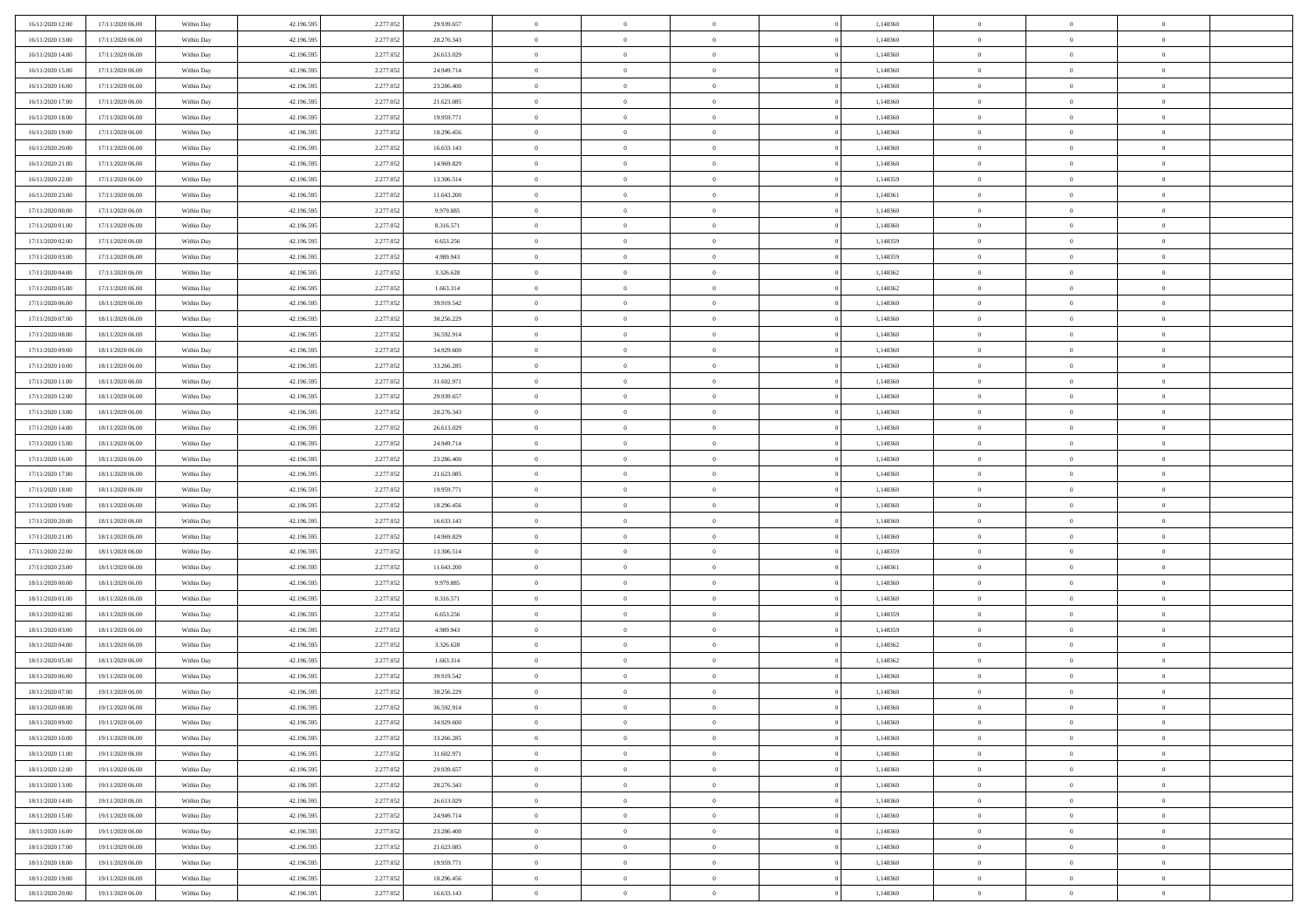| 16/11/2020 12:00 | 17/11/2020 06:00 | Within Day | 42.196.595 | 2.277.052 | 29.939.657 | 0 | 0 | 0 | 0 | 1,148360 | 0 | 0 | 0 | |
|---|---|---|---|---|---|---|---|---|---|---|---|---|---|---|
| 16/11/2020 13:00 | 17/11/2020 06:00 | Within Day | 42.196.595 | 2.277.052 | 28.276.343 | 0 | 0 | 0 | 0 | 1,148360 | 0 | 0 | 0 | |
| 16/11/2020 14:00 | 17/11/2020 06:00 | Within Day | 42.196.595 | 2.277.052 | 26.613.029 | 0 | 0 | 0 | 0 | 1,148360 | 0 | 0 | 0 | |
| 16/11/2020 15:00 | 17/11/2020 06:00 | Within Day | 42.196.595 | 2.277.052 | 24.949.714 | 0 | 0 | 0 | 0 | 1,148360 | 0 | 0 | 0 | |
| 16/11/2020 16:00 | 17/11/2020 06:00 | Within Day | 42.196.595 | 2.277.052 | 23.286.400 | 0 | 0 | 0 | 0 | 1,148360 | 0 | 0 | 0 | |
| 16/11/2020 17:00 | 17/11/2020 06:00 | Within Day | 42.196.595 | 2.277.052 | 21.623.085 | 0 | 0 | 0 | 0 | 1,148360 | 0 | 0 | 0 | |
| 16/11/2020 18:00 | 17/11/2020 06:00 | Within Day | 42.196.595 | 2.277.052 | 19.959.771 | 0 | 0 | 0 | 0 | 1,148360 | 0 | 0 | 0 | |
| 16/11/2020 19:00 | 17/11/2020 06:00 | Within Day | 42.196.595 | 2.277.052 | 18.296.456 | 0 | 0 | 0 | 0 | 1,148360 | 0 | 0 | 0 | |
| 16/11/2020 20:00 | 17/11/2020 06:00 | Within Day | 42.196.595 | 2.277.052 | 16.633.143 | 0 | 0 | 0 | 0 | 1,148360 | 0 | 0 | 0 | |
| 16/11/2020 21:00 | 17/11/2020 06:00 | Within Day | 42.196.595 | 2.277.052 | 14.969.829 | 0 | 0 | 0 | 0 | 1,148360 | 0 | 0 | 0 | |
| 16/11/2020 22:00 | 17/11/2020 06:00 | Within Day | 42.196.595 | 2.277.052 | 13.306.514 | 0 | 0 | 0 | 0 | 1,148359 | 0 | 0 | 0 | |
| 16/11/2020 23:00 | 17/11/2020 06:00 | Within Day | 42.196.595 | 2.277.052 | 11.643.200 | 0 | 0 | 0 | 0 | 1,148361 | 0 | 0 | 0 | |
| 17/11/2020 00:00 | 17/11/2020 06:00 | Within Day | 42.196.595 | 2.277.052 | 9.979.885 | 0 | 0 | 0 | 0 | 1,148360 | 0 | 0 | 0 | |
| 17/11/2020 01:00 | 17/11/2020 06:00 | Within Day | 42.196.595 | 2.277.052 | 8.316.571 | 0 | 0 | 0 | 0 | 1,148360 | 0 | 0 | 0 | |
| 17/11/2020 02:00 | 17/11/2020 06:00 | Within Day | 42.196.595 | 2.277.052 | 6.653.256 | 0 | 0 | 0 | 0 | 1,148359 | 0 | 0 | 0 | |
| 17/11/2020 03:00 | 17/11/2020 06:00 | Within Day | 42.196.595 | 2.277.052 | 4.989.943 | 0 | 0 | 0 | 0 | 1,148359 | 0 | 0 | 0 | |
| 17/11/2020 04:00 | 17/11/2020 06:00 | Within Day | 42.196.595 | 2.277.052 | 3.326.628 | 0 | 0 | 0 | 0 | 1,148362 | 0 | 0 | 0 | |
| 17/11/2020 05:00 | 17/11/2020 06:00 | Within Day | 42.196.595 | 2.277.052 | 1.663.314 | 0 | 0 | 0 | 0 | 1,148362 | 0 | 0 | 0 | |
| 17/11/2020 06:00 | 18/11/2020 06:00 | Within Day | 42.196.595 | 2.277.052 | 39.919.542 | 0 | 0 | 0 | 0 | 1,148360 | 0 | 0 | 0 | |
| 17/11/2020 07:00 | 18/11/2020 06:00 | Within Day | 42.196.595 | 2.277.052 | 38.256.229 | 0 | 0 | 0 | 0 | 1,148360 | 0 | 0 | 0 | |
| 17/11/2020 08:00 | 18/11/2020 06:00 | Within Day | 42.196.595 | 2.277.052 | 36.592.914 | 0 | 0 | 0 | 0 | 1,148360 | 0 | 0 | 0 | |
| 17/11/2020 09:00 | 18/11/2020 06:00 | Within Day | 42.196.595 | 2.277.052 | 34.929.600 | 0 | 0 | 0 | 0 | 1,148360 | 0 | 0 | 0 | |
| 17/11/2020 10:00 | 18/11/2020 06:00 | Within Day | 42.196.595 | 2.277.052 | 33.266.285 | 0 | 0 | 0 | 0 | 1,148360 | 0 | 0 | 0 | |
| 17/11/2020 11:00 | 18/11/2020 06:00 | Within Day | 42.196.595 | 2.277.052 | 31.602.971 | 0 | 0 | 0 | 0 | 1,148360 | 0 | 0 | 0 | |
| 17/11/2020 12:00 | 18/11/2020 06:00 | Within Day | 42.196.595 | 2.277.052 | 29.939.657 | 0 | 0 | 0 | 0 | 1,148360 | 0 | 0 | 0 | |
| 17/11/2020 13:00 | 18/11/2020 06:00 | Within Day | 42.196.595 | 2.277.052 | 28.276.343 | 0 | 0 | 0 | 0 | 1,148360 | 0 | 0 | 0 | |
| 17/11/2020 14:00 | 18/11/2020 06:00 | Within Day | 42.196.595 | 2.277.052 | 26.613.029 | 0 | 0 | 0 | 0 | 1,148360 | 0 | 0 | 0 | |
| 17/11/2020 15:00 | 18/11/2020 06:00 | Within Day | 42.196.595 | 2.277.052 | 24.949.714 | 0 | 0 | 0 | 0 | 1,148360 | 0 | 0 | 0 | |
| 17/11/2020 16:00 | 18/11/2020 06:00 | Within Day | 42.196.595 | 2.277.052 | 23.286.400 | 0 | 0 | 0 | 0 | 1,148360 | 0 | 0 | 0 | |
| 17/11/2020 17:00 | 18/11/2020 06:00 | Within Day | 42.196.595 | 2.277.052 | 21.623.085 | 0 | 0 | 0 | 0 | 1,148360 | 0 | 0 | 0 | |
| 17/11/2020 18:00 | 18/11/2020 06:00 | Within Day | 42.196.595 | 2.277.052 | 19.959.771 | 0 | 0 | 0 | 0 | 1,148360 | 0 | 0 | 0 | |
| 17/11/2020 19:00 | 18/11/2020 06:00 | Within Day | 42.196.595 | 2.277.052 | 18.296.456 | 0 | 0 | 0 | 0 | 1,148360 | 0 | 0 | 0 | |
| 17/11/2020 20:00 | 18/11/2020 06:00 | Within Day | 42.196.595 | 2.277.052 | 16.633.143 | 0 | 0 | 0 | 0 | 1,148360 | 0 | 0 | 0 | |
| 17/11/2020 21:00 | 18/11/2020 06:00 | Within Day | 42.196.595 | 2.277.052 | 14.969.829 | 0 | 0 | 0 | 0 | 1,148360 | 0 | 0 | 0 | |
| 17/11/2020 22:00 | 18/11/2020 06:00 | Within Day | 42.196.595 | 2.277.052 | 13.306.514 | 0 | 0 | 0 | 0 | 1,148359 | 0 | 0 | 0 | |
| 17/11/2020 23:00 | 18/11/2020 06:00 | Within Day | 42.196.595 | 2.277.052 | 11.643.200 | 0 | 0 | 0 | 0 | 1,148361 | 0 | 0 | 0 | |
| 18/11/2020 00:00 | 18/11/2020 06:00 | Within Day | 42.196.595 | 2.277.052 | 9.979.885 | 0 | 0 | 0 | 0 | 1,148360 | 0 | 0 | 0 | |
| 18/11/2020 01:00 | 18/11/2020 06:00 | Within Day | 42.196.595 | 2.277.052 | 8.316.571 | 0 | 0 | 0 | 0 | 1,148360 | 0 | 0 | 0 | |
| 18/11/2020 02:00 | 18/11/2020 06:00 | Within Day | 42.196.595 | 2.277.052 | 6.653.256 | 0 | 0 | 0 | 0 | 1,148359 | 0 | 0 | 0 | |
| 18/11/2020 03:00 | 18/11/2020 06:00 | Within Day | 42.196.595 | 2.277.052 | 4.989.943 | 0 | 0 | 0 | 0 | 1,148359 | 0 | 0 | 0 | |
| 18/11/2020 04:00 | 18/11/2020 06:00 | Within Day | 42.196.595 | 2.277.052 | 3.326.628 | 0 | 0 | 0 | 0 | 1,148362 | 0 | 0 | 0 | |
| 18/11/2020 05:00 | 18/11/2020 06:00 | Within Day | 42.196.595 | 2.277.052 | 1.663.314 | 0 | 0 | 0 | 0 | 1,148362 | 0 | 0 | 0 | |
| 18/11/2020 06:00 | 19/11/2020 06:00 | Within Day | 42.196.595 | 2.277.052 | 39.919.542 | 0 | 0 | 0 | 0 | 1,148360 | 0 | 0 | 0 | |
| 18/11/2020 07:00 | 19/11/2020 06:00 | Within Day | 42.196.595 | 2.277.052 | 38.256.229 | 0 | 0 | 0 | 0 | 1,148360 | 0 | 0 | 0 | |
| 18/11/2020 08:00 | 19/11/2020 06:00 | Within Day | 42.196.595 | 2.277.052 | 36.592.914 | 0 | 0 | 0 | 0 | 1,148360 | 0 | 0 | 0 | |
| 18/11/2020 09:00 | 19/11/2020 06:00 | Within Day | 42.196.595 | 2.277.052 | 34.929.600 | 0 | 0 | 0 | 0 | 1,148360 | 0 | 0 | 0 | |
| 18/11/2020 10:00 | 19/11/2020 06:00 | Within Day | 42.196.595 | 2.277.052 | 33.266.285 | 0 | 0 | 0 | 0 | 1,148360 | 0 | 0 | 0 | |
| 18/11/2020 11:00 | 19/11/2020 06:00 | Within Day | 42.196.595 | 2.277.052 | 31.602.971 | 0 | 0 | 0 | 0 | 1,148360 | 0 | 0 | 0 | |
| 18/11/2020 12:00 | 19/11/2020 06:00 | Within Day | 42.196.595 | 2.277.052 | 29.939.657 | 0 | 0 | 0 | 0 | 1,148360 | 0 | 0 | 0 | |
| 18/11/2020 13:00 | 19/11/2020 06:00 | Within Day | 42.196.595 | 2.277.052 | 28.276.343 | 0 | 0 | 0 | 0 | 1,148360 | 0 | 0 | 0 | |
| 18/11/2020 14:00 | 19/11/2020 06:00 | Within Day | 42.196.595 | 2.277.052 | 26.613.029 | 0 | 0 | 0 | 0 | 1,148360 | 0 | 0 | 0 | |
| 18/11/2020 15:00 | 19/11/2020 06:00 | Within Day | 42.196.595 | 2.277.052 | 24.949.714 | 0 | 0 | 0 | 0 | 1,148360 | 0 | 0 | 0 | |
| 18/11/2020 16:00 | 19/11/2020 06:00 | Within Day | 42.196.595 | 2.277.052 | 23.286.400 | 0 | 0 | 0 | 0 | 1,148360 | 0 | 0 | 0 | |
| 18/11/2020 17:00 | 19/11/2020 06:00 | Within Day | 42.196.595 | 2.277.052 | 21.623.085 | 0 | 0 | 0 | 0 | 1,148360 | 0 | 0 | 0 | |
| 18/11/2020 18:00 | 19/11/2020 06:00 | Within Day | 42.196.595 | 2.277.052 | 19.959.771 | 0 | 0 | 0 | 0 | 1,148360 | 0 | 0 | 0 | |
| 18/11/2020 19:00 | 19/11/2020 06:00 | Within Day | 42.196.595 | 2.277.052 | 18.296.456 | 0 | 0 | 0 | 0 | 1,148360 | 0 | 0 | 0 | |
| 18/11/2020 20:00 | 19/11/2020 06:00 | Within Day | 42.196.595 | 2.277.052 | 16.633.143 | 0 | 0 | 0 | 0 | 1,148360 | 0 | 0 | 0 | |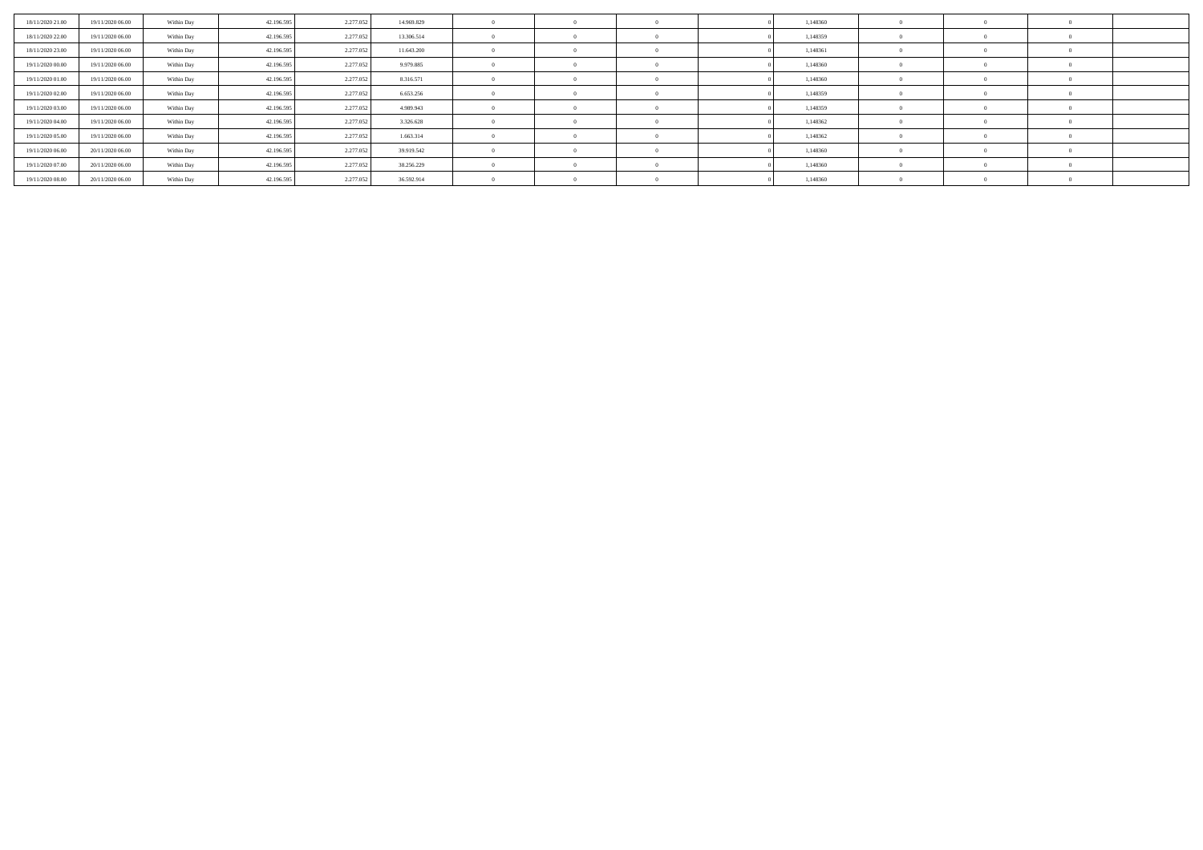| | | | | | | | | | | | | | | | |
|---|---|---|---|---|---|---|---|---|---|---|---|---|---|---|---|
| 18/11/2020 21.00 | 19/11/2020 06.00 | Within Day | 42.196.595 | 2.277.052 | 14.969.829 | 0 | 0 | 0 | | 0 | 1,148360 | 0 | 0 | 0 | |
| 18/11/2020 22.00 | 19/11/2020 06.00 | Within Day | 42.196.595 | 2.277.052 | 13.306.514 | 0 | 0 | 0 | | 0 | 1,148359 | 0 | 0 | 0 | |
| 18/11/2020 23.00 | 19/11/2020 06.00 | Within Day | 42.196.595 | 2.277.052 | 11.643.200 | 0 | 0 | 0 | | 0 | 1,148361 | 0 | 0 | 0 | |
| 19/11/2020 00.00 | 19/11/2020 06.00 | Within Day | 42.196.595 | 2.277.052 | 9.979.885 | 0 | 0 | 0 | | 0 | 1,148360 | 0 | 0 | 0 | |
| 19/11/2020 01.00 | 19/11/2020 06.00 | Within Day | 42.196.595 | 2.277.052 | 8.316.571 | 0 | 0 | 0 | | 0 | 1,148360 | 0 | 0 | 0 | |
| 19/11/2020 02.00 | 19/11/2020 06.00 | Within Day | 42.196.595 | 2.277.052 | 6.653.256 | 0 | 0 | 0 | | 0 | 1,148359 | 0 | 0 | 0 | |
| 19/11/2020 03.00 | 19/11/2020 06.00 | Within Day | 42.196.595 | 2.277.052 | 4.989.943 | 0 | 0 | 0 | | 0 | 1,148359 | 0 | 0 | 0 | |
| 19/11/2020 04.00 | 19/11/2020 06.00 | Within Day | 42.196.595 | 2.277.052 | 3.326.628 | 0 | 0 | 0 | | 0 | 1,148362 | 0 | 0 | 0 | |
| 19/11/2020 05.00 | 19/11/2020 06.00 | Within Day | 42.196.595 | 2.277.052 | 1.663.314 | 0 | 0 | 0 | | 0 | 1,148362 | 0 | 0 | 0 | |
| 19/11/2020 06.00 | 20/11/2020 06.00 | Within Day | 42.196.595 | 2.277.052 | 39.919.542 | 0 | 0 | 0 | | 0 | 1,148360 | 0 | 0 | 0 | |
| 19/11/2020 07.00 | 20/11/2020 06.00 | Within Day | 42.196.595 | 2.277.052 | 38.256.229 | 0 | 0 | 0 | | 0 | 1,148360 | 0 | 0 | 0 | |
| 19/11/2020 08.00 | 20/11/2020 06.00 | Within Day | 42.196.595 | 2.277.052 | 36.592.914 | 0 | 0 | 0 | | 0 | 1,148360 | 0 | 0 | 0 | |